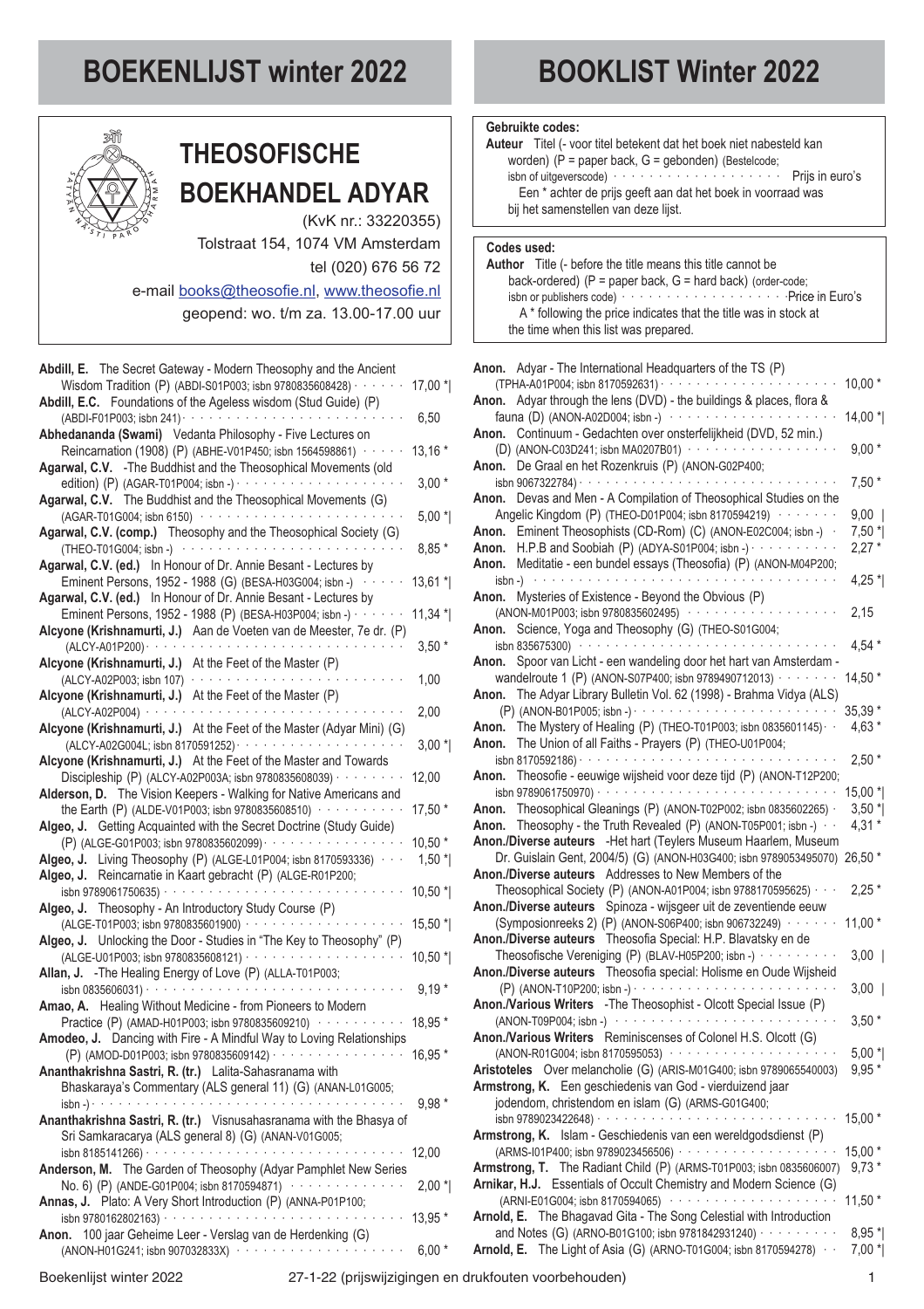# BOEKENLIJST winter 2022

# BOOKLIST Winter 2022

## THEOSOFISCHE BOEKHANDEL ADYAR

(KvK nr.: 33220355)
Tolstraat 154, 1074 VM Amsterdam
tel (020) 676 56 72
e-mail books@theosofie.nl, www.theosofie.nl
geopend: wo. t/m za. 13.00-17.00 uur

**Gebruikte codes:**
**Auteur** Titel (- voor titel betekent dat het boek niet nabesteld kan worden) (P = paper back, G = gebonden) (Bestelcode; isbn of uitgeverscode) · · · Prijs in euro's
Een * achter de prijs geeft aan dat het boek in voorraad was bij het samenstellen van deze lijst.

**Codes used:**
**Author** Title (- before the title means this title cannot be back-ordered) (P = paper back, G = hard back) (order-code; isbn or publishers code) · · · Price in Euro's
A * following the price indicates that the title was in stock at the time when this list was prepared.

**Abdill, E.** The Secret Gateway - Modern Theosophy and the Ancient Wisdom Tradition (P) (ABDI-S01P003; isbn 9780835608428) · · · 17,00 *|
**Abdill, E.C.** Foundations of the Ageless wisdom (Stud Guide) (P) (ABDI-F01P003; isbn 241) · · · 6,50
**Abhedananda (Swami)** Vedanta Philosophy - Five Lectures on Reincarnation (1908) (P) (ABHE-V01P450; isbn 1564598861) · · · 13,16 *
**Agarwal, C.V.** -The Buddhist and the Theosophical Movements (old edition) (P) (AGAR-T01P004; isbn -) · · · 3,00 *
**Agarwal, C.V.** The Buddhist and the Theosophical Movements (G) (AGAR-T01G004; isbn 6150) · · · 5,00 *|
**Agarwal, C.V. (comp.)** Theosophy and the Theosophical Society (G) (THEO-T01G004; isbn -) · · · 8,85 *
**Agarwal, C.V. (ed.)** In Honour of Dr. Annie Besant - Lectures by Eminent Persons, 1952 - 1988 (G) (BESA-H03G004; isbn -) · · · 13,61 *|
**Agarwal, C.V. (ed.)** In Honour of Dr. Annie Besant - Lectures by Eminent Persons, 1952 - 1988 (P) (BESA-H03P004; isbn -) · · · 11,34 *|
**Alcyone (Krishnamurti, J.)** Aan de Voeten van de Meester, 7e dr. (P) (ALCY-A01P200) · · · 3,50 *
**Alcyone (Krishnamurti, J.)** At the Feet of the Master (P) (ALCY-A02P003; isbn 107) · · · 1,00
**Alcyone (Krishnamurti, J.)** At the Feet of the Master (P) (ALCY-A02P004) · · · 2,00
**Alcyone (Krishnamurti, J.)** At the Feet of the Master (Adyar Mini) (G) (ALCY-A02G004L; isbn 8170591252) · · · 3,00 *|
**Alcyone (Krishnamurti, J.)** At the Feet of the Master and Towards Discipleship (P) (ALCY-A02P003A; isbn 9780835608039) · · · 12,00
**Alderson, D.** The Vision Keepers - Walking for Native Americans and the Earth (P) (ALDE-V01P003; isbn 9780835608510) · · · 17,50 *
**Algeo, J.** Getting Acquainted with the Secret Doctrine (Study Guide) (P) (ALGE-G01P003; isbn 9780835602099) · · · 10,50 *
**Algeo, J.** Living Theosophy (P) (ALGE-L01P004; isbn 8170593336) · · · 1,50 *|
**Algeo, J.** Reincarnatie in Kaart gebracht (P) (ALGE-R01P200; isbn 9789061750635) · · · 10,50 *|
**Algeo, J.** Theosophy - An Introductory Study Course (P) (ALGE-T01P003; isbn 9780835601900) · · · 15,50 *|
**Algeo, J.** Unlocking the Door - Studies in "The Key to Theosophy" (P) (ALGE-U01P003; isbn 9780835608121) · · · 10,50 *|
**Allan, J.** -The Healing Energy of Love (P) (ALLA-T01P003; isbn 0835606031) · · · 9,19 *
**Amao, A.** Healing Without Medicine - from Pioneers to Modern Practice (P) (AMAD-H01P003; isbn 9780835609210) · · · 18,95 *
**Amodeo, J.** Dancing with Fire - A Mindful Way to Loving Relationships (P) (AMOD-D01P003; isbn 9780835609142) · · · 16,95 *
**Ananthakrishna Sastri, R. (tr.)** Lalita-Sahasranama with Bhaskaraya's Commentary (ALS general 11) (G) (ANAN-L01G005; isbn -) · · · 9,98 *
**Ananthakrishna Sastri, R. (tr.)** Visnusahasranama with the Bhasya of Sri Samkaracarya (ALS general 8) (G) (ANAN-V01G005; isbn 8185141266) · · · 12,00
**Anderson, M.** The Garden of Theosophy (Adyar Pamphlet New Series No. 6) (P) (ANDE-G01P004; isbn 8170594871) · · · 2,00 *|
**Annas, J.** Plato: A Very Short Introduction (P) (ANNA-P01P100; isbn 9780162802163) · · · 13,95 *
**Anon.** 100 jaar Geheime Leer - Verslag van de Herdenking (G) (ANON-H01G241; isbn 907032833X) · · · 6,00 *
**Anon.** Adyar - The International Headquarters of the TS (P) (TPHA-A01P004; isbn 8170592631) · · · 10,00 *
**Anon.** Adyar through the lens (DVD) - the buildings & places, flora & fauna (D) (ANON-A02D004; isbn -) · · · 14,00 *|
**Anon.** Continuum - Gedachten over onsterfelijkheid (DVD, 52 min.) (D) (ANON-C03D241; isbn MA0207B01) · · · 9,00 *
**Anon.** De Graal en het Rozenkruis (P) (ANON-G02P400; isbn 9067322784) · · · 7,50 *
**Anon.** Devas and Men - A Compilation of Theosophical Studies on the Angelic Kingdom (P) (THEO-D01P004; isbn 8170594219) · · · 9,00 |
**Anon.** Eminent Theosophists (CD-Rom) (C) (ANON-E02C004; isbn -) · · · 7,50 *|
**Anon.** H.P.B and Soobiah (P) (ADYA-S01P004; isbn -) · · · 2,27 *
**Anon.** Meditatie - een bundel essays (Theosofia) (P) (ANON-M04P200; isbn -) · · · 4,25 *|
**Anon.** Mysteries of Existence - Beyond the Obvious (P) (ANON-M01P003; isbn 9780835602495) · · · 2,15
**Anon.** Science, Yoga and Theosophy (G) (THEO-S01G004; isbn 835675300) · · · 4,54 *
**Anon.** Spoor van Licht - een wandeling door het hart van Amsterdam - wandelroute 1 (P) (ANON-S07P400; isbn 9789490712013) · · · 14,50 *
**Anon.** The Adyar Library Bulletin Vol. 62 (1998) - Brahma Vidya (ALS) (P) (ANON-B01P005; isbn -) · · · 35,39 *
**Anon.** The Mystery of Healing (P) (THEO-T01P003; isbn 0835601145) · · · 4,63 *
**Anon.** The Union of all Faiths - Prayers (P) (THEO-U01P004; isbn 8170592186) · · · 2,50 *
**Anon.** Theosofie - eeuwige wijsheid voor deze tijd (P) (ANON-T12P200; isbn 9789061750970) · · · 15,00 *|
**Anon.** Theosophical Gleanings (P) (ANON-T02P002; isbn 0835602265) · · · 3,50 *|
**Anon.** Theosophy - the Truth Revealed (P) (ANON-T05P001; isbn -) · · · 4,31 *
**Anon./Diverse auteurs** -Het hart (Teylers Museum Haarlem, Museum Dr. Guislain Gent, 2004/5) (G) (ANON-H03G400; isbn 9789053495070) · · · 26,50 *
**Anon./Diverse auteurs** Addresses to New Members of the Theosophical Society (P) (ANON-A01P004; isbn 9788170595625) · · · 2,25 *
**Anon./Diverse auteurs** Spinoza - wijsgeer uit de zeventiende eeuw (Symposionreeks 2) (P) (ANON-S06P400; isbn 906732249) · · · 11,00 *
**Anon./Diverse auteurs** Theosofia Special: H.P. Blavatsky en de Theosofische Vereniging (P) (BLAV-H05P200; isbn -) · · · 3,00 |
**Anon./Diverse auteurs** Theosofia special: Holisme en Oude Wijsheid (P) (ANON-T10P200; isbn -) · · · 3,00 |
**Anon./Various Writers** -The Theosophist - Olcott Special Issue (P) (ANON-T09P004; isbn -) · · · 3,50 *
**Anon./Various Writers** Reminiscenses of Colonel H.S. Olcott (G) (ANON-R01G004; isbn 8170595053) · · · 5,00 *|
**Aristoteles** Over melancholie (G) (ARIS-M01G400; isbn 9789065540003) · · · 9,95 *
**Armstrong, K.** Een geschiedenis van God - vierduizend jaar jodendom, christendom en islam (G) (ARMS-G01G400; isbn 9789023422648) · · · 15,00 *
**Armstrong, K.** Islam - Geschiedenis van een wereldgodsdienst (P) (ARMS-I01P400; isbn 9789023456506) · · · 15,00 *
**Armstrong, T.** The Radiant Child (P) (ARMS-T01P003; isbn 0835606007) · · · 9,73 *
**Arnikar, H.J.** Essentials of Occult Chemistry and Modern Science (G) (ARNI-E01G004; isbn 8170594065) · · · 11,50 *
**Arnold, E.** The Bhagavad Gita - The Song Celestial with Introduction and Notes (G) (ARNO-B01G100; isbn 9781842931240) · · · 8,95 *|
**Arnold, E.** The Light of Asia (G) (ARNO-T01G004; isbn 8170594278) · · · 7,00 *|

Boekenlijst winter 2022 — 27-1-22 (prijswijzigingen en drukfouten voorbehouden)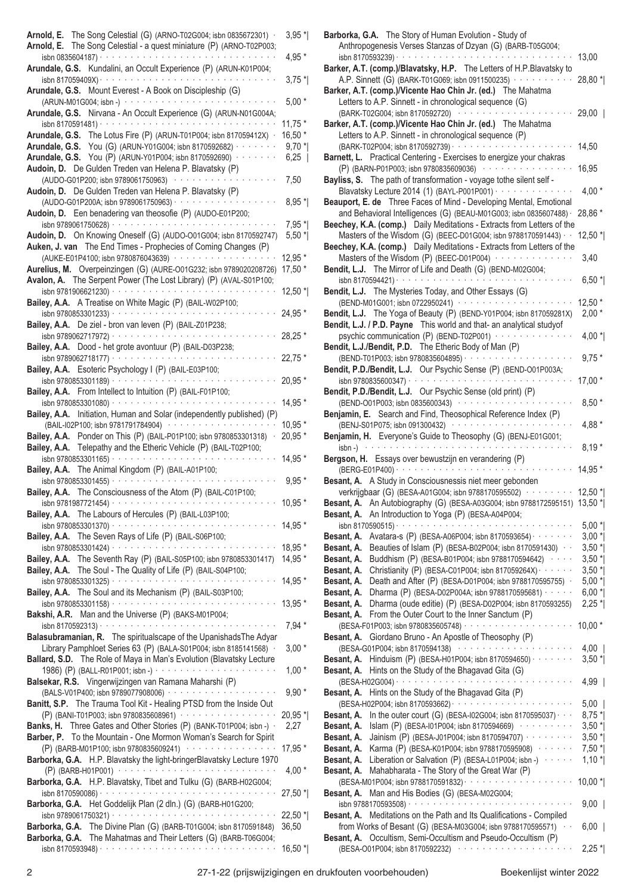**Arnold, E.** The Song Celestial (G) (ARNO-T02G004; isbn 0835672301) · 3,95 *|
**Arnold, E.** The Song Celestial - a quest miniature (P) (ARNO-T02P003; isbn 0835604187) · 4,95 *
**Arundale, G.S.** Kundalini, an Occult Experience (P) (ARUN-K01P004; isbn 817059409X) · 3,75 *|
**Arundale, G.S.** Mount Everest - A Book on Discipleship (G) (ARUN-M01G004; isbn -) · 5,00 *
**Arundale, G.S.** Nirvana - An Occult Experience (G) (ARUN-N01G004A; isbn 8170591481) · 11,75 *
**Arundale, G.S.** The Lotus Fire (P) (ARUN-T01P004; isbn 817059412X) · 16,50 *
**Arundale, G.S.** You (G) (ARUN-Y01G004; isbn 8170592682) · 9,70 *|
**Arundale, G.S.** You (P) (ARUN-Y01P004; isbn 8170592690) · 6,25 |
**Audoin, D.** De Gulden Treden van Helena P. Blavatsky (P) (AUDO-G01P200; isbn 9789061750963) · 7,50
**Audoin, D.** De Gulden Treden van Helena P. Blavatsky (P) (AUDO-G01P200A; isbn 9789061750963) · 8,95 *|
**Audoin, D.** Een benadering van theosofie (P) (AUDO-E01P200; isbn 9789061750628) · 7,95 *|
**Audoin, D.** On Knowing Oneself (G) (AUDO-O01G004; isbn 8170592747) · 5,50 *|
**Auken, J. van** The End Times - Prophecies of Coming Changes (P) (AUKE-E01P4100; isbn 9780876043639) · 12,95 *
**Aurelius, M.** Overpeinzingen (G) (AURE-O01G232; isbn 9789020208726) · 17,50 *
**Avalon, A.** The Serpent Power (The Lost Library) (P) (AVAL-S01P100; isbn 9781906621230) · 12,50 *|
**Bailey, A.A.** A Treatise on White Magic (P) (BAIL-W02P100; isbn 9780853301233) · 24,95 *
**Bailey, A.A.** De ziel - bron van leven (P) (BAIL-Z01P238; isbn 9789062717972) · 28,25 *
**Bailey, A.A.** Dood - het grote avontuur (P) (BAIL-D03P238; isbn 9789062718177) · 22,75 *
**Bailey, A.A.** Esoteric Psychology I (P) (BAIL-E03P100; isbn 9780853301189) · 20,95 *
**Bailey, A.A.** From Intellect to Intuition (P) (BAIL-F01P100; isbn 9780853301080) · 14,95 *
**Bailey, A.A.** Initiation, Human and Solar (independently published) (P) (BAIL-I02P100; isbn 9781791784904) · 10,95 *
**Bailey, A.A.** Ponder on This (P) (BAIL-P01P100; isbn 9780853301318) · 20,95 *
**Bailey, A.A.** Telepathy and the Etheric Vehicle (P) (BAIL-T02P100; isbn 9780853301165) · 14,95 *
**Bailey, A.A.** The Animal Kingdom (P) (BAIL-A01P100; isbn 9780853301455) · 9,95 *
**Bailey, A.A.** The Consciousness of the Atom (P) (BAIL-C01P100; isbn 9781987721454) · 10,95 *
**Bailey, A.A.** The Labours of Hercules (P) (BAIL-L03P100; isbn 9780853301370) · 14,95 *
**Bailey, A.A.** The Seven Rays of Life (P) (BAIL-S06P100; isbn 9780853301424) · 18,95 *
**Bailey, A.A.** The Seventh Ray (P) (BAIL-S05P100; isbn 9780853301417) · 14,95 *
**Bailey, A.A.** The Soul - The Quality of Life (P) (BAIL-S04P100; isbn 9780853301325) · 14,95 *
**Bailey, A.A.** The Soul and its Mechanism (P) (BAIL-S03P100; isbn 9780853301158) · 13,95 *
**Bakshi, A.R.** Man and the Universe (P) (BAKS-M01P004; isbn 8170592313) · 7,94 *
**Balasubramanian, R.** The spiritualscape of the UpanishadsThe Adyar Library Pamphloet Series 63 (P) (BALA-S01P004; isbn 8185141568) · 3,00 *
**Ballard, S.D.** The Role of Maya in Man's Evolution (Blavatsky Lecture 1986) (P) (BALL-R01P001; isbn -) · 1,00 *
**Balsekar, R.S.** Vingerwijzingen van Ramana Maharshi (P) (BALS-V01P400; isbn 9789077908006) · 9,90 *
**Banitt, S.P.** The Trauma Tool Kit - Healing PTSD from the Inside Out (P) (BANI-T01P003; isbn 9780835608961) · 20,95 *|
**Banks, H.** Three Gates and Other Stories (P) (BANK-T01P004; isbn -) · 2,27
**Barber, P.** To the Mountain - One Mormon Woman's Search for Spirit (P) (BARB-M01P100; isbn 9780835609241) · 17,95 *
**Barborka, G.A.** H.P. Blavatsky the light-bringerBlavatsky Lecture 1970 (P) (BARB-H01P001) · 4,00 *
**Barborka, G.A.** H.P. Blavatsky, Tibet and Tulku (G) (BARB-H02G004; isbn 8170590086) · 27,50 *|
**Barborka, G.A.** Het Goddelijk Plan (2 dln.) (G) (BARB-H01G200; isbn 9789061750321) · 22,50 *|
**Barborka, G.A.** The Divine Plan (G) (BARB-T01G004; isbn 8170591848) · 36,50
**Barborka, G.A.** The Mahatmas and Their Letters (G) (BARB-T06G004; isbn 8170593948) · 16,50 *|
**Barborka, G.A.** The Story of Human Evolution - Study of Anthropogenesis Verses Stanzas of Dzyan (G) (BARB-T05G004; isbn 8170593239) · 13,00
**Barker, A.T. (comp.)/Blavatsky, H.P.** The Letters of H.P.Blavatsky to A.P. Sinnett (G) (BARK-T01G069; isbn 0911500235) · 28,80 *|
**Barker, A.T. (comp.)/Vicente Hao Chin Jr. (ed.)** The Mahatma Letters to A.P. Sinnett - in chronological sequence (G) (BARK-T02G004; isbn 8170592720) · 29,00 |
**Barker, A.T. (comp.)/Vicente Hao Chin Jr. (ed.)** The Mahatma Letters to A.P. Sinnett - in chronological sequence (P) (BARK-T02P004; isbn 8170592739) · 14,50
**Barnett, L.** Practical Centering - Exercises to energize your chakras (P) (BARN-P01P003; isbn 9780835609036) · 16,95
**Bayliss, S.** The path of transformation - voyage tothe silent self - Blavatsky Lecture 2014 (1) (BAYL-P001P001) · 4,00 *
**Beauport, E. de** Three Faces of Mind - Developing Mental, Emotional and Behavioral Intelligences (G) (BEAU-M01G003; isbn 0835607488) · 28,86 *
**Beechey, K.A. (comp.)** Daily Meditations - Extracts from Letters of the Masters of the Wisdom (G) (BEEC-D01G004; isbn 9788170591443) · 12,50 *|
**Beechey, K.A. (comp.)** Daily Meditations - Extracts from Letters of the Masters of the Wisdom (P) (BEEC-D01P004) · 3,40
**Bendit, L.J.** The Mirror of Life and Death (G) (BEND-M02G004; isbn 8170594421) · 6,50 *|
**Bendit, L.J.** The Mysteries Today, and Other Essays (G) (BEND-M01G001; isbn 0722950241) · 12,50 *
**Bendit, L.J.** The Yoga of Beauty (P) (BEND-Y01P004; isbn 817059281X) · 2,00 *
**Bendit, L.J. / P.D. Payne** This world and that- an analytical studyof psychic communication (P) (BEND-T02P001) · 4,00 *|
**Bendit, L.J./Bendit, P.D.** The Etheric Body of Man (P) (BEND-T01P003; isbn 9780835604895) · 9,75 *
**Bendit, P.D./Bendit, L.J.** Our Psychic Sense (P) (BEND-O01P003A; isbn 9780835600347) · 17,00 *
**Bendit, P.D./Bendit, L.J.** Our Psychic Sense (old print) (P) (BEND-O01P003; isbn 0835600343) · 8,50 *
**Benjamin, E.** Search and Find, Theosophical Reference Index (P) (BENJ-S01P075; isbn 091300432) · 4,88 *
**Benjamin, H.** Everyone's Guide to Theosophy (G) (BENJ-E01G001; isbn -) · 8,19 *
**Bergson, H.** Essays over bewustzijn en verandering (P) (BERG-E01P400) · 14,95 *
**Besant, A.** A Study in Consciousnessis niet meer gebonden verkrijgbaar (G) (BESA-A01G004; isbn 9788170595502) · 12,50 *|
**Besant, A.** An Autobiography (G) (BESA-A03G004; isbn 9788172595151) · 13,50 *|
**Besant, A.** An Introduction to Yoga (P) (BESA-A04P004; isbn 8170590515) · 5,00 *|
**Besant, A.** Avatara-s (P) (BESA-A06P004; isbn 8170593654) · 3,00 *|
**Besant, A.** Beauties of Islam (P) (BESA-B02P004; isbn 8170591430) · 3,50 *|
**Besant, A.** Buddhism (P) (BESA-B01P004; isbn 9788170594642) · 3,50 *|
**Besant, A.** Christianity (P) (BESA-C01P004; isbn 817059264X) · 3,50 *|
**Besant, A.** Death and After (P) (BESA-D01P004; isbn 9788170595755) · 5,00 *|
**Besant, A.** Dharma (P) (BESA-D02P004A; isbn 9788170595681) · 6,00 *|
**Besant, A.** Dharma (oude editie) (P) (BESA-D02P004; isbn 8170593255) · 2,25 *|
**Besant, A.** From the Outer Court to the Inner Sanctum (P) (BESA-F01P003; isbn 9780835605748) · 10,00 *
**Besant, A.** Giordano Bruno - An Apostle of Theosophy (P) (BESA-G01P004; isbn 8170594138) · 4,00 |
**Besant, A.** Hinduism (P) (BESA-H01P004; isbn 8170594650) · 3,50 *|
**Besant, A.** Hints on the Study of the Bhagavad Gita (G) (BESA-H02G004) · 4,99 |
**Besant, A.** Hints on the Study of the Bhagavad Gita (P) (BESA-H02P004; isbn 8170593662) · 5,00 |
**Besant, A.** In the outer court (G) (BESA-I02G004; isbn 8170595037) · 8,75 *|
**Besant, A.** Islam (P) (BESA-I01P004; isbn 8170594669) · 3,50 *|
**Besant, A.** Jainism (P) (BESA-J01P004; isbn 8170594707) · 3,50 *|
**Besant, A.** Karma (P) (BESA-K01P004; isbn 9788170595908) · 7,50 *|
**Besant, A.** Liberation or Salvation (P) (BESA-L01P004; isbn -) · 1,10 *|
**Besant, A.** Mahabharata - The Story of the Great War (P) (BESA-M01P004; isbn 9788170591832) · 10,00 *|
**Besant, A.** Man and His Bodies (G) (BESA-M02G004; isbn 9788170593508) · 9,00 |
**Besant, A.** Meditations on the Path and Its Qualifications - Compiled from Works of Besant (G) (BESA-M03G004; isbn 9788170595571) · 6,00 |
**Besant, A.** Occultism, Semi-Occultism and Pseudo-Occultism (P) (BESA-O01P004; isbn 8170592232) · 2,25 *|

27-1-22 (prijswijzigingen en drukfouten voorbehouden) — Boekenlijst winter 2022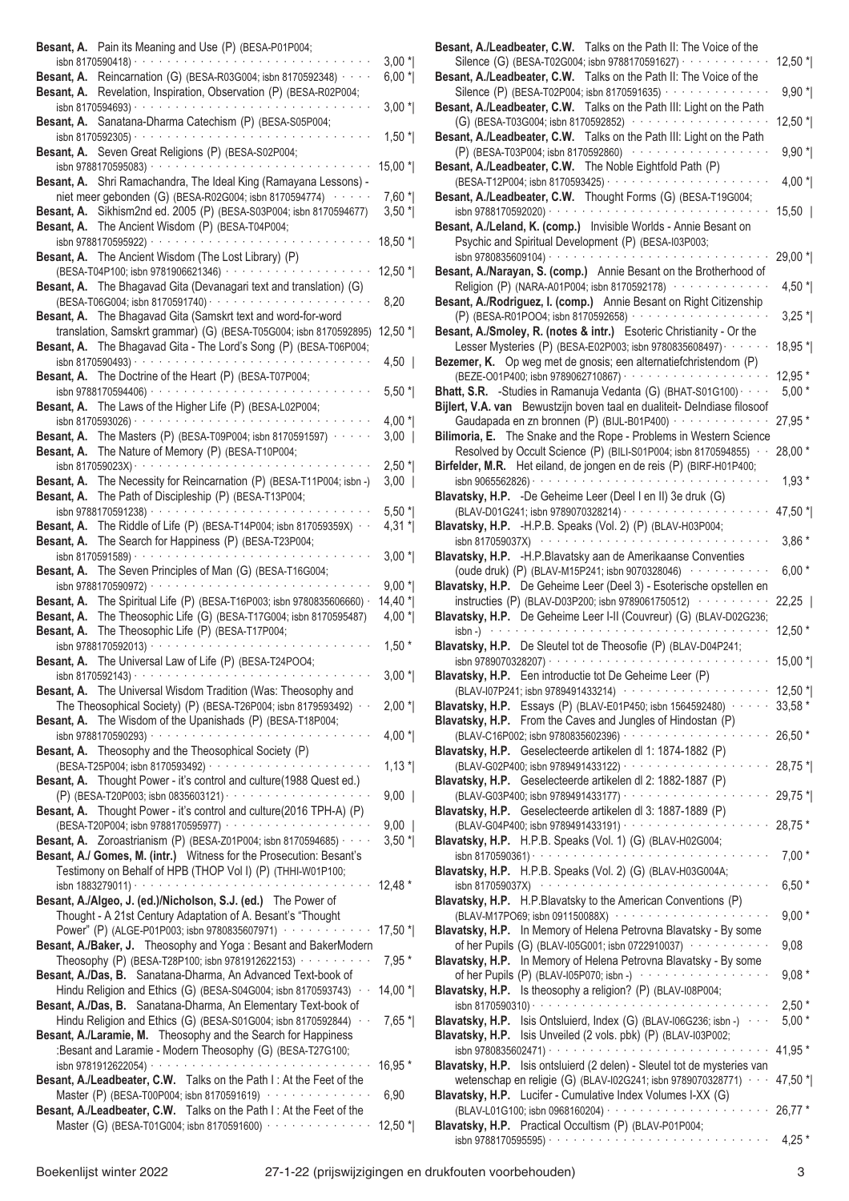**Besant, A.** Pain its Meaning and Use (P) (BESA-P01P004; isbn 8170590418) · · · 3,00 *|

**Besant, A.** Reincarnation (G) (BESA-R03G004; isbn 8170592348) · · · 6,00 *|

**Besant, A.** Revelation, Inspiration, Observation (P) (BESA-R02P004; isbn 8170594693) · · · 3,00 *|

**Besant, A.** Sanatana-Dharma Catechism (P) (BESA-S05P004; isbn 8170592305) · · · 1,50 *|

**Besant, A.** Seven Great Religions (P) (BESA-S02P004; isbn 9788170595083) · · · 15,00 *|

**Besant, A.** Shri Ramachandra, The Ideal King (Ramayana Lessons) - niet meer gebonden (G) (BESA-R02G004; isbn 8170594774) · · · 7,60 *|

**Besant, A.** Sikhism2nd ed. 2005 (P) (BESA-S03P004; isbn 8170594677) 3,50 *|

**Besant, A.** The Ancient Wisdom (P) (BESA-T04P004; isbn 9788170595922) · · · 18,50 *|

**Besant, A.** The Ancient Wisdom (The Lost Library) (P) (BESA-T04P100; isbn 9781906621346) · · · 12,50 *|

**Besant, A.** The Bhagavad Gita (Devanagari text and translation) (G) (BESA-T06G004; isbn 8170591740) · · · 8,20

**Besant, A.** The Bhagavad Gita (Samskrt text and word-for-word translation, Samskrt grammar) (G) (BESA-T05G004; isbn 8170592895) 12,50 *|

**Besant, A.** The Bhagavad Gita - The Lord's Song (P) (BESA-T06P004; isbn 8170590493) · · · 4,50 |

**Besant, A.** The Doctrine of the Heart (P) (BESA-T07P004; isbn 9788170594406) · · · 5,50 *|

**Besant, A.** The Laws of the Higher Life (P) (BESA-L02P004; isbn 8170593026) · · · 4,00 *|

**Besant, A.** The Masters (P) (BESA-T09P004; isbn 8170591597) · · · 3,00 |

**Besant, A.** The Nature of Memory (P) (BESA-T10P004; isbn 817059023X) · · · 2,50 *|

**Besant, A.** The Necessity for Reincarnation (P) (BESA-T11P004; isbn -) 3,00 |

**Besant, A.** The Path of Discipleship (P) (BESA-T13P004; isbn 9788170591238) · · · 5,50 *|

**Besant, A.** The Riddle of Life (P) (BESA-T14P004; isbn 817059359X) · · 4,31 *|

**Besant, A.** The Search for Happiness (P) (BESA-T23P004; isbn 8170591589) · · · 3,00 *|

**Besant, A.** The Seven Principles of Man (G) (BESA-T16G004; isbn 9788170590972) · · · 9,00 *|

**Besant, A.** The Spiritual Life (P) (BESA-T16P003; isbn 9780835606660) · 14,40 *|

**Besant, A.** The Theosophic Life (G) (BESA-T17G004; isbn 8170595487) 4,00 *|

**Besant, A.** The Theosophic Life (P) (BESA-T17P004; isbn 9788170592013) · · · 1,50 *

**Besant, A.** The Universal Law of Life (P) (BESA-T24POO4; isbn 8170592143) · · · 3,00 *|

**Besant, A.** The Universal Wisdom Tradition (Was: Theosophy and The Theosophical Society) (P) (BESA-T26P004; isbn 8179593492) · · 2,00 *|

**Besant, A.** The Wisdom of the Upanishads (P) (BESA-T18P004; isbn 9788170590293) · · · 4,00 *|

**Besant, A.** Theosophy and the Theosophical Society (P) (BESA-T25P004; isbn 8170593492) · · · 1,13 *|

**Besant, A.** Thought Power - it's control and culture(1988 Quest ed.) (P) (BESA-T20P003; isbn 0835603121) · · · 9,00 |

**Besant, A.** Thought Power - it's control and culture(2016 TPH-A) (P) (BESA-T20P004; isbn 9788170595977) · · · 9,00 |

**Besant, A.** Zoroastrianism (P) (BESA-Z01P004; isbn 8170594685) · · · 3,50 *|

**Besant, A./ Gomes, M. (intr.)** Witness for the Prosecution: Besant's Testimony on Behalf of HPB (THOP Vol I) (P) (THHI-W01P100; isbn 1883279011) · · · 12,48 *

**Besant, A./Algeo, J. (ed.)/Nicholson, S.J. (ed.)** The Power of Thought - A 21st Century Adaptation of A. Besant's "Thought Power" (P) (ALGE-P01P003; isbn 9780835607971) · · · 17,50 *|

**Besant, A./Baker, J.** Theosophy and Yoga : Besant and BakerModern Theosophy (P) (BESA-T28P100; isbn 9781912622153) · · · 7,95 *

**Besant, A./Das, B.** Sanatana-Dharma, An Advanced Text-book of Hindu Religion and Ethics (G) (BESA-S04G004; isbn 8170593743) · · 14,00 *|

**Besant, A./Das, B.** Sanatana-Dharma, An Elementary Text-book of Hindu Religion and Ethics (G) (BESA-S01G004; isbn 8170592844) · · 7,65 *|

**Besant, A./Laramie, M.** Theosophy and the Search for Happiness :Besant and Laramie - Modern Theosophy (G) (BESA-T27G100; isbn 9781912622054) · · · 16,95 *

**Besant, A./Leadbeater, C.W.** Talks on the Path I : At the Feet of the Master (P) (BESA-T00P004; isbn 8170591619) · · · 6,90

**Besant, A./Leadbeater, C.W.** Talks on the Path I : At the Feet of the Master (G) (BESA-T01G004; isbn 8170591600) · · · 12,50 *|

**Besant, A./Leadbeater, C.W.** Talks on the Path II: The Voice of the Silence (G) (BESA-T02G004; isbn 9788170591627) · · · 12,50 *|

**Besant, A./Leadbeater, C.W.** Talks on the Path II: The Voice of the Silence (P) (BESA-T02P004; isbn 8170591635) · · · 9,90 *|

**Besant, A./Leadbeater, C.W.** Talks on the Path III: Light on the Path (G) (BESA-T03G004; isbn 8170592852) · · · 12,50 *|

**Besant, A./Leadbeater, C.W.** Talks on the Path III: Light on the Path (P) (BESA-T03P004; isbn 8170592860) · · · 9,90 *|

**Besant, A./Leadbeater, C.W.** The Noble Eightfold Path (P) (BESA-T12P004; isbn 8170593425) · · · 4,00 *|

**Besant, A./Leadbeater, C.W.** Thought Forms (G) (BESA-T19G004; isbn 9788170592020) · · · 15,50 |

**Besant, A./Leland, K. (comp.)** Invisible Worlds - Annie Besant on Psychic and Spiritual Development (P) (BESA-I03P003; isbn 9780835609104) · · · 29,00 *|

**Besant, A./Narayan, S. (comp.)** Annie Besant on the Brotherhood of Religion (P) (NARA-A01P004; isbn 8170592178) · · · 4,50 *|

**Besant, A./Rodriguez, I. (comp.)** Annie Besant on Right Citizenship (P) (BESA-R01PO04; isbn 8170592658) · · · 3,25 *|

**Besant, A./Smoley, R. (notes & intr.)** Esoteric Christianity - Or the Lesser Mysteries (P) (BESA-E02P003; isbn 9780835608497) · · · 18,95 *|

**Bezemer, K.** Op weg met de gnosis; een alternatiefchristendom (P) (BEZE-O01P400; isbn 9789062710867) · · · 12,95 *

**Bhatt, S.R.** -Studies in Ramanuja Vedanta (G) (BHAT-S01G100) · · · 5,00 *

**Bijlert, V.A. van** Bewustzijn boven taal en dualiteit- DeIndiase filosoof Gaudapada en zn bronnen (P) (BIJL-B01P400) · · · 27,95 *

**Bilimoria, E.** The Snake and the Rope - Problems in Western Science Resolved by Occult Science (P) (BILI-S01P004; isbn 8170594855) · · 28,00 *

**Birfelder, M.R.** Het eiland, de jongen en de reis (P) (BIRF-H01P400; isbn 9065562826) · · · 1,93 *

**Blavatsky, H.P.** -De Geheime Leer (Deel I en II) 3e druk (G) (BLAV-D01G241; isbn 9789070328214) · · · 47,50 *|

**Blavatsky, H.P.** -H.P.B. Speaks (Vol. 2) (P) (BLAV-H03P004; isbn 817059037X) · · · 3,86 *

**Blavatsky, H.P.** -H.P.Blavatsky aan de Amerikaanse Conventies (oude druk) (P) (BLAV-M15P241; isbn 9070328046) · · · 6,00 *

**Blavatsky, H.P.** De Geheime Leer (Deel 3) - Esoterische opstellen en instructies (P) (BLAV-D03P200; isbn 9789061750512) · · · 22,25 |

**Blavatsky, H.P.** De Geheime Leer I-II (Couvreur) (G) (BLAV-D02G236; isbn -) · · · 12,50 *

**Blavatsky, H.P.** De Sleutel tot de Theosofie (P) (BLAV-D04P241; isbn 9789070328207) · · · 15,00 *|

**Blavatsky, H.P.** Een introductie tot De Geheime Leer (P) (BLAV-I07P241; isbn 9789491433214) · · · 12,50 *|

**Blavatsky, H.P.** Essays (P) (BLAV-E01P450; isbn 1564592480) · · · 33,58 *

**Blavatsky, H.P.** From the Caves and Jungles of Hindostan (P) (BLAV-C16P002; isbn 9780835602396) · · · 26,50 *

**Blavatsky, H.P.** Geselecteerde artikelen dl 1: 1874-1882 (P) (BLAV-G02P400; isbn 9789491433122) · · · 28,75 *|

**Blavatsky, H.P.** Geselecteerde artikelen dl 2: 1882-1887 (P) (BLAV-G03P400; isbn 9789491433177) · · · 29,75 *|

**Blavatsky, H.P.** Geselecteerde artikelen dl 3: 1887-1889 (P) (BLAV-G04P400; isbn 9789491433191) · · · 28,75 *

**Blavatsky, H.P.** H.P.B. Speaks (Vol. 1) (G) (BLAV-H02G004; isbn 8170590361) · · · 7,00 *

**Blavatsky, H.P.** H.P.B. Speaks (Vol. 2) (G) (BLAV-H03G004A; isbn 817059037X) · · · 6,50 *

**Blavatsky, H.P.** H.P.Blavatsky to the American Conventions (P) (BLAV-M17PO69; isbn 091150088X) · · · 9,00 *

**Blavatsky, H.P.** In Memory of Helena Petrovna Blavatsky - By some of her Pupils (G) (BLAV-I05G001; isbn 0722910037) · · · 9,08

**Blavatsky, H.P.** In Memory of Helena Petrovna Blavatsky - By some of her Pupils (P) (BLAV-I05P070; isbn -) · · · 9,08 *

**Blavatsky, H.P.** Is theosophy a religion? (P) (BLAV-I08P004; isbn 8170590310) · · · 2,50 *

**Blavatsky, H.P.** Isis Ontsluierd, Index (G) (BLAV-I06G236; isbn -) · · · 5,00 *

**Blavatsky, H.P.** Isis Unveiled (2 vols. pbk) (P) (BLAV-I03P002; isbn 9780835602471) · · · 41,95 *

**Blavatsky, H.P.** Isis ontsluierd (2 delen) - Sleutel tot de mysteries van wetenschap en religie (G) (BLAV-I02G241; isbn 9789070328771) · · · 47,50 *|

**Blavatsky, H.P.** Lucifer - Cumulative Index Volumes I-XX (G) (BLAV-L01G100; isbn 0968160204) · · · 26,77 *

**Blavatsky, H.P.** Practical Occultism (P) (BLAV-P01P004; isbn 9788170595595) · · · 4,25 *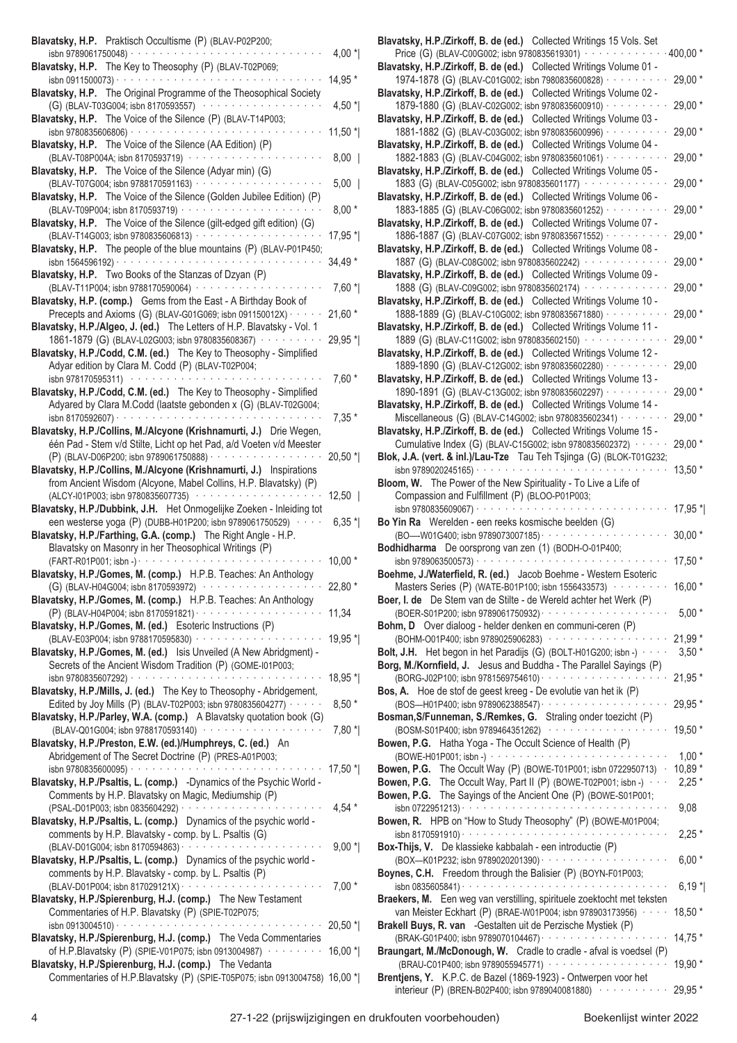**Blavatsky, H.P.** Praktisch Occultisme (P) (BLAV-P02P200; isbn 9789061750048) · · · 4,00 *|

**Blavatsky, H.P.** The Key to Theosophy (P) (BLAV-T02P069; isbn 0911500073) · · · 14,95 *

**Blavatsky, H.P.** The Original Programme of the Theosophical Society (G) (BLAV-T03G004; isbn 8170593557) · · · 4,50 *|

**Blavatsky, H.P.** The Voice of the Silence (P) (BLAV-T14P003; isbn 9780835606806) · · · 11,50 *|

**Blavatsky, H.P.** The Voice of the Silence (AA Edition) (P) (BLAV-T08P004A; isbn 8170593719) · · · 8,00 |

**Blavatsky, H.P.** The Voice of the Silence (Adyar min) (G) (BLAV-T07G004; isbn 9788170591163) · · · 5,00 |

**Blavatsky, H.P.** The Voice of the Silence (Golden Jubilee Edition) (P) (BLAV-T09P004; isbn 8170593719) · · · 8,00 *

**Blavatsky, H.P.** The Voice of the Silence (gilt-edged gift edition) (G) (BLAV-T14G003; isbn 9780835606813) · · · 17,95 *|

**Blavatsky, H.P.** The people of the blue mountains (P) (BLAV-P01P450; isbn 1564596192) · · · 34,49 *

**Blavatsky, H.P.** Two Books of the Stanzas of Dzyan (P) (BLAV-T11P004; isbn 9788170590064) · · · 7,60 *|

**Blavatsky, H.P. (comp.)** Gems from the East - A Birthday Book of Precepts and Axioms (G) (BLAV-G01G069; isbn 091150012X) · · · 21,60 *

**Blavatsky, H.P./Algeo, J. (ed.)** The Letters of H.P. Blavatsky - Vol. 1 1861-1879 (G) (BLAV-L02G003; isbn 9780835608367) · · · 29,95 *|

**Blavatsky, H.P./Codd, C.M. (ed.)** The Key to Theosophy - Simplified Adyar edition by Clara M. Codd (P) (BLAV-T02P004; isbn 978170595311) · · · 7,60 *

**Blavatsky, H.P./Codd, C.M. (ed.)** The Key to Theosophy - Simplified Adyared by Clara M.Codd (laatste gebonden x (G) (BLAV-T02G004; isbn 8170592607) · · · 7,35 *

**Blavatsky, H.P./Collins, M./Alcyone (Krishnamurti, J.)** Drie Wegen, één Pad - Stem v/d Stilte, Licht op het Pad, a/d Voeten v/d Meester (P) (BLAV-D06P200; isbn 9789061750888) · · · 20,50 *|

**Blavatsky, H.P./Collins, M./Alcyone (Krishnamurti, J.)** Inspirations from Ancient Wisdom (Alcyone, Mabel Collins, H.P. Blavatsky) (P) (ALCY-I01P003; isbn 9780835607735) · · · 12,50 |

**Blavatsky, H.P./Dubbink, J.H.** Het Onmogelijke Zoeken - Inleiding tot een westerse yoga (P) (DUBB-H01P200; isbn 9789061750529) · · · 6,35 *|

**Blavatsky, H.P./Farthing, G.A. (comp.)** The Right Angle - H.P. Blavatsky on Masonry in her Theosophical Writings (P) (FART-R01P001; isbn -) · · · 10,00 *

**Blavatsky, H.P./Gomes, M. (comp.)** H.P.B. Teaches: An Anthology (G) (BLAV-H04G004; isbn 8170593972) · · · 22,80 *

**Blavatsky, H.P./Gomes, M. (comp.)** H.P.B. Teaches: An Anthology (P) (BLAV-H04P004; isbn 8170591821) · · · 11,34

**Blavatsky, H.P./Gomes, M. (ed.)** Esoteric Instructions (P) (BLAV-E03P004; isbn 9788170595830) · · · 19,95 *|

**Blavatsky, H.P./Gomes, M. (ed.)** Isis Unveiled (A New Abridgment) - Secrets of the Ancient Wisdom Tradition (P) (GOME-I01P003; isbn 9780835607292) · · · 18,95 *|

**Blavatsky, H.P./Mills, J. (ed.)** The Key to Theosophy - Abridgement, Edited by Joy Mills (P) (BLAV-T02P003; isbn 9780835604277) · · · 8,50 *

**Blavatsky, H.P./Parley, W.A. (comp.)** A Blavatsky quotation book (G) (BLAV-Q01G004; isbn 9788170593140) · · · 7,80 *|

**Blavatsky, H.P./Preston, E.W. (ed.)/Humphreys, C. (ed.)** An Abridgement of The Secret Doctrine (P) (PRES-A01P003; isbn 9780835600095) · · · 17,50 *|

**Blavatsky, H.P./Psaltis, L. (comp.)** -Dynamics of the Psychic World - Comments by H.P. Blavatsky on Magic, Mediumship (P) (PSAL-D01P003; isbn 0835604292) · · · 4,54 *

**Blavatsky, H.P./Psaltis, L. (comp.)** Dynamics of the psychic world - comments by H.P. Blavatsky - comp. by L. Psaltis (G) (BLAV-D01G004; isbn 8170594863) · · · 9,00 *|

**Blavatsky, H.P./Psaltis, L. (comp.)** Dynamics of the psychic world - comments by H.P. Blavatsky - comp. by L. Psaltis (P) (BLAV-D01P004; isbn 817029121X) · · · 7,00 *

**Blavatsky, H.P./Spierenburg, H.J. (comp.)** The New Testament Commentaries of H.P. Blavatsky (P) (SPIE-T02P075; isbn 0913004510) · · · 20,50 *|

**Blavatsky, H.P./Spierenburg, H.J. (comp.)** The Veda Commentaries of H.P.Blavatsky (P) (SPIE-V01P075; isbn 0913004987) · · · 16,00 *|

**Blavatsky, H.P./Spierenburg, H.J. (comp.)** The Vedanta Commentaries of H.P.Blavatsky (P) (SPIE-T05P075; isbn 0913004758) 16,00 *|

**Blavatsky, H.P./Zirkoff, B. de (ed.)** Collected Writings 15 Vols. Set Price (G) (BLAV-C00G002; isbn 9780835619301) · · · 400,00 *

**Blavatsky, H.P./Zirkoff, B. de (ed.)** Collected Writings Volume 01 - 1974-1878 (G) (BLAV-C01G002; isbn 7980835600828) · · · 29,00 *

**Blavatsky, H.P./Zirkoff, B. de (ed.)** Collected Writings Volume 02 - 1879-1880 (G) (BLAV-C02G002; isbn 9780835600910) · · · 29,00 *

**Blavatsky, H.P./Zirkoff, B. de (ed.)** Collected Writings Volume 03 - 1881-1882 (G) (BLAV-C03G002; isbn 9780835600996) · · · 29,00 *

**Blavatsky, H.P./Zirkoff, B. de (ed.)** Collected Writings Volume 04 - 1882-1883 (G) (BLAV-C04G002; isbn 9780835601061) · · · 29,00 *

**Blavatsky, H.P./Zirkoff, B. de (ed.)** Collected Writings Volume 05 - 1883 (G) (BLAV-C05G002; isbn 9780835601177) · · · 29,00 *

**Blavatsky, H.P./Zirkoff, B. de (ed.)** Collected Writings Volume 06 - 1883-1885 (G) (BLAV-C06G002; isbn 9780835601252) · · · 29,00 *

**Blavatsky, H.P./Zirkoff, B. de (ed.)** Collected Writings Volume 07 - 1886-1887 (G) (BLAV-C07G002; isbn 9780835671552) · · · 29,00 *

**Blavatsky, H.P./Zirkoff, B. de (ed.)** Collected Writings Volume 08 - 1887 (G) (BLAV-C08G002; isbn 9780835602242) · · · 29,00 *

**Blavatsky, H.P./Zirkoff, B. de (ed.)** Collected Writings Volume 09 - 1888 (G) (BLAV-C09G002; isbn 9780835602174) · · · 29,00 *

**Blavatsky, H.P./Zirkoff, B. de (ed.)** Collected Writings Volume 10 - 1888-1889 (G) (BLAV-C10G002; isbn 9780835671880) · · · 29,00 *

**Blavatsky, H.P./Zirkoff, B. de (ed.)** Collected Writings Volume 11 - 1889 (G) (BLAV-C11G002; isbn 9780835602150) · · · 29,00 *

**Blavatsky, H.P./Zirkoff, B. de (ed.)** Collected Writings Volume 12 - 1889-1890 (G) (BLAV-C12G002; isbn 9780835602280) · · · 29,00

**Blavatsky, H.P./Zirkoff, B. de (ed.)** Collected Writings Volume 13 - 1890-1891 (G) (BLAV-C13G002; isbn 9780835602297) · · · 29,00 *

**Blavatsky, H.P./Zirkoff, B. de (ed.)** Collected Writings Volume 14 - Miscellaneous (G) (BLAV-C14G002; isbn 9780835602341) · · · 29,00 *

**Blavatsky, H.P./Zirkoff, B. de (ed.)** Collected Writings Volume 15 - Cumulative Index (G) (BLAV-C15G002; isbn 9780835602372) · · · 29,00 *

**Blok, J.A. (vert. & inl.)/Lau-Tze** Tau Teh Tsjinga (G) (BLOK-T01G232; isbn 9789020245165) · · · 13,50 *

**Bloom, W.** The Power of the New Spirituality - To Live a Life of Compassion and Fulfillment (P) (BLOO-P01P003; isbn 9780835609067) · · · 17,95 *|

**Bo Yin Ra** Werelden - een reeks kosmische beelden (G) (BO—W01G400; isbn 9789073007185) · · · 30,00 *

**Bodhidharma** De oorsprong van zen (1) (BODH-O-01P400; isbn 9789063500573) · · · 17,50 *

**Boehme, J./Waterfield, R. (ed.)** Jacob Boehme - Western Esoteric Masters Series (P) (WATE-B01P100; isbn 1556433573) · · · 16,00 *

**Boer, I. de** De Stem van de Stilte - de Wereld achter het Werk (P) (BOER-S01P200; isbn 9789061750932) · · · 5,00 *

**Bohm, D** Over dialoog - helder denken en communi-ceren (P) (BOHM-O01P400; isbn 9789025906283) · · · 21,99 *

**Bolt, J.H.** Het begin in het Paradijs (G) (BOLT-H01G200; isbn -) · · · 3,50 *

**Borg, M./Kornfield, J.** Jesus and Buddha - The Parallel Sayings (P) (BORG-J02P100; isbn 9781569754610) · · · 21,95 *

**Bos, A.** Hoe de stof de geest kreeg - De evolutie van het ik (P) (BOS—H01P400; isbn 9789062388547) · · · 29,95 *

**Bosman,S/Funneman, S./Remkes, G.** Straling onder toezicht (P) (BOSM-S01P400; isbn 9789464351262) · · · 19,50 *

**Bowen, P.G.** Hatha Yoga - The Occult Science of Health (P) (BOWE-H01P001; isbn -) · · · 1,00 *

**Bowen, P.G.** The Occult Way (P) (BOWE-T01P001; isbn 0722950713) · 10,89 *

**Bowen, P.G.** The Occult Way, Part II (P) (BOWE-T02P001; isbn -) · · · 2,25 *

**Bowen, P.G.** The Sayings of the Ancient One (P) (BOWE-S01P001; isbn 0722951213) · · · 9,08

**Bowen, R.** HPB on "How to Study Theosophy" (P) (BOWE-M01P004; isbn 8170591910) · · · 2,25 *

**Box-Thijs, V.** De klassieke kabbalah - een introductie (P) (BOX—K01P232; isbn 9789020201390) · · · 6,00 *

**Boynes, C.H.** Freedom through the Balisier (P) (BOYN-F01P003; isbn 0835605841) · · · 6,19 *|

**Braekers, M.** Een weg van verstilling, spirituele zoektocht met teksten van Meister Eckhart (P) (BRAE-W01P004; isbn 978903173956) · · · 18,50 *

**Brakell Buys, R. van** -Gestalten uit de Perzische Mystiek (P) (BRAK-G01P400; isbn 9789070104467) · · · 14,75 *

**Braungart, M./McDonough, W.** Cradle to cradle - afval is voedsel (P) (BRAU-C01P400; isbn 9789055945771) · · · 19,90 *

**Brentjens, Y.** K.P.C. de Bazel (1869-1923) - Ontwerpen voor het interieur (P) (BREN-B02P400; isbn 9789040081880) · · · 29,95 *

27-1-22 (prijswijzigingen en drukfouten voorbehouden)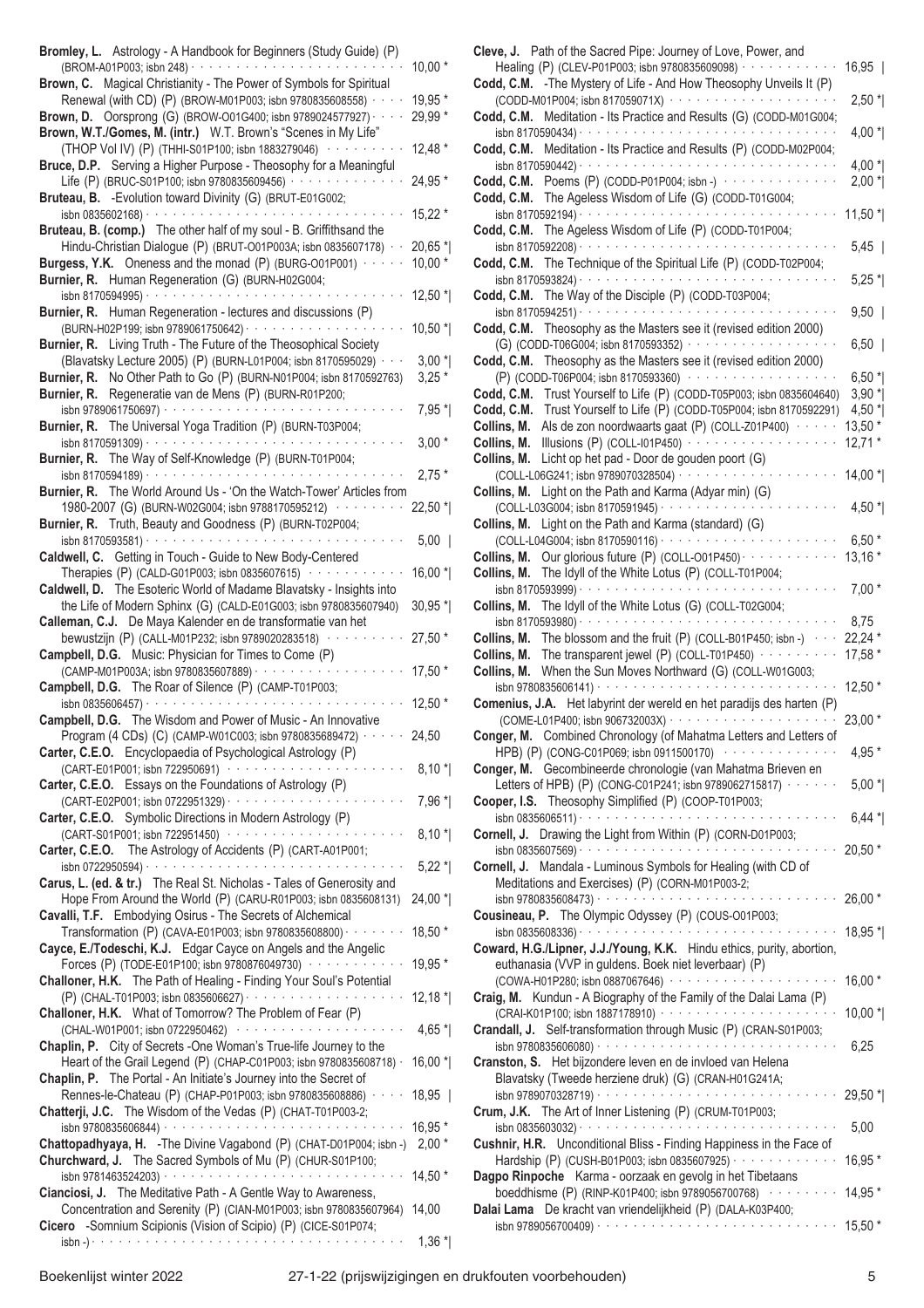**Bromley, L.** Astrology - A Handbook for Beginners (Study Guide) (P) (BROM-A01P003; isbn 248) · · · 10,00 *

**Brown, C.** Magical Christianity - The Power of Symbols for Spiritual Renewal (with CD) (P) (BROW-M01P003; isbn 9780835608558) · · · 19,95 *

**Brown, D.** Oorsprong (G) (BROW-O01G400; isbn 9789024577927) · · · 29,99 *

**Brown, W.T./Gomes, M. (intr.)** W.T. Brown's "Scenes in My Life" (THOP Vol IV) (P) (THHI-S01P100; isbn 1883279046) · · · 12,48 *

**Bruce, D.P.** Serving a Higher Purpose - Theosophy for a Meaningful Life (P) (BRUC-S01P100; isbn 9780835609456) · · · 24,95 *

**Bruteau, B.** -Evolution toward Divinity (G) (BRUT-E01G002; isbn 0835602168) · · · 15,22 *

**Bruteau, B. (comp.)** The other half of my soul - B. Griffithsand the Hindu-Christian Dialogue (P) (BRUT-O01P003A; isbn 0835607178) · · · 20,65 *|

**Burgess, Y.K.** Oneness and the monad (P) (BURG-O01P001) · · · 10,00 *

**Burnier, R.** Human Regeneration (G) (BURN-H02G004; isbn 8170594995) · · · 12,50 *|

**Burnier, R.** Human Regeneration - lectures and discussions (P) (BURN-H02P199; isbn 9789061750642) · · · 10,50 *|

**Burnier, R.** Living Truth - The Future of the Theosophical Society (Blavatsky Lecture 2005) (P) (BURN-L01P004; isbn 8170595029) · · · 3,00 *|

**Burnier, R.** No Other Path to Go (P) (BURN-N01P004; isbn 8170592763) 3,25 *

**Burnier, R.** Regeneratie van de Mens (P) (BURN-R01P200; isbn 9789061750697) · · · 7,95 *|

**Burnier, R.** The Universal Yoga Tradition (P) (BURN-T03P004; isbn 8170591309) · · · 3,00 *

**Burnier, R.** The Way of Self-Knowledge (P) (BURN-T01P004; isbn 8170594189) · · · 2,75 *

**Burnier, R.** The World Around Us - 'On the Watch-Tower' Articles from 1980-2007 (G) (BURN-W02G004; isbn 9788170595212) · · · 22,50 *|

**Burnier, R.** Truth, Beauty and Goodness (P) (BURN-T02P004; isbn 8170593581) · · · 5,00 |

**Caldwell, C.** Getting in Touch - Guide to New Body-Centered Therapies (P) (CALD-G01P003; isbn 0835607615) · · · 16,00 *|

**Caldwell, D.** The Esoteric World of Madame Blavatsky - Insights into the Life of Modern Sphinx (G) (CALD-E01G003; isbn 9780835607940) 30,95 *|

**Calleman, C.J.** De Maya Kalender en de transformatie van het bewustzijn (P) (CALL-M01P232; isbn 9789020283518) · · · 27,50 *

**Campbell, D.G.** Music: Physician for Times to Come (P) (CAMP-M01P003A; isbn 9780835607889) · · · 17,50 *

**Campbell, D.G.** The Roar of Silence (P) (CAMP-T01P003; isbn 0835606457) · · · 12,50 *

**Campbell, D.G.** The Wisdom and Power of Music - An Innovative Program (4 CDs) (C) (CAMP-W01C003; isbn 9780835689472) · · · 24,50

**Carter, C.E.O.** Encyclopaedia of Psychological Astrology (P) (CART-E01P001; isbn 722950691) · · · 8,10 *|

**Carter, C.E.O.** Essays on the Foundations of Astrology (P) (CART-E02P001; isbn 0722951329) · · · 7,96 *|

**Carter, C.E.O.** Symbolic Directions in Modern Astrology (P) (CART-S01P001; isbn 722951450) · · · 8,10 *|

**Carter, C.E.O.** The Astrology of Accidents (P) (CART-A01P001; isbn 0722950594) · · · 5,22 *|

**Carus, L. (ed. & tr.)** The Real St. Nicholas - Tales of Generosity and Hope From Around the World (P) (CARU-R01P003; isbn 0835608131) 24,00 *|

**Cavalli, T.F.** Embodying Osirus - The Secrets of Alchemical Transformation (P) (CAVA-E01P003; isbn 9780835608800) · · · 18,50 *

**Cayce, E./Todeschi, K.J.** Edgar Cayce on Angels and the Angelic Forces (P) (TODE-E01P100; isbn 9780876049730) · · · 19,95 *

**Challoner, H.K.** The Path of Healing - Finding Your Soul's Potential (P) (CHAL-T01P003; isbn 0835606627) · · · 12,18 *|

**Challoner, H.K.** What of Tomorrow? The Problem of Fear (P) (CHAL-W01P001; isbn 0722950462) · · · 4,65 *|

**Chaplin, P.** City of Secrets -One Woman's True-life Journey to the Heart of the Grail Legend (P) (CHAP-C01P003; isbn 9780835608718) · 16,00 *|

**Chaplin, P.** The Portal - An Initiate's Journey into the Secret of Rennes-le-Chateau (P) (CHAP-P01P003; isbn 9780835608886) · · · 18,95 |

**Chatterji, J.C.** The Wisdom of the Vedas (P) (CHAT-T01P003-2; isbn 9780835606844) · · · 16,95 *

**Chattopadhyaya, H.** -The Divine Vagabond (P) (CHAT-D01P004; isbn -) 2,00 *

**Churchward, J.** The Sacred Symbols of Mu (P) (CHUR-S01P100; isbn 9781463524203) · · · 14,50 *

**Cianciosi, J.** The Meditative Path - A Gentle Way to Awareness, Concentration and Serenity (P) (CIAN-M01P003; isbn 9780835607964) 14,00

**Cicero** -Somnium Scipionis (Vision of Scipio) (P) (CICE-S01P074; isbn -) · · · 1,36 *|

**Cleve, J.** Path of the Sacred Pipe: Journey of Love, Power, and Healing (P) (CLEV-P01P003; isbn 9780835609098) · · · 16,95 |

**Codd, C.M.** -The Mystery of Life - And How Theosophy Unveils It (P) (CODD-M01P004; isbn 817059071X) · · · 2,50 *|

**Codd, C.M.** Meditation - Its Practice and Results (G) (CODD-M01G004; isbn 8170590434) · · · 4,00 *|

**Codd, C.M.** Meditation - Its Practice and Results (P) (CODD-M02P004; isbn 8170590442) · · · 4,00 *|

**Codd, C.M.** Poems (P) (CODD-P01P004; isbn -) · · · 2,00 *|

**Codd, C.M.** The Ageless Wisdom of Life (G) (CODD-T01G004; isbn 8170592194) · · · 11,50 *|

**Codd, C.M.** The Ageless Wisdom of Life (P) (CODD-T01P004; isbn 8170592208) · · · 5,45 |

**Codd, C.M.** The Technique of the Spiritual Life (P) (CODD-T02P004; isbn 8170593824) · · · 5,25 *|

**Codd, C.M.** The Way of the Disciple (P) (CODD-T03P004; isbn 8170594251) · · · 9,50 |

**Codd, C.M.** Theosophy as the Masters see it (revised edition 2000) (G) (CODD-T06G004; isbn 8170593352) · · · 6,50 |

**Codd, C.M.** Theosophy as the Masters see it (revised edition 2000) (P) (CODD-T06P004; isbn 8170593360) · · · 6,50 *|

**Codd, C.M.** Trust Yourself to Life (P) (CODD-T05P003; isbn 0835604640) 3,90 *|

**Codd, C.M.** Trust Yourself to Life (P) (CODD-T05P004; isbn 8170592291) 4,50 *|

**Collins, M.** Als de zon noordwaarts gaat (P) (COLL-Z01P400) · · · 13,50 *

**Collins, M.** Illusions (P) (COLL-I01P450) · · · 12,71 *

**Collins, M.** Licht op het pad - Door de gouden poort (G) (COLL-L06G241; isbn 9789070328504) · · · 14,00 *|

**Collins, M.** Light on the Path and Karma (Adyar min) (G) (COLL-L03G004; isbn 8170591945) · · · 4,50 *|

**Collins, M.** Light on the Path and Karma (standard) (G) (COLL-L04G004; isbn 8170590116) · · · 6,50 *

**Collins, M.** Our glorious future (P) (COLL-O01P450) · · · 13,16 *

**Collins, M.** The Idyll of the White Lotus (P) (COLL-T01P004; isbn 8170593999) · · · 7,00 *

**Collins, M.** The Idyll of the White Lotus (G) (COLL-T02G004; isbn 8170593980) · · · 8,75

**Collins, M.** The blossom and the fruit (P) (COLL-B01P450; isbn -) · · · 22,24 *

**Collins, M.** The transparent jewel (P) (COLL-T01P450) · · · 17,58 *

**Collins, M.** When the Sun Moves Northward (G) (COLL-W01G003; isbn 9780835606141) · · · 12,50 *

**Comenius, J.A.** Het labyrint der wereld en het paradijs des harten (P) (COME-L01P400; isbn 906732003X) · · · 23,00 *

**Conger, M.** Combined Chronology (of Mahatma Letters and Letters of HPB) (P) (CONG-C01P069; isbn 0911500170) · · · 4,95 *

**Conger, M.** Gecombineerde chronologie (van Mahatma Brieven en Letters of HPB) (P) (CONG-C01P241; isbn 9789062715817) · · · 5,00 *|

**Cooper, I.S.** Theosophy Simplified (P) (COOP-T01P003; isbn 0835606511) · · · 6,44 *|

**Cornell, J.** Drawing the Light from Within (P) (CORN-D01P003; isbn 0835607569) · · · 20,50 *

**Cornell, J.** Mandala - Luminous Symbols for Healing (with CD of Meditations and Exercises) (P) (CORN-M01P003-2; isbn 9780835608473) · · · 26,00 *

**Cousineau, P.** The Olympic Odyssey (P) (COUS-O01P003; isbn 0835608336) · · · 18,95 *|

**Coward, H.G./Lipner, J.J./Young, K.K.** Hindu ethics, purity, abortion, euthanasia (VVP in guldens. Boek niet leverbaar) (P) (COWA-H01P280; isbn 0887067646) · · · 16,00 *

**Craig, M.** Kundun - A Biography of the Family of the Dalai Lama (P) (CRAI-K01P100; isbn 1887178910) · · · 10,00 *|

**Crandall, J.** Self-transformation through Music (P) (CRAN-S01P003; isbn 9780835606080) · · · 6,25

**Cranston, S.** Het bijzondere leven en de invloed van Helena Blavatsky (Tweede herziene druk) (G) (CRAN-H01G241A; isbn 9789070328719) · · · 29,50 *|

**Crum, J.K.** The Art of Inner Listening (P) (CRUM-T01P003; isbn 0835603032) · · · 5,00

**Cushnir, H.R.** Unconditional Bliss - Finding Happiness in the Face of Hardship (P) (CUSH-B01P003; isbn 0835607925) · · · 16,95 *

**Dagpo Rinpoche** Karma - oorzaak en gevolg in het Tibetaans boeddhisme (P) (RINP-K01P400; isbn 9789056700768) · · · 14,95 *

**Dalai Lama** De kracht van vriendelijkheid (P) (DALA-K03P400; isbn 9789056700409) · · · 15,50 *

Boekenlijst winter 2022 — 27-1-22 (prijswijzigingen en drukfouten voorbehouden)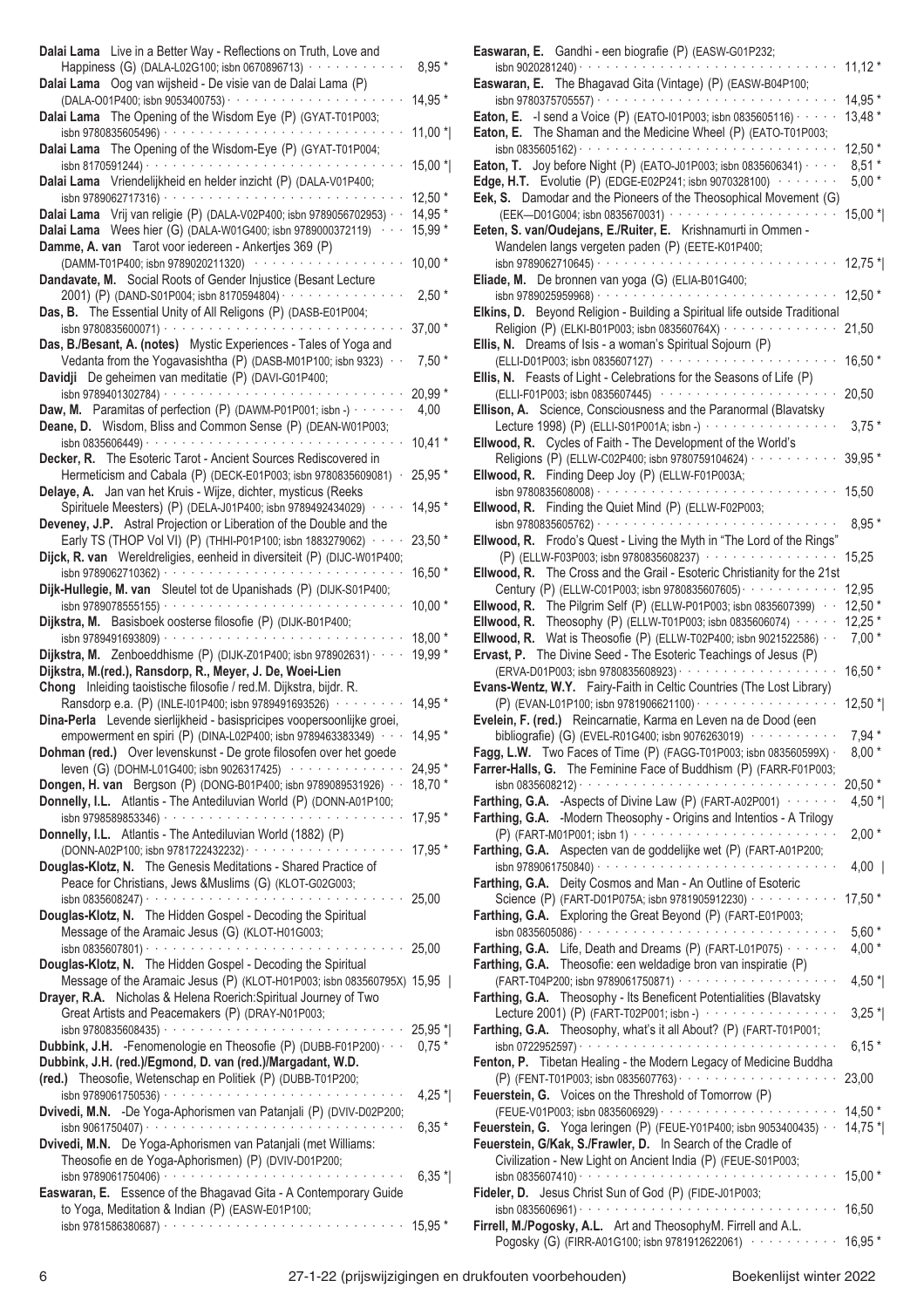**Dalai Lama** Live in a Better Way - Reflections on Truth, Love and Happiness (G) (DALA-L02G100; isbn 0670896713) · · · 8,95 *

**Dalai Lama** Oog van wijsheid - De visie van de Dalai Lama (P) (DALA-O01P400; isbn 9053400753) · · · 14,95 *

**Dalai Lama** The Opening of the Wisdom Eye (P) (GYAT-T01P003; isbn 9780835605496) · · · 11,00 *|

**Dalai Lama** The Opening of the Wisdom-Eye (P) (GYAT-T01P004; isbn 8170591244) · · · 15,00 *|

**Dalai Lama** Vriendelijkheid en helder inzicht (P) (DALA-V01P400; isbn 9789062717316) · · · 12,50 *

**Dalai Lama** Vrij van religie (P) (DALA-V02P400; isbn 9789056702953) · · · 14,95 *

**Dalai Lama** Wees hier (G) (DALA-W01G400; isbn 9789000372119) · · · 15,99 *

**Damme, A. van** Tarot voor iedereen - Ankertjes 369 (P) (DAMM-T01P400; isbn 9789020211320) · · · 10,00 *

**Dandavate, M.** Social Roots of Gender Injustice (Besant Lecture 2001) (P) (DAND-S01P004; isbn 8170594804) · · · 2,50 *

**Das, B.** The Essential Unity of All Religons (P) (DASB-E01P004; isbn 9780835600071) · · · 37,00 *

**Das, B./Besant, A. (notes)** Mystic Experiences - Tales of Yoga and Vedanta from the Yogavasishtha (P) (DASB-M01P100; isbn 9323) · · · 7,50 *

**Davidji** De geheimen van meditatie (P) (DAVI-G01P400; isbn 9789401302784) · · · 20,99 *

**Daw, M.** Paramitas of perfection (P) (DAWM-P01P001; isbn -) · · · 4,00

**Deane, D.** Wisdom, Bliss and Common Sense (P) (DEAN-W01P003; isbn 0835606449) · · · 10,41 *

**Decker, R.** The Esoteric Tarot - Ancient Sources Rediscovered in Hermeticism and Cabala (P) (DECK-E01P003; isbn 9780835609081) · · · 25,95 *

**Delaye, A.** Jan van het Kruis - Wijze, dichter, mysticus (Reeks Spirituele Meesters) (P) (DELA-J01P400; isbn 9789492434029) · · · 14,95 *

**Deveney, J.P.** Astral Projection or Liberation of the Double and the Early TS (THOP Vol VI) (P) (THHI-P01P100; isbn 1883279062) · · · 23,50 *

**Dijck, R. van** Wereldreligies, eenheid in diversiteit (P) (DIJC-W01P400; isbn 9789062710362) · · · 16,50 *

**Dijk-Hullegie, M. van** Sleutel tot de Upanishads (P) (DIJK-S01P400; isbn 9789078555155) · · · 10,00 *

**Dijkstra, M.** Basisboek oosterse filosofie (P) (DIJK-B01P400; isbn 9789491693809) · · · 18,00 *

**Dijkstra, M.** Zenboeddhisme (P) (DIJK-Z01P400; isbn 978902631) · · · 19,99 *

**Dijkstra, M.(red.), Ransdorp, R., Meyer, J. De, Woei-Lien Chong** Inleiding taoistische filosofie / red.M. Dijkstra, bijdr. R. Ransdorp e.a. (P) (INLE-I01P400; isbn 9789491693526) · · · 14,95 *

**Dina-Perla** Levende sierlijkheid - basispricipes voopersoonlijke groei, empowerment en spiri (P) (DINA-L02P400; isbn 9789463383349) · · · 14,95 *

**Dohman (red.)** Over levenskunst - De grote filosofen over het goede leven (G) (DOHM-L01G400; isbn 9026317425) · · · 24,95 *

**Dongen, H. van** Bergson (P) (DONG-B01P400; isbn 9789089531926) · · · 18,70 *

**Donnelly, I.L.** Atlantis - The Antediluvian World (P) (DONN-A01P100; isbn 9798589853346) · · · 17,95 *

**Donnelly, I.L.** Atlantis - The Antediluvian World (1882) (P) (DONN-A02P100; isbn 9781722432232) · · · 17,95 *

**Douglas-Klotz, N.** The Genesis Meditations - Shared Practice of Peace for Christians, Jews &Muslims (G) (KLOT-G02G003; isbn 0835608247) · · · 25,00

**Douglas-Klotz, N.** The Hidden Gospel - Decoding the Spiritual Message of the Aramaic Jesus (G) (KLOT-H01G003; isbn 0835607801) · · · 25,00

**Douglas-Klotz, N.** The Hidden Gospel - Decoding the Spiritual Message of the Aramaic Jesus (P) (KLOT-H01P003; isbn 083560795X) 15,95 |

**Drayer, R.A.** Nicholas & Helena Roerich:Spiritual Journey of Two Great Artists and Peacemakers (P) (DRAY-N01P003; isbn 9780835608435) · · · 25,95 *|

**Dubbink, J.H.** -Fenomenologie en Theosofie (P) (DUBB-F01P200) · · · 0,75 *

**Dubbink, J.H. (red.)/Egmond, D. van (red.)/Margadant, W.D. (red.)** Theosofie, Wetenschap en Politiek (P) (DUBB-T01P200; isbn 9789061750536) · · · 4,25 *|

**Dvivedi, M.N.** -De Yoga-Aphorismen van Patanjali (P) (DVIV-D02P200; isbn 9061750407) · · · 6,35 *

**Dvivedi, M.N.** De Yoga-Aphorismen van Patanjali (met Williams: Theosofie en de Yoga-Aphorismen) (P) (DVIV-D01P200; isbn 9789061750406) · · · 6,35 *|

**Easwaran, E.** Essence of the Bhagavad Gita - A Contemporary Guide to Yoga, Meditation & Indian (P) (EASW-E01P100; isbn 9781586380687) · · · 15,95 *

**Easwaran, E.** Gandhi - een biografie (P) (EASW-G01P232; isbn 9020281240) · · · 11,12 *

**Easwaran, E.** The Bhagavad Gita (Vintage) (P) (EASW-B04P100; isbn 9780375705557) · · · 14,95 *

**Eaton, E.** -I send a Voice (P) (EATO-I01P003; isbn 0835605116) · · · 13,48 *

**Eaton, E.** The Shaman and the Medicine Wheel (P) (EATO-T01P003; isbn 0835605162) · · · 12,50 *

**Eaton, T.** Joy before Night (P) (EATO-J01P003; isbn 0835606341) · · · 8,51 *

**Edge, H.T.** Evolutie (P) (EDGE-E02P241; isbn 9070328100) · · · 5,00 *

**Eek, S.** Damodar and the Pioneers of the Theosophical Movement (G) (EEK—D01G004; isbn 0835670031) · · · 15,00 *|

**Eeten, S. van/Oudejans, E./Ruiter, E.** Krishnamurti in Ommen - Wandelen langs vergeten paden (P) (EETE-K01P400; isbn 9789062710645) · · · 12,75 *|

**Eliade, M.** De bronnen van yoga (G) (ELIA-B01G400; isbn 9789025959968) · · · 12,50 *

**Elkins, D.** Beyond Religion - Building a Spiritual life outside Traditional Religion (P) (ELKI-B01P003; isbn 083560764X) · · · 21,50

**Ellis, N.** Dreams of Isis - a woman's Spiritual Sojourn (P) (ELLI-D01P003; isbn 0835607127) · · · 16,50 *

**Ellis, N.** Feasts of Light - Celebrations for the Seasons of Life (P) (ELLI-F01P003; isbn 0835607445) · · · 20,50

**Ellison, A.** Science, Consciousness and the Paranormal (Blavatsky Lecture 1998) (P) (ELLI-S01P001A; isbn -) · · · 3,75 *

**Ellwood, R.** Cycles of Faith - The Development of the World's Religions (P) (ELLW-C02P400; isbn 9780759104624) · · · 39,95 *

**Ellwood, R.** Finding Deep Joy (P) (ELLW-F01P003A; isbn 9780835608008) · · · 15,50

**Ellwood, R.** Finding the Quiet Mind (P) (ELLW-F02P003; isbn 0835605762) · · · 8,95 *

**Ellwood, R.** Frodo's Quest - Living the Myth in "The Lord of the Rings" (P) (ELLW-F03P003; isbn 9780835608237) · · · 15,25

**Ellwood, R.** The Cross and the Grail - Esoteric Christianity for the 21st Century (P) (ELLW-C01P003; isbn 9780835607605) · · · 12,95

**Ellwood, R.** The Pilgrim Self (P) (ELLW-P01P003; isbn 0835607399) · · · 12,50 *

**Ellwood, R.** Theosophy (P) (ELLW-T01P003; isbn 0835606074) · · · 12,25 *

**Ellwood, R.** Wat is Theosofie (P) (ELLW-T02P400; isbn 9021522586) · · · 7,00 *

**Ervast, P.** The Divine Seed - The Esoteric Teachings of Jesus (P) (ERVA-D01P003; isbn 9780835608923) · · · 16,50 *

**Evans-Wentz, W.Y.** Fairy-Faith in Celtic Countries (The Lost Library) (P) (EVAN-L01P100; isbn 9781906621100) · · · 12,50 *|

**Evelein, F. (red.)** Reincarnatie, Karma en Leven na de Dood (een bibliografie) (G) (EVEL-R01G400; isbn 9076263019) · · · 7,94 *

**Fagg, L.W.** Two Faces of Time (P) (FAGG-T01P003; isbn 083560599X) · · · 8,00 *

**Farrer-Halls, G.** The Feminine Face of Buddhism (P) (FARR-F01P003; isbn 0835608212) · · · 20,50 *

**Farthing, G.A.** -Aspects of Divine Law (P) (FART-A02P001) · · · 4,50 *|

**Farthing, G.A.** -Modern Theosophy - Origins and Intentios - A Trilogy (P) (FART-M01P001; isbn 1) · · · 2,00 *

**Farthing, G.A.** Aspecten van de goddelijke wet (P) (FART-A01P200; isbn 9789061750840) · · · 4,00 |

**Farthing, G.A.** Deity Cosmos and Man - An Outline of Esoteric Science (P) (FART-D01P075A; isbn 9781905912230) · · · 17,50 *

**Farthing, G.A.** Exploring the Great Beyond (P) (FART-E01P003; isbn 0835605086) · · · 5,60 *

**Farthing, G.A.** Life, Death and Dreams (P) (FART-L01P075) · · · 4,00 *

**Farthing, G.A.** Theosofie: een weldadige bron van inspiratie (P) (FART-T04P200; isbn 9789061750871) · · · 4,50 *|

**Farthing, G.A.** Theosophy - Its Beneficent Potentialities (Blavatsky Lecture 2001) (P) (FART-T02P001; isbn -) · · · 3,25 *|

**Farthing, G.A.** Theosophy, what's it all About? (P) (FART-T01P001; isbn 0722952597) · · · 6,15 *

**Fenton, P.** Tibetan Healing - the Modern Legacy of Medicine Buddha (P) (FENT-T01P003; isbn 0835607763) · · · 23,00

**Feuerstein, G.** Voices on the Threshold of Tomorrow (P) (FEUE-V01P003; isbn 0835606929) · · · 14,50 *

**Feuerstein, G.** Yoga leringen (P) (FEUE-Y01P400; isbn 9053400435) · · · 14,75 *|

**Feuerstein, G/Kak, S./Frawler, D.** In Search of the Cradle of Civilization - New Light on Ancient India (P) (FEUE-S01P003; isbn 0835607410) · · · 15,00 *

**Fideler, D.** Jesus Christ Sun of God (P) (FIDE-J01P003; isbn 0835606961) · · · 16,50

**Firrell, M./Pogosky, A.L.** Art and TheosophyM. Firrell and A.L. Pogosky (G) (FIRR-A01G100; isbn 9781912622061) · · · 16,95 *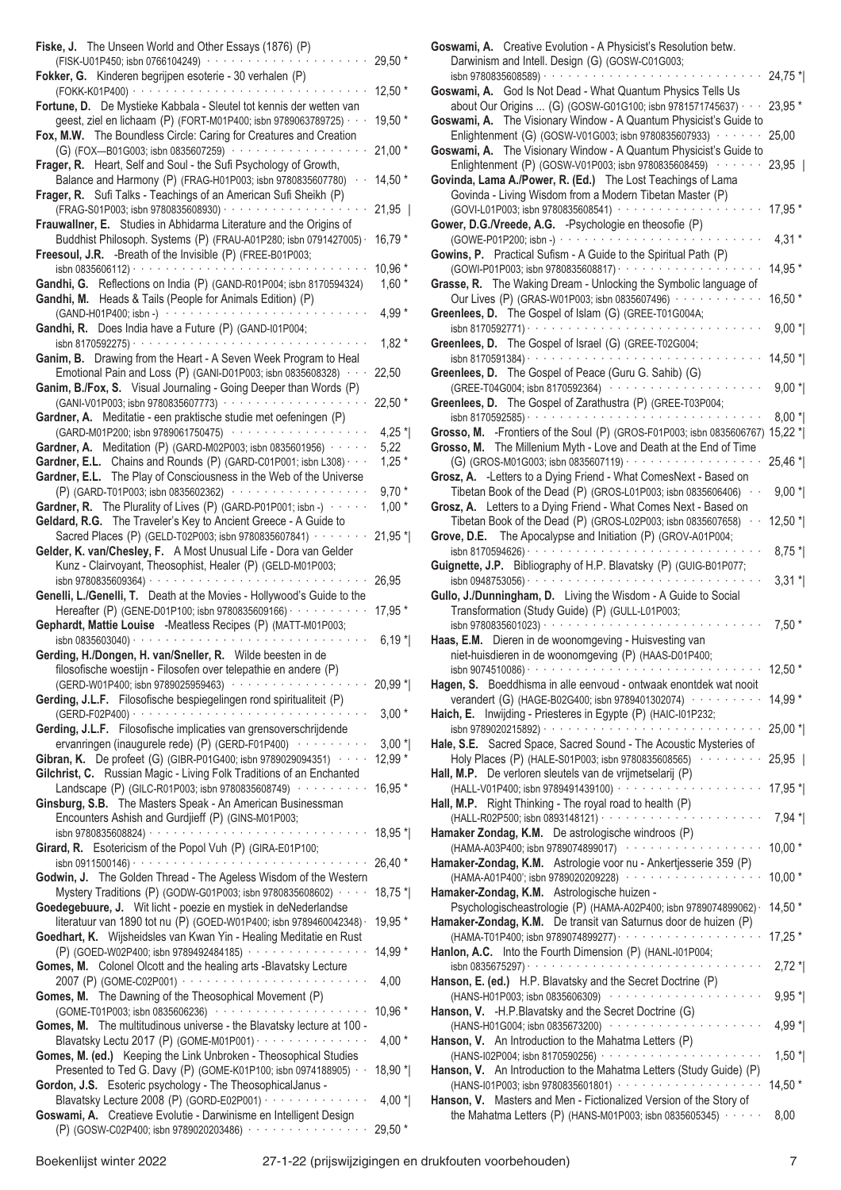**Fiske, J.** The Unseen World and Other Essays (1876) (P) (FISK-U01P450; isbn 0766104249) · · · 29,50 *

**Fokker, G.** Kinderen begrijpen esoterie - 30 verhalen (P) (FOKK-K01P400) · · · 12,50 *

**Fortune, D.** De Mystieke Kabbala - Sleutel tot kennis der wetten van geest, ziel en lichaam (P) (FORT-M01P400; isbn 9789063789725) · · · 19,50 *

**Fox, M.W.** The Boundless Circle: Caring for Creatures and Creation (G) (FOX—B01G003; isbn 0835607259) · · · 21,00 *

**Frager, R.** Heart, Self and Soul - the Sufi Psychology of Growth, Balance and Harmony (P) (FRAG-H01P003; isbn 9780835607780) · · · 14,50 *

**Frager, R.** Sufi Talks - Teachings of an American Sufi Sheikh (P) (FRAG-S01P003; isbn 9780835608930) · · · 21,95 |

**Frauwallner, E.** Studies in Abhidarma Literature and the Origins of Buddhist Philosoph. Systems (P) (FRAU-A01P280; isbn 0791427005) · 16,79 *

**Freesoul, J.R.** -Breath of the Invisible (P) (FREE-B01P003; isbn 0835606112) · · · 10,96 *

**Gandhi, G.** Reflections on India (P) (GAND-R01P004; isbn 8170594324) 1,60 *

**Gandhi, M.** Heads & Tails (People for Animals Edition) (P) (GAND-H01P400; isbn -) · · · 4,99 *

**Gandhi, R.** Does India have a Future (P) (GAND-I01P004; isbn 8170592275) · · · 1,82 *

**Ganim, B.** Drawing from the Heart - A Seven Week Program to Heal Emotional Pain and Loss (P) (GANI-D01P003; isbn 0835608328) · · · 22,50

**Ganim, B./Fox, S.** Visual Journaling - Going Deeper than Words (P) (GANI-V01P003; isbn 9780835607773) · · · 22,50 *

**Gardner, A.** Meditatie - een praktische studie met oefeningen (P) (GARD-M01P200; isbn 9789061750475) · · · 4,25 *|

**Gardner, A.** Meditation (P) (GARD-M02P003; isbn 0835601956) · · · 5,22

**Gardner, E.L.** Chains and Rounds (P) (GARD-C01P001; isbn L308) · · · 1,25 *

**Gardner, E.L.** The Play of Consciousness in the Web of the Universe (P) (GARD-T01P003; isbn 0835602362) · · · 9,70 *

**Gardner, R.** The Plurality of Lives (P) (GARD-P01P001; isbn -) · · · 1,00 *

**Geldard, R.G.** The Traveler's Key to Ancient Greece - A Guide to Sacred Places (P) (GELD-T02P003; isbn 9780835607841) · · · 21,95 *|

**Gelder, K. van/Chesley, F.** A Most Unusual Life - Dora van Gelder Kunz - Clairvoyant, Theosophist, Healer (P) (GELD-M01P003; isbn 9780835609364) · · · 26,95

**Genelli, L./Genelli, T.** Death at the Movies - Hollywood's Guide to the Hereafter (P) (GENE-D01P100; isbn 9780835609166) · · · 17,95 *

**Gephardt, Mattie Louise** -Meatless Recipes (P) (MATT-M01P003; isbn 0835603040) · · · 6,19 *|

**Gerding, H./Dongen, H. van/Sneller, R.** Wilde beesten in de filosofische woestijn - Filosofen over telepathie en andere (P) (GERD-W01P400; isbn 9789025959463) · · · 20,99 *|

**Gerding, J.L.F.** Filosofische bespiegelingen rond spiritualiteit (P) (GERD-F02P400) · · · 3,00 *

**Gerding, J.L.F.** Filosofische implicaties van grensoverschrijdende ervanringen (inaugurele rede) (P) (GERD-F01P400) · · · 3,00 *|

**Gibran, K.** De profeet (G) (GIBR-P01G400; isbn 9789029094351) · · · 12,99 *

**Gilchrist, C.** Russian Magic - Living Folk Traditions of an Enchanted Landscape (P) (GILC-R01P003; isbn 9780835608749) · · · 16,95 *

**Ginsburg, S.B.** The Masters Speak - An American Businessman Encounters Ashish and Gurdjieff (P) (GINS-M01P003; isbn 9780835608824) · · · 18,95 *|

**Girard, R.** Esotericism of the Popol Vuh (P) (GIRA-E01P100; isbn 0911500146) · · · 26,40 *

**Godwin, J.** The Golden Thread - The Ageless Wisdom of the Western Mystery Traditions (P) (GODW-G01P003; isbn 9780835608602) · · · 18,75 *|

**Goedegebuure, J.** Wit licht - poezie en mystiek in deNederlandse literatuur van 1890 tot nu (P) (GOED-W01P400; isbn 9789460042348) · 19,95 *

**Goedhart, K.** Wijsheidsles van Kwan Yin - Healing Meditatie en Rust (P) (GOED-W02P400; isbn 9789492484185) · · · 14,99 *

**Gomes, M.** Colonel Olcott and the healing arts -Blavatsky Lecture 2007 (P) (GOME-C02P001) · · · 4,00

**Gomes, M.** The Dawning of the Theosophical Movement (P) (GOME-T01P003; isbn 0835606236) · · · 10,96 *

**Gomes, M.** The multitudinous universe - the Blavatsky lecture at 100 - Blavatsky Lectu 2017 (P) (GOME-M01P001) · · · 4,00 *

**Gomes, M. (ed.)** Keeping the Link Unbroken - Theosophical Studies Presented to Ted G. Davy (P) (GOME-K01P100; isbn 0974188905) · · · 18,90 *|

**Gordon, J.S.** Esoteric psychology - The TheosophicalJanus - Blavatsky Lecture 2008 (P) (GORD-E02P001) · · · 4,00 *|

**Goswami, A.** Creatieve Evolutie - Darwinisme en Intelligent Design (P) (GOSW-C02P400; isbn 9789020203486) · · · 29,50 *

**Goswami, A.** Creative Evolution - A Physicist's Resolution betw. Darwinism and Intell. Design (G) (GOSW-C01G003; isbn 9780835608589) · · · 24,75 *|

**Goswami, A.** God Is Not Dead - What Quantum Physics Tells Us about Our Origins ... (G) (GOSW-G01G100; isbn 9781571745637) · · · 23,95 *

**Goswami, A.** The Visionary Window - A Quantum Physicist's Guide to Enlightenment (G) (GOSW-V01G003; isbn 9780835607933) · · · 25,00

**Goswami, A.** The Visionary Window - A Quantum Physicist's Guide to Enlightenment (P) (GOSW-V01P003; isbn 9780835608459) · · · 23,95 |

**Govinda, Lama A./Power, R. (Ed.)** The Lost Teachings of Lama Govinda - Living Wisdom from a Modern Tibetan Master (P) (GOVI-L01P003; isbn 9780835608541) · · · 17,95 *

**Gower, D.G./Vreede, A.G.** -Psychologie en theosofie (P) (GOWE-P01P200; isbn -) · · · 4,31 *

**Gowins, P.** Practical Sufism - A Guide to the Spiritual Path (P) (GOWI-P01P003; isbn 9780835608817) · · · 14,95 *

**Grasse, R.** The Waking Dream - Unlocking the Symbolic language of Our Lives (P) (GRAS-W01P003; isbn 0835607496) · · · 16,50 *

**Greenlees, D.** The Gospel of Islam (G) (GREE-T01G004A; isbn 8170592771) · · · 9,00 *|

**Greenlees, D.** The Gospel of Israel (G) (GREE-T02G004; isbn 8170591384) · · · 14,50 *|

**Greenlees, D.** The Gospel of Peace (Guru G. Sahib) (G) (GREE-T04G004; isbn 8170592364) · · · 9,00 *|

**Greenlees, D.** The Gospel of Zarathustra (P) (GREE-T03P004; isbn 8170592585) · · · 8,00 *|

**Grosso, M.** -Frontiers of the Soul (P) (GROS-F01P003; isbn 0835606767) 15,22 *|

**Grosso, M.** The Millenium Myth - Love and Death at the End of Time (G) (GROS-M01G003; isbn 0835607119) · · · 25,46 *|

**Grosz, A.** -Letters to a Dying Friend - What ComesNext - Based on Tibetan Book of the Dead (P) (GROS-L01P003; isbn 0835606406) · · · 9,00 *|

**Grosz, A.** Letters to a Dying Friend - What Comes Next - Based on Tibetan Book of the Dead (P) (GROS-L02P003; isbn 0835607658) · · · 12,50 *|

**Grove, D.E.** The Apocalypse and Initiation (P) (GROV-A01P004; isbn 8170594626) · · · 8,75 *|

**Guignette, J.P.** Bibliography of H.P. Blavatsky (P) (GUIG-B01P077; isbn 0948753056) · · · 3,31 *|

**Gullo, J./Dunningham, D.** Living the Wisdom - A Guide to Social Transformation (Study Guide) (P) (GULL-L01P003; isbn 9780835601023) · · · 7,50 *

**Haas, E.M.** Dieren in de woonomgeving - Huisvesting van niet-huisdieren in de woonomgeving (P) (HAAS-D01P400; isbn 9074510086) · · · 12,50 *

**Hagen, S.** Boeddhisma in alle eenvoud - ontwaak enontdek wat nooit verandert (G) (HAGE-B02G400; isbn 9789401302074) · · · 14,99 *

**Haich, E.** Inwijding - Priesteres in Egypte (P) (HAIC-I01P232; isbn 9789020215892) · · · 25,00 *|

**Hale, S.E.** Sacred Space, Sacred Sound - The Acoustic Mysteries of Holy Places (P) (HALE-S01P003; isbn 9780835608565) · · · 25,95 |

**Hall, M.P.** De verloren sleutels van de vrijmetselarij (P) (HALL-V01P400; isbn 9789491439100) · · · 17,95 *|

**Hall, M.P.** Right Thinking - The royal road to health (P) (HALL-R02P500; isbn 0893148121) · · · 7,94 *|

**Hamaker Zondag, K.M.** De astrologische windroos (P) (HAMA-A03P400; isbn 9789074899017) · · · 10,00 *

**Hamaker-Zondag, K.M.** Astrologie voor nu - Ankertjesserie 359 (P) (HAMA-A01P400'; isbn 9789020209228) · · · 10,00 *

**Hamaker-Zondag, K.M.** Astrologische huizen - Psychologischeastrologie (P) (HAMA-A02P400; isbn 9789074899062) · 14,50 *

**Hamaker-Zondag, K.M.** De transit van Saturnus door de huizen (P) (HAMA-T01P400; isbn 9789074899277) · · · 17,25 *

**Hanlon, A.C.** Into the Fourth Dimension (P) (HANL-I01P004; isbn 0835675297) · · · 2,72 *|

**Hanson, E. (ed.)** H.P. Blavatsky and the Secret Doctrine (P) (HANS-H01P003; isbn 0835606309) · · · 9,95 *|

**Hanson, V.** -H.P.Blavatsky and the Secret Doctrine (G) (HANS-H01G004; isbn 0835673200) · · · 4,99 *|

**Hanson, V.** An Introduction to the Mahatma Letters (P) (HANS-I02P004; isbn 8170590256) · · · 1,50 *|

**Hanson, V.** An Introduction to the Mahatma Letters (Study Guide) (P) (HANS-I01P003; isbn 9780835601801) · · · 14,50 *

**Hanson, V.** Masters and Men - Fictionalized Version of the Story of the Mahatma Letters (P) (HANS-M01P003; isbn 0835605345) · · · 8,00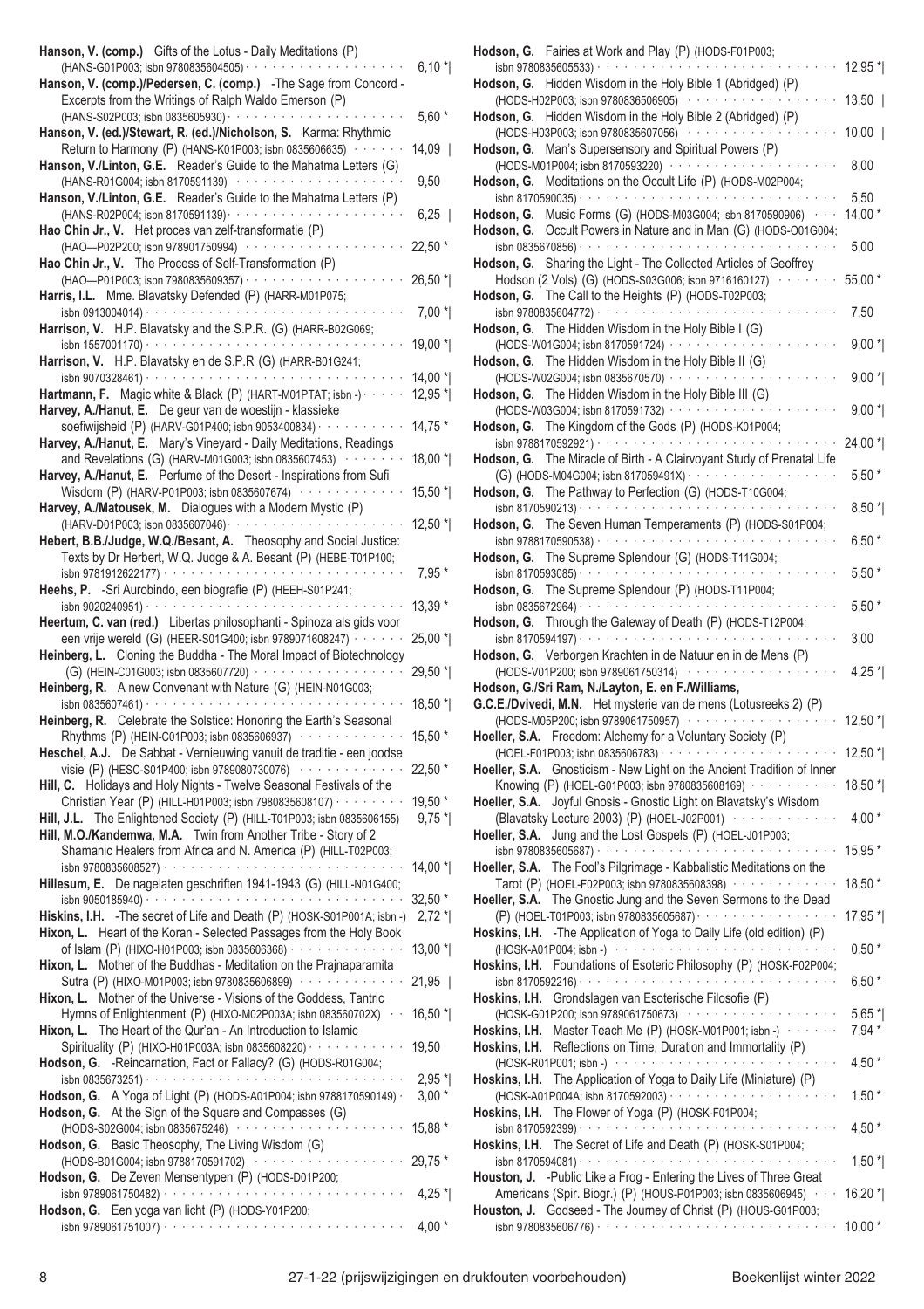**Hanson, V. (comp.)** Gifts of the Lotus - Daily Meditations (P) (HANS-G01P003; isbn 9780835604505) · · · 6,10 *|

**Hanson, V. (comp.)/Pedersen, C. (comp.)** -The Sage from Concord - Excerpts from the Writings of Ralph Waldo Emerson (P) (HANS-S02P003; isbn 0835605930) · · · 5,60 *

**Hanson, V. (ed.)/Stewart, R. (ed.)/Nicholson, S.** Karma: Rhythmic Return to Harmony (P) (HANS-K01P003; isbn 0835606635) · · · 14,09 |

**Hanson, V./Linton, G.E.** Reader's Guide to the Mahatma Letters (G) (HANS-R01G004; isbn 8170591139) · · · 9,50

**Hanson, V./Linton, G.E.** Reader's Guide to the Mahatma Letters (P) (HANS-R02P004; isbn 8170591139) · · · 6,25 |

**Hao Chin Jr., V.** Het proces van zelf-transformatie (P) (HAO—P02P200; isbn 978901750994) · · · 22,50 *

**Hao Chin Jr., V.** The Process of Self-Transformation (P) (HAO—P01P003; isbn 7980835609357) · · · 26,50 *|

**Harris, I.L.** Mme. Blavatsky Defended (P) (HARR-M01P075; isbn 0913004014) · · · 7,00 *|

**Harrison, V.** H.P. Blavatsky and the S.P.R. (G) (HARR-B02G069; isbn 1557001170) · · · 19,00 *|

**Harrison, V.** H.P. Blavatsky en de S.P.R (G) (HARR-B01G241; isbn 9070328461) · · · 14,00 *|

**Hartmann, F.** Magic white & Black (P) (HART-M01PTAT; isbn -) · · · 12,95 *|

**Harvey, A./Hanut, E.** De geur van de woestijn - klassieke soefiwijsheid (P) (HARV-G01P400; isbn 9053400834) · · · 14,75 *

**Harvey, A./Hanut, E.** Mary's Vineyard - Daily Meditations, Readings and Revelations (G) (HARV-M01G003; isbn 0835607453) · · · 18,00 *|

**Harvey, A./Hanut, E.** Perfume of the Desert - Inspirations from Sufi Wisdom (P) (HARV-P01P003; isbn 0835607674) · · · 15,50 *|

**Harvey, A./Matousek, M.** Dialogues with a Modern Mystic (P) (HARV-D01P003; isbn 0835607046) · · · 12,50 *|

**Hebert, B.B./Judge, W.Q./Besant, A.** Theosophy and Social Justice: Texts by Dr Herbert, W.Q. Judge & A. Besant (P) (HEBE-T01P100; isbn 9781912622177) · · · 7,95 *

**Heehs, P.** -Sri Aurobindo, een biografie (P) (HEEH-S01P241; isbn 9020240951) · · · 13,39 *

**Heertum, C. van (red.)** Libertas philosophanti - Spinoza als gids voor een vrije wereld (G) (HEER-S01G400; isbn 9789071608247) · · · 25,00 *|

**Heinberg, L.** Cloning the Buddha - The Moral Impact of Biotechnology (G) (HEIN-C01G003; isbn 0835607720) · · · 29,50 *|

**Heinberg, R.** A new Convenant with Nature (G) (HEIN-N01G003; isbn 0835607461) · · · 18,50 *|

**Heinberg, R.** Celebrate the Solstice: Honoring the Earth's Seasonal Rhythms (P) (HEIN-C01P003; isbn 0835606937) · · · 15,50 *

**Heschel, A.J.** De Sabbat - Vernieuwing vanuit de traditie - een joodse visie (P) (HESC-S01P400; isbn 9789080730076) · · · 22,50 *

**Hill, C.** Holidays and Holy Nights - Twelve Seasonal Festivals of the Christian Year (P) (HILL-H01P003; isbn 7980835608107) · · · 19,50 *

**Hill, J.L.** The Enlightened Society (P) (HILL-T01P003; isbn 0835606155) · · · 9,75 *|

**Hill, M.O./Kandemwa, M.A.** Twin from Another Tribe - Story of 2 Shamanic Healers from Africa and N. America (P) (HILL-T02P003; isbn 9780835608527) · · · 14,00 *|

**Hillesum, E.** De nagelaten geschriften 1941-1943 (G) (HILL-N01G400; isbn 9050185940) · · · 32,50 *

**Hiskins, I.H.** -The secret of Life and Death (P) (HOSK-S01P001A; isbn -) · · · 2,72 *|

**Hixon, L.** Heart of the Koran - Selected Passages from the Holy Book of Islam (P) (HIXO-H01P003; isbn 0835606368) · · · 13,00 *|

**Hixon, L.** Mother of the Buddhas - Meditation on the Prajnaparamita Sutra (P) (HIXO-M01P003; isbn 9780835606899) · · · 21,95 |

**Hixon, L.** Mother of the Universe - Visions of the Goddess, Tantric Hymns of Enlightenment (P) (HIXO-M02P003A; isbn 083560702X) · · · 16,50 *|

**Hixon, L.** The Heart of the Qur'an - An Introduction to Islamic Spirituality (P) (HIXO-H01P003A; isbn 0835608220) · · · 19,50

**Hodson, G.** -Reincarnation, Fact or Fallacy? (G) (HODS-R01G004; isbn 0835673251) · · · 2,95 *|

**Hodson, G.** A Yoga of Light (P) (HODS-A01P004; isbn 9788170590149) · · · 3,00 *

**Hodson, G.** At the Sign of the Square and Compasses (G) (HODS-S02G004; isbn 0835675246) · · · 15,88 *

**Hodson, G.** Basic Theosophy, The Living Wisdom (G) (HODS-B01G004; isbn 9788170591702) · · · 29,75 *

**Hodson, G.** De Zeven Mensentypen (P) (HODS-D01P200; isbn 9789061750482) · · · 4,25 *|

**Hodson, G.** Een yoga van licht (P) (HODS-Y01P200; isbn 9789061751007) · · · 4,00 *

**Hodson, G.** Fairies at Work and Play (P) (HODS-F01P003; isbn 9780835605533) · · · 12,95 *|

**Hodson, G.** Hidden Wisdom in the Holy Bible 1 (Abridged) (P) (HODS-H02P003; isbn 9780836506905) · · · 13,50 |

**Hodson, G.** Hidden Wisdom in the Holy Bible 2 (Abridged) (P) (HODS-H03P003; isbn 9780835607056) · · · 10,00 |

**Hodson, G.** Man's Supersensory and Spiritual Powers (P) (HODS-M01P004; isbn 8170593220) · · · 8,00

**Hodson, G.** Meditations on the Occult Life (P) (HODS-M02P004; isbn 8170590035) · · · 5,50

**Hodson, G.** Music Forms (G) (HODS-M03G004; isbn 8170590906) · · · 14,00 *

**Hodson, G.** Occult Powers in Nature and in Man (G) (HODS-O01G004; isbn 0835670856) · · · 5,00

**Hodson, G.** Sharing the Light - The Collected Articles of Geoffrey Hodson (2 Vols) (G) (HODS-S03G006; isbn 9716160127) · · · 55,00 *

**Hodson, G.** The Call to the Heights (P) (HODS-T02P003; isbn 9780835604772) · · · 7,50

**Hodson, G.** The Hidden Wisdom in the Holy Bible I (G) (HODS-W01G004; isbn 8170591724) · · · 9,00 *|

**Hodson, G.** The Hidden Wisdom in the Holy Bible II (G) (HODS-W02G004; isbn 0835670570) · · · 9,00 *|

**Hodson, G.** The Hidden Wisdom in the Holy Bible III (G) (HODS-W03G004; isbn 8170591732) · · · 9,00 *|

**Hodson, G.** The Kingdom of the Gods (P) (HODS-K01P004; isbn 9788170592921) · · · 24,00 *|

**Hodson, G.** The Miracle of Birth - A Clairvoyant Study of Prenatal Life (G) (HODS-M04G004; isbn 817059491X) · · · 5,50 *

**Hodson, G.** The Pathway to Perfection (G) (HODS-T10G004; isbn 8170590213) · · · 8,50 *|

**Hodson, G.** The Seven Human Temperaments (P) (HODS-S01P004; isbn 9788170590538) · · · 6,50 *

**Hodson, G.** The Supreme Splendour (G) (HODS-T11G004; isbn 8170593085) · · · 5,50 *

**Hodson, G.** The Supreme Splendour (P) (HODS-T11P004; isbn 0835672964) · · · 5,50 *

**Hodson, G.** Through the Gateway of Death (P) (HODS-T12P004; isbn 8170594197) · · · 3,00

**Hodson, G.** Verborgen Krachten in de Natuur en in de Mens (P) (HODS-V01P200; isbn 9789061750314) · · · 4,25 *|

**Hodson, G./Sri Ram, N./Layton, E. en F./Williams, G.C.E./Dvivedi, M.N.** Het mysterie van de mens (Lotusreeks 2) (P) (HODS-M05P200; isbn 9789061750957) · · · 12,50 *|

**Hoeller, S.A.** Freedom: Alchemy for a Voluntary Society (P) (HOEL-F01P003; isbn 0835606783) · · · 12,50 *|

**Hoeller, S.A.** Gnosticism - New Light on the Ancient Tradition of Inner Knowing (P) (HOEL-G01P003; isbn 9780835608169) · · · 18,50 *|

**Hoeller, S.A.** Joyful Gnosis - Gnostic Light on Blavatsky's Wisdom (Blavatsky Lecture 2003) (P) (HOEL-J02P001) · · · 4,00 *

**Hoeller, S.A.** Jung and the Lost Gospels (P) (HOEL-J01P003; isbn 9780835605687) · · · 15,95 *

**Hoeller, S.A.** The Fool's Pilgrimage - Kabbalistic Meditations on the Tarot (P) (HOEL-F02P003; isbn 9780835608398) · · · 18,50 *

**Hoeller, S.A.** The Gnostic Jung and the Seven Sermons to the Dead (P) (HOEL-T01P003; isbn 9780835605687) · · · 17,95 *|

**Hoskins, I.H.** -The Application of Yoga to Daily Life (old edition) (P) (HOSK-A01P004; isbn -) · · · 0,50 *

**Hoskins, I.H.** Foundations of Esoteric Philosophy (P) (HOSK-F02P004; isbn 8170592216) · · · 6,50 *

**Hoskins, I.H.** Grondslagen van Esoterische Filosofie (P) (HOSK-G01P200; isbn 9789061750673) · · · 5,65 *|

**Hoskins, I.H.** Master Teach Me (P) (HOSK-M01P001; isbn -) · · · 7,94 *

**Hoskins, I.H.** Reflections on Time, Duration and Immortality (P) (HOSK-R01P001; isbn -) · · · 4,50 *

**Hoskins, I.H.** The Application of Yoga to Daily Life (Miniature) (P) (HOSK-A01P004A; isbn 8170592003) · · · 1,50 *

**Hoskins, I.H.** The Flower of Yoga (P) (HOSK-F01P004; isbn 8170592399) · · · 4,50 *

**Hoskins, I.H.** The Secret of Life and Death (P) (HOSK-S01P004; isbn 8170594081) · · · 1,50 *|

**Houston, J.** -Public Like a Frog - Entering the Lives of Three Great Americans (Spir. Biogr.) (P) (HOUS-P01P003; isbn 0835606945) · · · 16,20 *|

**Houston, J.** Godseed - The Journey of Christ (P) (HOUS-G01P003; isbn 9780835606776) · · · 10,00 *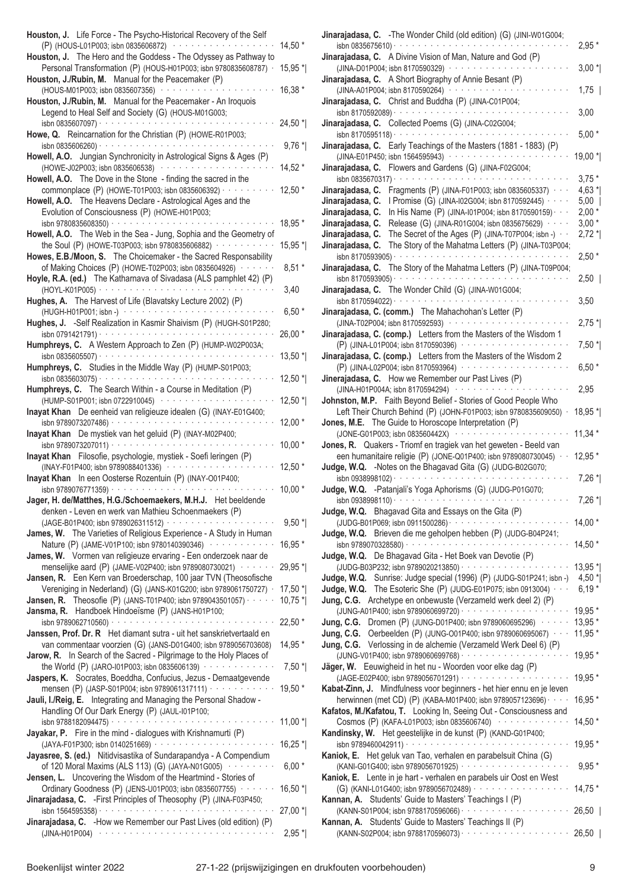**Houston, J.** Life Force - The Psycho-Historical Recovery of the Self (P) (HOUS-L01P003; isbn 0835606872) · · · 14,50 *

**Houston, J.** The Hero and the Goddess - The Odyssey as Pathway to Personal Transformation (P) (HOUS-H01P003; isbn 9780835608787) · 15,95 *|

**Houston, J./Rubin, M.** Manual for the Peacemaker (P) (HOUS-M01P003; isbn 0835607356) · · · 16,38 *

**Houston, J./Rubin, M.** Manual for the Peacemaker - An Iroquois Legend to Heal Self and Society (G) (HOUS-M01G003; isbn 0835607097) · · · 24,50 *|

**Howe, Q.** Reincarnation for the Christian (P) (HOWE-R01P003; isbn 0835606260) · · · 9,76 *|

**Howell, A.O.** Jungian Synchronicity in Astrological Signs & Ages (P) (HOWE-J02P003; isbn 0835606538) · · · 14,52 *

**Howell, A.O.** The Dove in the Stone - finding the sacred in the commonplace (P) (HOWE-T01P003; isbn 0835606392) · · · 12,50 *

**Howell, A.O.** The Heavens Declare - Astrological Ages and the Evolution of Consciousness (P) (HOWE-H01P003; isbn 9780835608350) · · · 18,95 *

**Howell, A.O.** The Web in the Sea - Jung, Sophia and the Geometry of the Soul (P) (HOWE-T03P003; isbn 9780835606882) · · · 15,95 *|

**Howes, E.B./Moon, S.** The Choicemaker - the Sacred Responsability of Making Choices (P) (HOWE-T02P003; isbn 0835604926) · · · 8,51 *

**Hoyle, R.A. (ed.)** The Katharnava of Sivadasa (ALS pamphlet 42) (P) (HOYL-K01P005) · · · 3,40

**Hughes, A.** The Harvest of Life (Blavatsky Lecture 2002) (P) (HUGH-H01P001; isbn -) · · · 6,50 *

**Hughes, J.** -Self Realization in Kasmir Shaivism (P) (HUGH-S01P280; isbn 0791421791) · · · 26,00 *

**Humphreys, C.** A Western Approach to Zen (P) (HUMP-W02P003A; isbn 0835605507) · · · 13,50 *|

**Humphreys, C.** Studies in the Middle Way (P) (HUMP-S01P003; isbn 0835603075) · · · 12,50 *|

**Humphreys, C.** The Search Within - a Course in Meditation (P) (HUMP-S01P001; isbn 0722910045) · · · 12,50 *|

**Inayat Khan** De eenheid van religieuze idealen (G) (INAY-E01G400; isbn 9789073207486) · · · 12,00 *

**Inayat Khan** De mystiek van het geluid (P) (INAY-M02P400; isbn 9789073207011) · · · 10,00 *

**Inayat Khan** Filosofie, psychologie, mystiek - Soefi leringen (P) (INAY-F01P400; isbn 9789088401336) · · · 12,50 *

**Inayat Khan** In een Oosterse Rozentuin (P) (INAY-O01P400; isbn 9789076771359) · · · 10,00 *

**Jager, H. de/Matthes, H.G./Schoemaekers, M.H.J.** Het beeldende denken - Leven en werk van Mathieu Schoenmaekers (P) (JAGE-B01P400; isbn 9789026311512) · · · 9,50 *|

**James, W.** The Varieties of Religious Experience - A Study in Human Nature (P) (JAME-V01P100; isbn 9780140390346) · · · 16,95 *

**James, W.** Vormen van religieuze ervaring - Een onderzoek naar de menselijke aard (P) (JAME-V02P400; isbn 9789080730021) · · · 29,95 *|

**Jansen, R.** Een Kern van Broederschap, 100 jaar TVN (Theosofische Vereniging in Nederland) (G) (JANS-K01G200; isbn 9789061750727) · 17,50 *|

**Jansen, R.** Theosofie (P) (JANS-T01P400; isbn 9789043501057) · · · 10,75 *|

**Jansma, R.** Handboek Hindoeïsme (P) (JANS-H01P100; isbn 9789062710560) · · · 22,50 *

**Janssen, Prof. Dr. R** Het diamant sutra - uit het sanskrietvertaald en van commentaar voorzien (G) (JANS-D01G400; isbn 9789056703608) 14,95 *

**Jarow, R.** In Search of the Sacred - Pilgrimage to the Holy Places of the World (P) (JARO-I01P003; isbn 0835606139) · · · 7,50 *|

**Jaspers, K.** Socrates, Boeddha, Confucius, Jezus - Demaatgevende mensen (P) (JASP-S01P004; isbn 9789061317111) · · · 19,50 *

**Jauli, I./Reig, E.** Integrating and Managing the Personal Shadow - Handling Of Our Dark Energy (P) (JAUL-I01P100; isbn 9788182094475) · · · 11,00 *|

**Jayakar, P.** Fire in the mind - dialogues with Krishnamurti (P) (JAYA-F01P300; isbn 0140251669) · · · 16,25 *|

**Jayasree, S. (ed.)** Nitidvisastika of Sundarapandya - A Compendium of 120 Moral Maxims (ALS 113) (G) (JAYA-N01G005) · · · 6,00 *

**Jensen, L.** Uncovering the Wisdom of the Heartmind - Stories of Ordinary Goodness (P) (JENS-U01P003; isbn 0835607755) · · · 16,50 *|

**Jinarajadasa, C.** -First Principles of Theosophy (P) (JINA-F03P450; isbn 1564595358) · · · 27,00 *|

**Jinarajadasa, C.** -How we Remember our Past Lives (old edition) (P) (JINA-H01P004) · · · 2,95 *|

**Jinarajadasa, C.** -The Wonder Child (old edition) (G) (JINI-W01G004; isbn 0835675610) · · · 2,95 *

**Jinarajadasa, C.** A Divine Vision of Man, Nature and God (P) (JINA-D01P004; isbn 8170590329) · · · 3,00 *|

**Jinarajadasa, C.** A Short Biography of Annie Besant (P) (JINA-A01P004; isbn 8170590264) · · · 1,75 |

**Jinarajadasa, C.** Christ and Buddha (P) (JINA-C01P004; isbn 8170592089) · · · 3,00

**Jinarajadasa, C.** Collected Poems (G) (JINA-C02G004; isbn 8170595118) · · · 5,00 *

**Jinarajadasa, C.** Early Teachings of the Masters (1881 - 1883) (P) (JINA-E01P450; isbn 1564595943) · · · 19,00 *|

**Jinarajadasa, C.** Flowers and Gardens (G) (JINA-F02G004; isbn 0835670317) · · · 3,75 *

**Jinarajadasa, C.** Fragments (P) (JINA-F01P003; isbn 0835605337) · · · 4,63 *|

**Jinarajadasa, C.** I Promise (G) (JINA-I02G004; isbn 8170592445) · · · 5,00 |

**Jinarajadasa, C.** In His Name (P) (JINA-I01P004; isbn 8170590159) · · · 2,00 *

**Jinarajadasa, C.** Release (G) (JINA-R01G004; isbn 0835675629) · · · 3,00 *

**Jinarajadasa, C.** The Secret of the Ages (P) (JINA-T07P004; isbn -) · · · 2,72 *|

**Jinarajadasa, C.** The Story of the Mahatma Letters (P) (JINA-T03P004; isbn 8170593905) · · · 2,50 *

**Jinarajadasa, C.** The Story of the Mahatma Letters (P) (JINA-T09P004; isbn 8170593905) · · · 2,50 |

**Jinarajadasa, C.** The Wonder Child (G) (JINA-W01G004; isbn 8170594022) · · · 3,50

**Jinarajadasa, C. (comm.)** The Mahachohan's Letter (P) (JINA-T02P004; isbn 8170592593) · · · 2,75 *|

**Jinarajadasa, C. (comp.)** Letters from the Masters of the Wisdom 1 (P) (JINA-L01P004; isbn 8170590396) · · · 7,50 *|

**Jinarajadasa, C. (comp.)** Letters from the Masters of the Wisdom 2 (P) (JINA-L02P004; isbn 8170593964) · · · 6,50 *

**Jinerajadasa, C.** How we Remember our Past Lives (P) (JINA-H01P004A; isbn 8170594294) · · · 2,95

**Johnston, M.P.** Faith Beyond Belief - Stories of Good People Who Left Their Church Behind (P) (JOHN-F01P003; isbn 9780835609050) · 18,95 *|

**Jones, M.E.** The Guide to Horoscope Interpretation (P) (JONE-G01P003; isbn 083560442X) · · · 11,34 *

**Jones, R.** Quakers - Triomf en tragiek van het geweten - Beeld van een humanitaire religie (P) (JONE-Q01P400; isbn 9789080730045) · · 12,95 *

**Judge, W.Q.** -Notes on the Bhagavad Gita (G) (JUDG-B02G070; isbn 0938998102) · · · 7,26 *|

**Judge, W.Q.** -Patanjali's Yoga Aphorisms (G) (JUDG-P01G070; isbn 0938998110) · · · 7,26 *|

**Judge, W.Q.** Bhagavad Gita and Essays on the Gita (P) (JUDG-B01P069; isbn 0911500286) · · · 14,00 *

**Judge, W.Q.** Brieven die me geholpen hebben (P) (JUDG-B04P241; isbn 9789070328580) · · · 14,50 *

**Judge, W.Q.** De Bhagavad Gita - Het Boek van Devotie (P) (JUDG-B03P232; isbn 9789020213850) · · · 13,95 *|

**Judge, W.Q.** Sunrise: Judge special (1996) (P) (JUDG-S01P241; isbn -) 4,50 *|

**Judge, W.Q.** The Esoteric She (P) (JUDG-E01P075; isbn 0913004) · · · 6,19 *

**Jung, C.G.** Archetype en onbewuste (Verzameld werk deel 2) (P) (JUNG-A01P400; isbn 9789060699720) · · · 19,95 *

**Jung, C.G.** Dromen (P) (JUNG-D01P400; isbn 9789060695296) · · · 13,95 *

**Jung, C.G.** Oerbeelden (P) (JUNG-O01P400; isbn 9789060695067) · · · 11,95 *

**Jung, C.G.** Verlossing in de alchemie (Verzameld Werk Deel 6) (P) (JUNG-V01P400; isbn 9789060699768) · · · 19,95 *

**Jäger, W.** Eeuwigheid in het nu - Woorden voor elke dag (P) (JAGE-E02P400; isbn 9789056701291) · · · 19,95 *

**Kabat-Zinn, J.** Mindfulness voor beginners - het hier ennu en je leven herwinnen (met CD) (P) (KABA-M01P400; isbn 9789057123696) · · · 16,95 *

**Kafatos, M./Kafatou, T.** Looking In, Seeing Out - Consciousness and Cosmos (P) (KAFA-L01P003; isbn 0835606740) · · · 14,50 *

**Kandinsky, W.** Het geestelijke in de kunst (P) (KAND-G01P400; isbn 9789460042911) · · · 19,95 *

**Kaniok, E.** Het geluk van Tao, verhalen en parabelsuit China (G) (KANI-G01G400; isbn 9789056701925) · · · 9,95 *

**Kaniok, E.** Lente in je hart - verhalen en parabels uir Oost en West (G) (KANI-L01G400; isbn 9789056702489) · · · 14,75 *

**Kannan, A.** Students' Guide to Masters' Teachings I (P) (KANN-S01P004; isbn 9788170596066) · · · 26,50 |

**Kannan, A.** Students' Guide to Masters' Teachings II (P) (KANN-S02P004; isbn 9788170596073) · · · 26,50 |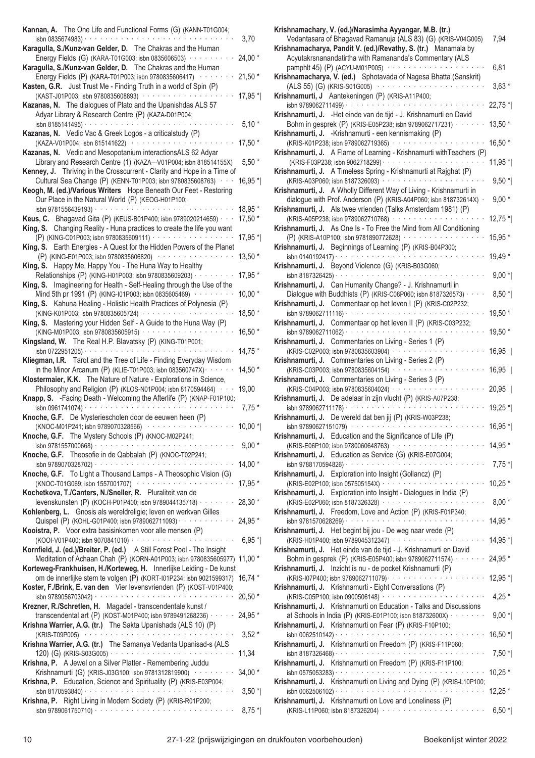**Kannan, A.** The One Life and Functional Forms (G) (KANN-T01G004; isbn 0835674983) · · · 3,70

**Karagulla, S./Kunz-van Gelder, D.** The Chakras and the Human Energy Fields (G) (KARA-T01G003; isbn 0835606503) · · · 24,00 *

**Karagulla, S./Kunz-van Gelder, D.** The Chakras and the Human Energy Fields (P) (KARA-T01P003; isbn 9780835606417) · · · 21,50 *

**Kasten, G.R.** Just Trust Me - Finding Truth in a world of Spin (P) (KAST-J01P003; isbn 9780835608893) · · · 17,95 *|

**Kazanas, N.** The dialogues of Plato and the Upanishdas ALS 57 Adyar Library & Research Centre (P) (KAZA-D01P004; isbn 8185141495) · · · 5,10 *

**Kazanas, N.** Vedic Vac & Greek Logos - a criticalstudy (P) (KAZA-V01P004; isbn 815141622) · · · 17,50 *

**Kazanas, N.** Vedic and Mesopotanium interactionsALS 62 Adyar Library and Research Centre (1) (KAZA—V01P004; isbn 818514155X) · · · 5,50 *

**Kenney, J.** Thriving in the Crosscurrent - Clarity and Hope in a Time of Cultural Sea Change (P) (KENN-T01P003; isbn 9780835608763) · · · 16,95 *|

**Keogh, M. (ed.)/Various Writers** Hope Beneath Our Feet - Restoring Our Place in the Natural World (P) (KEOG-H01P100; isbn 9781556439193) · · · 18,95 *

**Keus, C.** Bhagavad Gita (P) (KEUS-B01P400; isbn 9789020214659) · · · 17,50 *

**King, S.** Changing Reality - Huna practices to create the life you want (P) (KING-C01P003; isbn 9780835609111) · · · 17,95 *|

**King, S.** Earth Energies - A Quest for the Hidden Powers of the Planet (P) (KING-E01P003; isbn 9780835606820) · · · 13,50 *

**King, S.** Happy Me, Happy You - The Huna Way to Healthy Relationships (P) (KING-H01P003; isbn 9780835609203) · · · 17,95 *

**King, S.** Imagineering for Health - Self-Healing through the Use of the Mind 5th pr 1991 (P) (KING-I01P003; isbn 0835605469) · · · 10,00 *

**King, S.** Kahuna Healing - Holistic Health Practices of Polynesia (P) (KING-K01P003; isbn 9780835605724) · · · 18,50 *

**King, S.** Mastering your Hidden Self - A Guide to the Huna Way (P) (KING-M01P003; isbn 9780835605915) · · · 16,50 *

**Kingsland, W.** The Real H.P. Blavatsky (P) (KING-T01P001; isbn 0722951205) · · · 14,75 *

**Kliegman, I.R.** Tarot and the Tree of Life - Finding Everyday Wisdom in the Minor Arcanum (P) (KLIE-T01P003; isbn 083560747X) · · · 14,50 *

**Klostermaier, K.K.** The Nature of Nature - Explorations in Science, Philosophy and Religion (P) (KLOS-N01P004; isbn 8170594464) · · · 19,00

**Knapp, S.** -Facing Death - Welcoming the Afterlife (P) (KNAP-F01P100; isbn 0961741074) · · · 7,75 *

**Knoche, G.F.** De Mysteriescholen door de eeuwen heen (P) (KNOC-M01P241; isbn 9789070328566) · · · 10,00 *|

**Knoche, G.F.** The Mystery Schools (P) (KNOC-M02P241; isbn 9781557000668) · · · 9,00 *

**Knoche, G.F.** Theosofie in de Qabbalah (P) (KNOC-T02P241; isbn 9789070328702) · · · 14,00 *

**Knoche, G.F.** To Light a Thousand Lamps - A Theosophic Vision (G) (KNOC-T01G069; isbn 1557001707) · · · 17,95 *

**Kochetkova, T./Canters, N./Sneller, R.** Pluraliteit van de levenskunsten (P) (KOCH-P01P400; isbn 9789044135718) · · · 28,30 *

**Kohlenberg, L.** Gnosis als wereldreligie; leven en werkvan Gilles Quispel (P) (KOHL-G01P400; isbn 9789062711093) · · · 24,95 *

**Kooistra, P.** Voor extra basisinkomen voor alle mensen (P) (KOOI-V01P400; isbn 9070841010) · · · 6,95 *|

**Kornfield, J. (ed.)/Breiter, P. (ed.)** A Still Forest Pool - The Insight Meditation of Achaan Chah (P) (KORN-A01P003; isbn 9780835605977) 11,00 *

**Korteweg-Frankhuisen, H./Korteweg, H.** Innerlijke Leiding - De kunst om de innerlijke stem te volgen (P) (KORT-I01P234; isbn 9021599317) 16,74 *

**Koster, F./Brink, E. van den** Vier levensvrienden (P) (KOST-V01P400; isbn 9789056703042) · · · 20,50 *

**Krezner, R./Schretlen, H.** Magadel - transcendentale kunst / transcendental art (P) (KOST-M01P400; isbn 9789491268236) · · · 24,95 *

**Krishna Warrier, A.G. (tr.)** The Sakta Upanishads (ALS 10) (P) (KRIS-T09P005) · · · 3,52 *

**Krishna Warrier, A.G. (tr.)** The Samanya Vedanta Upanisad-s (ALS 120) (G) (KRIS-S03G005) · · · 11,34

**Krishna, P.** A Jewel on a Silver Platter - Remembering Juddu Krishnamurti (G) (KRIS-J03G100; isbn 9781312819900) · · · 34,00 *

**Krishna, P.** Education, Science and Spirituality (P) (KRIS-E03P004; isbn 8170593840) · · · 3,50 *|

**Krishna, P.** Right Living in Modern Society (P) (KRIS-R01P200; isbn 9789061750710) · · · 8,75 *|

**Krishnamachary, V. (ed.)/Narasimha Ayyangar, M.B. (tr.)** Vedantasara of Bhagavad Ramanuja (ALS 83) (G) (KRIS-V04G005) · · · 7,94

**Krishnamacharya, Pandit V. (ed.)/Revathy, S. (tr.)** Manamala by Acyutakrsnanandatirtha with Ramananda's Commentary (ALS pamphlt 45) (P) (ACYU-M01P005) · · · 6,81

**Krishnamacharya, V. (ed.)** Sphotavada of Nagesa Bhatta (Sanskrit) (ALS 55) (G) (KRIS-S01G005) · · · 3,63 *

**Krishnamurti, J** Aantekeningen (P) (KRIS-A11P400; isbn 9789062711499) · · · 22,75 *|

**Krishnamurti, J.** -Het einde van de tijd - J. Krishnamurti en David Bohm in gesprek (P) (KRIS-E05P238; isbn 9789062717231) · · · 13,50 *

**Krishnamurti, J.** -Krishnamurti - een kennismaking (P) (KRIS-K01P238; isbn 9789062719365) · · · 16,50 *

**Krishnamurti, J.** A Flame of Learning - Krishnamurti withTeachers (P) (KRIS-F03P238; isbn 9062718299) · · · 11,95 *|

**Krishnamurti, J.** A Timeless Spring - Krishnamurti at Rajghat (P) (KRIS-A03P060; isbn 8187326093) · · · 9,50 *|

**Krishnamurti, J.** A Wholly Different Way of Living - Krishnamurti in dialogue with Prof. Anderson (P) (KRIS-A04P060; isbn 818732614X) · · · 9,00 *

**Krishnamurti, J.** Als twee vrienden (Talks Amsterdam 1981) (P) (KRIS-A05P238; isbn 9789062710768) · · · 12,75 *|

**Krishnamurti, J.** As One Is - To Free the Mind from All Conditioning (P) (KRIS-A10P100; isbn 9781890772628) · · · 15,95 *

**Krishnamurti, J.** Beginnings of Learning (P) (KRIS-B04P300; isbn 0140192417) · · · 19,49 *

**Krishnamurti, J.** Beyond Violence (G) (KRIS-B03G060; isbn 8187326425) · · · 9,00 *|

**Krishnamurti, J.** Can Humanity Change? - J. Krishnamurti in Dialogue with Buddhists (P) (KRIS-C08P060; isbn 8187326573) · · · 8,50 *|

**Krishnamurti, J.** Commentaar op het leven I (P) (KRIS-C02P232; isbn 9789062711116) · · · 19,50 *

**Krishnamurti, J.** Commentaar op het leven II (P) (KRIS-C03P232; isbn 9789062711062) · · · 19,50 *

**Krishnamurti, J.** Commentaries on Living - Series 1 (P) (KRIS-C02P003; isbn 9780835603904) · · · 16,95 |

**Krishnamurti, J.** Commentaries on Living - Series 2 (P) (KRIS-C03P003; isbn 9780835604154) · · · 16,95 |

**Krishnamurti, J.** Commentaries on Living - Series 3 (P) (KRIS-C04P003; isbn 9780835604024) · · · 20,95 |

**Krishnamurti, J.** De adelaar in zijn vlucht (P) (KRIS-A07P238; isbn 9789062711178) · · · 19,25 *|

**Krishnamurti, J.** De wereld dat ben jij (P) (KRIS-W03P238; isbn 9789062715107) · · · 16,95 *|

**Krishnamurti, J.** Education and the Significance of Life (P) (KRIS-E06P100; isbn 9780060648763) · · · 14,95 *

**Krishnamurti, J.** Education as Service (G) (KRIS-E07G004; isbn 9788170594826) · · · 7,75 *|

**Krishnamurti, J.** Exploration into Insight (Gollancz) (P) (KRIS-E02P100; isbn 057505154X) · · · 10,25 *

**Krishnamurti, J.** Exploration into Insight - Dialogues in India (P) (KRIS-E02P060; isbn 8187326328) · · · 8,00 *

**Krishnamurti, J.** Freedom, Love and Action (P) (KRIS-F01P340; isbn 9781570628269) · · · 14,95 *

**Krishnamurti, J.** Het begint bij jou - De weg naar vrede (P) (KRIS-H01P400; isbn 9789045312347) · · · 14,95 *|

**Krishnamurti, J.** Het einde van de tijd - J. Krishnamurti en David Bohm in gesprek (P) (KRIS-E05P400; isbn 9789062711574) · · · 24,95 *

**Krishnamurti, J.** Inzicht is nu - de pocket Krishnamurti (P) (KRIS-I07P400; isbn 9789062711079) · · · 12,95 *|

**Krishnamurti, J.** Krishnamurti - Eight Conversations (P) (KRIS-C05P100; isbn 0900506148) · · · 4,25 *

**Krishnamurti, J.** Krishnamurti on Education - Talks and Discussions at Schools in India (P) (KRIS-E01P100; isbn 818732600X) · · · 9,00 *|

**Krishnamurti, J.** Krishnamurti on Fear (P) (KRIS-F10P100; isbn 0062510142) · · · 16,50 *|

**Krishnamurti, J.** Krishnamurti on Freedom (P) (KRIS-F11P060; isbn 8187326468) · · · 7,50 *|

**Krishnamurti, J.** Krishnamurti on Freedom (P) (KRIS-F11P100; isbn 0575053283) · · · 10,25 *

**Krishnamurti, J.** Krishnamurti on Living and Dying (P) (KRIS-L10P100; isbn 0062506102) · · · 12,25 *

**Krishnamurti, J.** Krishnamurti on Love and Loneliness (P) (KRIS-L11P060; isbn 8187326204) · · · 6,50 *|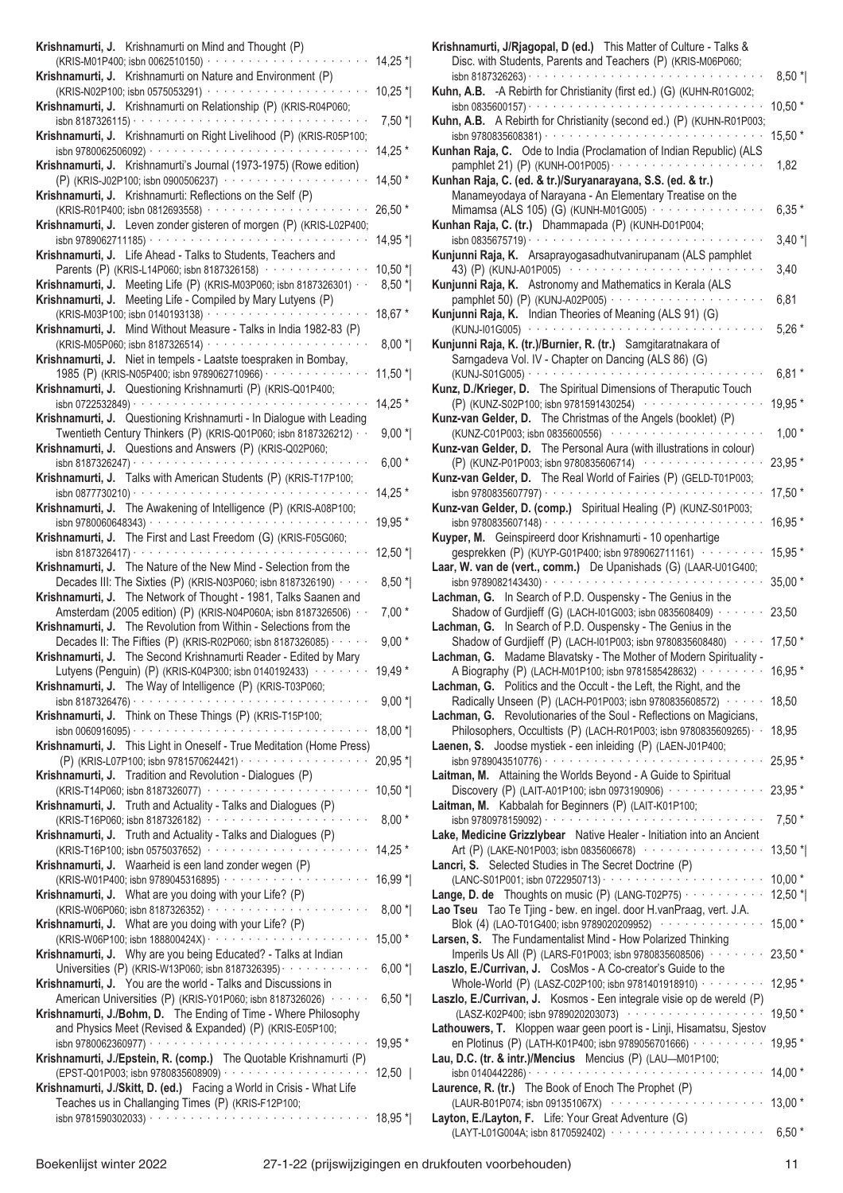**Krishnamurti, J.** Krishnamurti on Mind and Thought (P) (KRIS-M01P400; isbn 0062510150) · · · 14,25 *|

**Krishnamurti, J.** Krishnamurti on Nature and Environment (P) (KRIS-N02P100; isbn 0575053291) · · · 10,25 *|

**Krishnamurti, J.** Krishnamurti on Relationship (P) (KRIS-R04P060; isbn 8187326115) · · · 7,50 *|

**Krishnamurti, J.** Krishnamurti on Right Livelihood (P) (KRIS-R05P100; isbn 9780062506092) · · · 14,25 *

**Krishnamurti, J.** Krishnamurti's Journal (1973-1975) (Rowe edition) (P) (KRIS-J02P100; isbn 0900506237) · · · 14,50 *

**Krishnamurti, J.** Krishnamurti: Reflections on the Self (P) (KRIS-R01P400; isbn 0812693558) · · · 26,50 *

**Krishnamurti, J.** Leven zonder gisteren of morgen (P) (KRIS-L02P400; isbn 9789062711185) · · · 14,95 *|

**Krishnamurti, J.** Life Ahead - Talks to Students, Teachers and Parents (P) (KRIS-L14P060; isbn 8187326158) · · · 10,50 *|

**Krishnamurti, J.** Meeting Life (P) (KRIS-M03P060; isbn 8187326301) · · · 8,50 *|

**Krishnamurti, J.** Meeting Life - Compiled by Mary Lutyens (P) (KRIS-M03P100; isbn 0140193138) · · · 18,67 *

**Krishnamurti, J.** Mind Without Measure - Talks in India 1982-83 (P) (KRIS-M05P060; isbn 8187326514) · · · 8,00 *|

**Krishnamurti, J.** Niet in tempels - Laatste toespraken in Bombay, 1985 (P) (KRIS-N05P400; isbn 9789062710966) · · · 11,50 *|

**Krishnamurti, J.** Questioning Krishnamurti (P) (KRIS-Q01P400; isbn 0722532849) · · · 14,25 *

**Krishnamurti, J.** Questioning Krishnamurti - In Dialogue with Leading Twentieth Century Thinkers (P) (KRIS-Q01P060; isbn 8187326212) · · · 9,00 *|

**Krishnamurti, J.** Questions and Answers (P) (KRIS-Q02P060; isbn 8187326247) · · · 6,00 *

**Krishnamurti, J.** Talks with American Students (P) (KRIS-T17P100; isbn 0877730210) · · · 14,25 *

**Krishnamurti, J.** The Awakening of Intelligence (P) (KRIS-A08P100; isbn 9780060648343) · · · 19,95 *

**Krishnamurti, J.** The First and Last Freedom (G) (KRIS-F05G060; isbn 8187326417) · · · 12,50 *|

**Krishnamurti, J.** The Nature of the New Mind - Selection from the Decades III: The Sixties (P) (KRIS-N03P060; isbn 8187326190) · · · 8,50 *|

**Krishnamurti, J.** The Network of Thought - 1981, Talks Saanen and Amsterdam (2005 edition) (P) (KRIS-N04P060A; isbn 8187326506) · · · 7,00 *

**Krishnamurti, J.** The Revolution from Within - Selections from the Decades II: The Fifties (P) (KRIS-R02P060; isbn 8187326085) · · · 9,00 *

**Krishnamurti, J.** The Second Krishnamurti Reader - Edited by Mary Lutyens (Penguin) (P) (KRIS-K04P300; isbn 0140192433) · · · 19,49 *

**Krishnamurti, J.** The Way of Intelligence (P) (KRIS-T03P060; isbn 8187326476) · · · 9,00 *|

**Krishnamurti, J.** Think on These Things (P) (KRIS-T15P100; isbn 0060916095) · · · 18,00 *|

**Krishnamurti, J.** This Light in Oneself - True Meditation (Home Press) (P) (KRIS-L07P100; isbn 9781570624421) · · · 20,95 *|

**Krishnamurti, J.** Tradition and Revolution - Dialogues (P) (KRIS-T14P060; isbn 8187326077) · · · 10,50 *|

**Krishnamurti, J.** Truth and Actuality - Talks and Dialogues (P) (KRIS-T16P060; isbn 8187326182) · · · 8,00 *

**Krishnamurti, J.** Truth and Actuality - Talks and Dialogues (P) (KRIS-T16P100; isbn 0575037652) · · · 14,25 *

**Krishnamurti, J.** Waarheid is een land zonder wegen (P) (KRIS-W01P400; isbn 9789045316895) · · · 16,99 *|

**Krishnamurti, J.** What are you doing with your Life? (P) (KRIS-W06P060; isbn 8187326352) · · · 8,00 *|

**Krishnamurti, J.** What are you doing with your Life? (P) (KRIS-W06P100; isbn 188800424X) · · · 15,00 *

**Krishnamurti, J.** Why are you being Educated? - Talks at Indian Universities (P) (KRIS-W13P060; isbn 8187326395) · · · 6,00 *|

**Krishnamurti, J.** You are the world - Talks and Discussions in American Universities (P) (KRIS-Y01P060; isbn 8187326026) · · · 6,50 *|

**Krishnamurti, J./Bohm, D.** The Ending of Time - Where Philosophy and Physics Meet (Revised & Expanded) (P) (KRIS-E05P100; isbn 9780062360977) · · · 19,95 *

**Krishnamurti, J./Epstein, R. (comp.)** The Quotable Krishnamurti (P) (EPST-Q01P003; isbn 9780835608909) · · · 12,50 |

**Krishnamurti, J./Skitt, D. (ed.)** Facing a World in Crisis - What Life Teaches us in Challanging Times (P) (KRIS-F12P100; isbn 9781590302033) · · · 18,95 *|

**Krishnamurti, J/Rjagopal, D (ed.)** This Matter of Culture - Talks & Disc. with Students, Parents and Teachers (P) (KRIS-M06P060; isbn 8187326263) · · · 8,50 *|

**Kuhn, A.B.** -A Rebirth for Christianity (first ed.) (G) (KUHN-R01G002; isbn 0835600157) · · · 10,50 *

**Kuhn, A.B.** A Rebirth for Christianity (second ed.) (P) (KUHN-R01P003; isbn 9780835608381) · · · 15,50 *

**Kunhan Raja, C.** Ode to India (Proclamation of Indian Republic) (ALS pamphlet 21) (P) (KUNH-O01P005) · · · 1,82

**Kunhan Raja, C. (ed. & tr.)/Suryanarayana, S.S. (ed. & tr.)** Manameyodaya of Narayana - An Elementary Treatise on the Mimamsa (ALS 105) (G) (KUNH-M01G005) · · · 6,35 *

**Kunhan Raja, C. (tr.)** Dhammapada (P) (KUNH-D01P004; isbn 0835675719) · · · 3,40 *|

**Kunjunni Raja, K.** Arsaprayogasadhutvanirupanam (ALS pamphlet 43) (P) (KUNJ-A01P005) · · · 3,40

**Kunjunni Raja, K.** Astronomy and Mathematics in Kerala (ALS pamphlet 50) (P) (KUNJ-A02P005) · · · 6,81

**Kunjunni Raja, K.** Indian Theories of Meaning (ALS 91) (G) (KUNJ-I01G005) · · · 5,26 *

**Kunjunni Raja, K. (tr.)/Burnier, R. (tr.)** Samgitaratnakara of Sarngadeva Vol. IV - Chapter on Dancing (ALS 86) (G) (KUNJ-S01G005) · · · 6,81 *

**Kunz, D./Krieger, D.** The Spiritual Dimensions of Theraputic Touch (P) (KUNZ-S02P100; isbn 9781591430254) · · · 19,95 *

**Kunz-van Gelder, D.** The Christmas of the Angels (booklet) (P) (KUNZ-C01P003; isbn 0835600556) · · · 1,00 *

**Kunz-van Gelder, D.** The Personal Aura (with illustrations in colour) (P) (KUNZ-P01P003; isbn 9780835606714) · · · 23,95 *

**Kunz-van Gelder, D.** The Real World of Fairies (P) (GELD-T01P003; isbn 9780835607797) · · · 17,50 *

**Kunz-van Gelder, D. (comp.)** Spiritual Healing (P) (KUNZ-S01P003; isbn 9780835607148) · · · 16,95 *

**Kuyper, M.** Geinspireerd door Krishnamurti - 10 openhartige gesprekken (P) (KUYP-G01P400; isbn 9789062711161) · · · 15,95 *

**Laar, W. van de (vert., comm.)** De Upanishads (G) (LAAR-U01G400; isbn 9789082143430) · · · 35,00 *

**Lachman, G.** In Search of P.D. Ouspensky - The Genius in the Shadow of Gurdjieff (G) (LACH-I01G003; isbn 0835608409) · · · 23,50

**Lachman, G.** In Search of P.D. Ouspensky - The Genius in the Shadow of Gurdjieff (P) (LACH-I01P003; isbn 9780835608480) · · · 17,50 *

**Lachman, G.** Madame Blavatsky - The Mother of Modern Spirituality - A Biography (P) (LACH-M01P100; isbn 9781585428632) · · · 16,95 *

**Lachman, G.** Politics and the Occult - the Left, the Right, and the Radically Unseen (P) (LACH-P01P003; isbn 9780835608572) · · · 18,50

**Lachman, G.** Revolutionaries of the Soul - Reflections on Magicians, Philosophers, Occultists (P) (LACH-R01P003; isbn 9780835609265) · · · 18,95

**Laenen, S.** Joodse mystiek - een inleiding (P) (LAEN-J01P400; isbn 9789043510776) · · · 25,95 *

**Laitman, M.** Attaining the Worlds Beyond - A Guide to Spiritual Discovery (P) (LAIT-A01P100; isbn 0973190906) · · · 23,95 *

**Laitman, M.** Kabbalah for Beginners (P) (LAIT-K01P100; isbn 9780978159092) · · · 7,50 *

**Lake, Medicine Grizzlybear** Native Healer - Initiation into an Ancient Art (P) (LAKE-N01P003; isbn 0835606678) · · · 13,50 *|

**Lancri, S.** Selected Studies in The Secret Doctrine (P) (LANC-S01P001; isbn 0722950713) · · · 10,00 *

**Lange, D. de** Thoughts on music (P) (LANG-T02P75) · · · 12,50 *|

**Lao Tseu** Tao Te Tjing - bew. en ingel. door H.vanPraag, vert. J.A. Blok (4) (LAO-T01G400; isbn 9789020209952) · · · 15,00 *

**Larsen, S.** The Fundamentalist Mind - How Polarized Thinking Imperils Us All (P) (LARS-F01P003; isbn 9780835608506) · · · 23,50 *

**Laszlo, E./Currivan, J.** CosMos - A Co-creator's Guide to the Whole-World (P) (LASZ-C02P100; isbn 9781401918910) · · · 12,95 *

**Laszlo, E./Currivan, J.** Kosmos - Een integrale visie op de wereld (P) (LASZ-K02P400; isbn 9789020203073) · · · 19,50 *

**Lathouwers, T.** Kloppen waar geen poort is - Linji, Hisamatsu, Sjestov en Plotinus (P) (LATH-K01P400; isbn 9789056701666) · · · 19,95 *

**Lau, D.C. (tr. & intr.)/Mencius** Mencius (P) (LAU—M01P100; isbn 0140442286) · · · 14,00 *

**Laurence, R. (tr.)** The Book of Enoch The Prophet (P) (LAUR-B01P074; isbn 091351067X) · · · 13,00 *

**Layton, E./Layton, F.** Life: Your Great Adventure (G) (LAYT-L01G004A; isbn 8170592402) · · · 6,50 *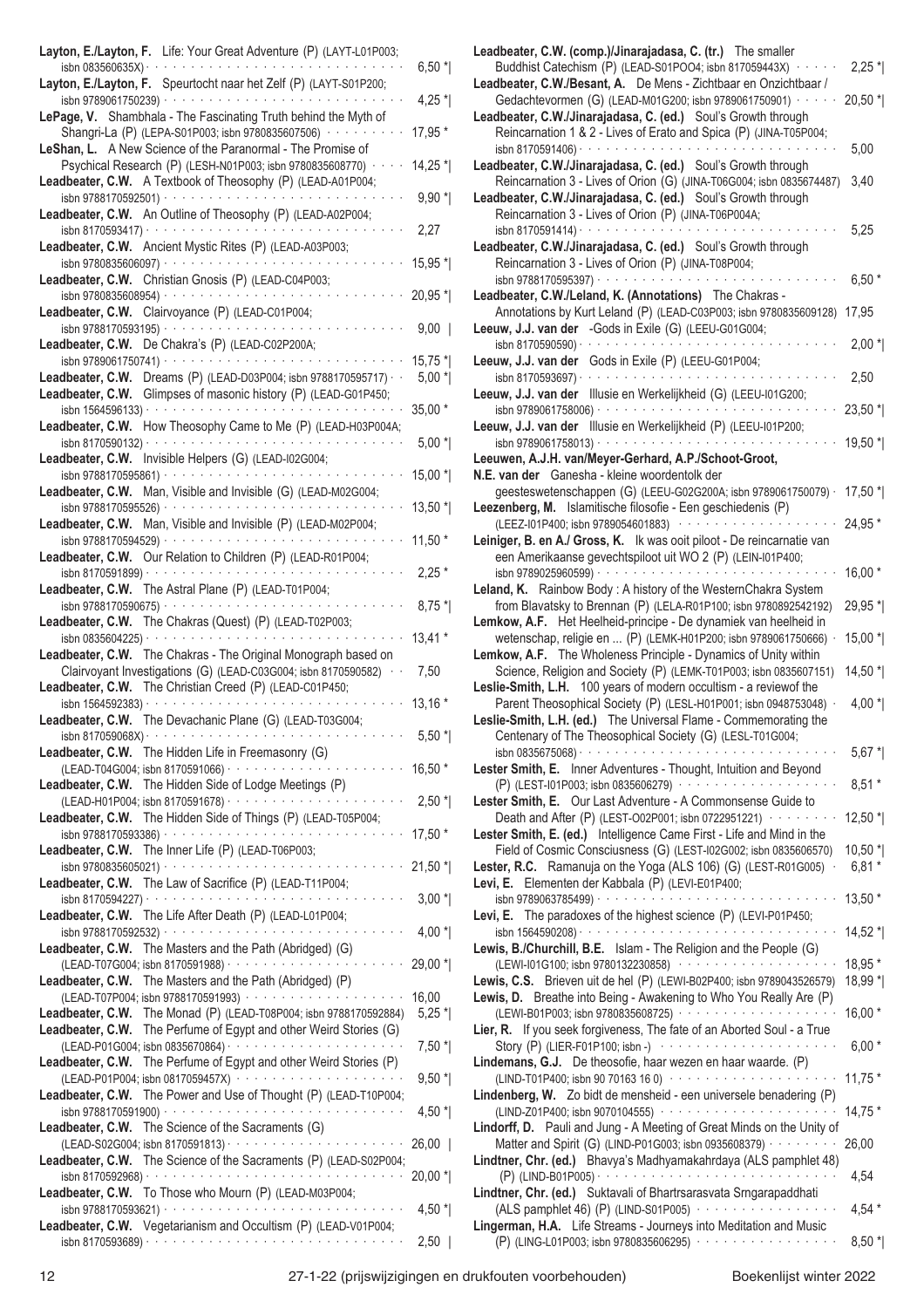**Layton, E./Layton, F.** Life: Your Great Adventure (P) (LAYT-L01P003; isbn 083560635X) 6,50 *|

**Layton, E./Layton, F.** Speurtocht naar het Zelf (P) (LAYT-S01P200; isbn 9789061750239) 4,25 *|

**LePage, V.** Shambhala - The Fascinating Truth behind the Myth of Shangri-La (P) (LEPA-S01P003; isbn 9780835607506) 17,95 *

**LeShan, L.** A New Science of the Paranormal - The Promise of Psychical Research (P) (LESH-N01P003; isbn 9780835608770) 14,25 *|

**Leadbeater, C.W.** A Textbook of Theosophy (P) (LEAD-A01P004; isbn 9788170592501) 9,90 *|

**Leadbeater, C.W.** An Outline of Theosophy (P) (LEAD-A02P004; isbn 8170593417) 2,27

**Leadbeater, C.W.** Ancient Mystic Rites (P) (LEAD-A03P003; isbn 9780835606097) 15,95 *|

**Leadbeater, C.W.** Christian Gnosis (P) (LEAD-C04P003; isbn 9780835608954) 20,95 *|

**Leadbeater, C.W.** Clairvoyance (P) (LEAD-C01P004; isbn 9788170593195) 9,00 |

**Leadbeater, C.W.** De Chakra's (P) (LEAD-C02P200A; isbn 9789061750741) 15,75 *|

**Leadbeater, C.W.** Dreams (P) (LEAD-D03P004; isbn 9788170595717) 5,00 *|

**Leadbeater, C.W.** Glimpses of masonic history (P) (LEAD-G01P450; isbn 1564596133) 35,00 *

**Leadbeater, C.W.** How Theosophy Came to Me (P) (LEAD-H03P004A; isbn 8170590132) 5,00 *|

**Leadbeater, C.W.** Invisible Helpers (G) (LEAD-I02G004; isbn 9788170595861) 15,00 *|

**Leadbeater, C.W.** Man, Visible and Invisible (G) (LEAD-M02G004; isbn 9788170595526) 13,50 *|

**Leadbeater, C.W.** Man, Visible and Invisible (P) (LEAD-M02P004; isbn 9788170594529) 11,50 *

**Leadbeater, C.W.** Our Relation to Children (P) (LEAD-R01P004; isbn 8170591899) 2,25 *

**Leadbeater, C.W.** The Astral Plane (P) (LEAD-T01P004; isbn 9788170590675) 8,75 *|

**Leadbeater, C.W.** The Chakras (Quest) (P) (LEAD-T02P003; isbn 0835604225) 13,41 *

**Leadbeater, C.W.** The Chakras - The Original Monograph based on Clairvoyant Investigations (G) (LEAD-C03G004; isbn 8170590582) 7,50

**Leadbeater, C.W.** The Christian Creed (P) (LEAD-C01P450; isbn 1564592383) 13,16 *

**Leadbeater, C.W.** The Devachanic Plane (G) (LEAD-T03G004; isbn 817059068X) 5,50 *|

**Leadbeater, C.W.** The Hidden Life in Freemasonry (G) (LEAD-T04G004; isbn 8170591066) 16,50 *

**Leadbeater, C.W.** The Hidden Side of Lodge Meetings (P) (LEAD-H01P004; isbn 8170591678) 2,50 *|

**Leadbeater, C.W.** The Hidden Side of Things (P) (LEAD-T05P004; isbn 9788170593386) 17,50 *

**Leadbeater, C.W.** The Inner Life (P) (LEAD-T06P003; isbn 9780835605021) 21,50 *|

**Leadbeater, C.W.** The Law of Sacrifice (P) (LEAD-T11P004; isbn 8170594227) 3,00 *|

**Leadbeater, C.W.** The Life After Death (P) (LEAD-L01P004; isbn 9788170592532) 4,00 *|

**Leadbeater, C.W.** The Masters and the Path (Abridged) (G) (LEAD-T07G004; isbn 8170591988) 29,00 *|

**Leadbeater, C.W.** The Masters and the Path (Abridged) (P) (LEAD-T07P004; isbn 9788170591993) 16,00

**Leadbeater, C.W.** The Monad (P) (LEAD-T08P004; isbn 9788170592884) 5,25 *|

**Leadbeater, C.W.** The Perfume of Egypt and other Weird Stories (G) (LEAD-P01G004; isbn 0835670864) 7,50 *|

**Leadbeater, C.W.** The Perfume of Egypt and other Weird Stories (P) (LEAD-P01P004; isbn 081709457X) 9,50 *|

**Leadbeater, C.W.** The Power and Use of Thought (P) (LEAD-T10P004; isbn 9788170591900) 4,50 *|

**Leadbeater, C.W.** The Science of the Sacraments (G) (LEAD-S02G004; isbn 8170591813) 26,00 |

**Leadbeater, C.W.** The Science of the Sacraments (P) (LEAD-S02P004; isbn 8170592968) 20,00 *|

**Leadbeater, C.W.** To Those who Mourn (P) (LEAD-M03P004; isbn 9788170593621) 4,50 *|

**Leadbeater, C.W.** Vegetarianism and Occultism (P) (LEAD-V01P004; isbn 8170593689) 2,50 |

**Leadbeater, C.W. (comp.)/Jinarajadasa, C. (tr.)** The smaller Buddhist Catechism (P) (LEAD-S01PO04; isbn 817059443X) 2,25 *|

**Leadbeater, C.W./Besant, A.** De Mens - Zichtbaar en Onzichtbaar / Gedachtevormen (G) (LEAD-M01G200; isbn 9789061750901) 20,50 *|

**Leadbeater, C.W./Jinarajadasa, C. (ed.)** Soul's Growth through Reincarnation 1 & 2 - Lives of Erato and Spica (P) (JINA-T05P004; isbn 8170591406) 5,00

**Leadbeater, C.W./Jinarajadasa, C. (ed.)** Soul's Growth through Reincarnation 3 - Lives of Orion (G) (JINA-T06G004; isbn 0835674487) 3,40

**Leadbeater, C.W./Jinarajadasa, C. (ed.)** Soul's Growth through Reincarnation 3 - Lives of Orion (P) (JINA-T06P004A; isbn 8170591414) 5,25

**Leadbeater, C.W./Jinarajadasa, C. (ed.)** Soul's Growth through Reincarnation 3 - Lives of Orion (P) (JINA-T08P004; isbn 9788170595397) 6,50 *

**Leadbeater, C.W./Leland, K. (Annotations)** The Chakras - Annotations by Kurt Leland (P) (LEAD-C03P003; isbn 9780835609128) 17,95

**Leeuw, J.J. van der** -Gods in Exile (G) (LEEU-G01G004; isbn 8170590590) 2,00 *|

**Leeuw, J.J. van der** Gods in Exile (P) (LEEU-G01P004; isbn 8170593697) 2,50

**Leeuw, J.J. van der** Illusie en Werkelijkheid (G) (LEEU-I01G200; isbn 9789061758006) 23,50 *|

**Leeuw, J.J. van der** Illusie en Werkelijkheid (P) (LEEU-I01P200; isbn 9789061758013) 19,50 *|

**Leeuwen, A.J.H. van/Meyer-Gerhard, A.P./School-Groot, N.E. van der** Ganesha - kleine woordentolk der geesteswetenschappen (G) (LEEU-G02G200A; isbn 9789061750079) 17,50 *|

**Leezenberg, M.** Islamitische filosofie - Een geschiedenis (P) (LEEZ-I01P400; isbn 9789054601883) 24,95 *

**Leiniger, B. en A./ Gross, K.** Ik was ooit piloot - De reincarnatie van een Amerikaanse gevechtspiloot uit WO 2 (P) (LEIN-I01P400; isbn 9789025960599) 16,00 *

**Leland, K.** Rainbow Body : A history of the WesternChakra System from Blavatsky to Brennan (P) (LELA-R01P100; isbn 9780892542192) 29,95 *|

**Lemkow, A.F.** Het Heelheid-principe - De dynamiek van heelheid in wetenschap, religie en ... (P) (LEMK-H01P200; isbn 9789061750666) 15,00 *|

**Lemkow, A.F.** The Wholeness Principle - Dynamics of Unity within Science, Religion and Society (P) (LEMK-T01P003; isbn 0835607151) 14,50 *|

**Leslie-Smith, L.H.** 100 years of modern occultism - a reviewof the Parent Theosophical Society (P) (LESL-H01P001; isbn 0948753048) 4,00 *|

**Leslie-Smith, L.H. (ed.)** The Universal Flame - Commemorating the Centenary of The Theosophical Society (G) (LESL-T01G004; isbn 0835675068) 5,67 *|

**Lester Smith, E.** Inner Adventures - Thought, Intuition and Beyond (P) (LEST-I01P003; isbn 0835606279) 8,51 *

**Lester Smith, E.** Our Last Adventure - A Commonsense Guide to Death and After (P) (LEST-O02P001; isbn 0722951221) 12,50 *|

**Lester Smith, E. (ed.)** Intelligence Came First - Life and Mind in the Field of Cosmic Consciusness (G) (LEST-I02G002; isbn 0835606570) 10,50 *|

**Lester, R.C.** Ramanuja on the Yoga (ALS 106) (G) (LEST-R01G005) 6,81 *

**Levi, E.** Elementen der Kabbala (P) (LEVI-E01P400; isbn 9789063785499) 13,50 *

**Levi, E.** The paradoxes of the highest science (P) (LEVI-P01P450; isbn 1564590208) 14,52 *|

**Lewis, B./Churchill, B.E.** Islam - The Religion and the People (G) (LEWI-I01G100; isbn 9780132230858) 18,95 *

**Lewis, C.S.** Brieven uit de hel (P) (LEWI-B02P400; isbn 9789043526579) 18,99 *|

**Lewis, D.** Breathe into Being - Awakening to Who You Really Are (P) (LEWI-B01P003; isbn 9780835608725) 16,00 *

**Lier, R.** If you seek forgiveness, The fate of an Aborted Soul - a True Story (P) (LIER-F01P100; isbn -) 6,00 *

**Lindemans, G.J.** De theosofie, haar wezen en haar waarde. (P) (LIND-T01P400; isbn 90 70163 16 0) 11,75 *

**Lindenberg, W.** Zo bidt de mensheid - een universele benadering (P) (LIND-Z01P400; isbn 9070104555) 14,75 *

**Lindorff, D.** Pauli and Jung - A Meeting of Great Minds on the Unity of Matter and Spirit (G) (LIND-P01G003; isbn 0935608379) 26,00

**Lindtner, Chr. (ed.)** Bhavya's Madhyamakahrdaya (ALS pamphlet 48) (P) (LIND-B01P005) 4,54

**Lindtner, Chr. (ed.)** Suktavali of Bhartrsarasvata Srngarapaddhati (ALS pamphlet 46) (P) (LIND-S01P005) 4,54 *

**Lingerman, H.A.** Life Streams - Journeys into Meditation and Music (P) (LING-L01P003; isbn 9780835606295) 8,50 *|

27-1-22 (prijswijzigingen en drukfouten voorbehouden)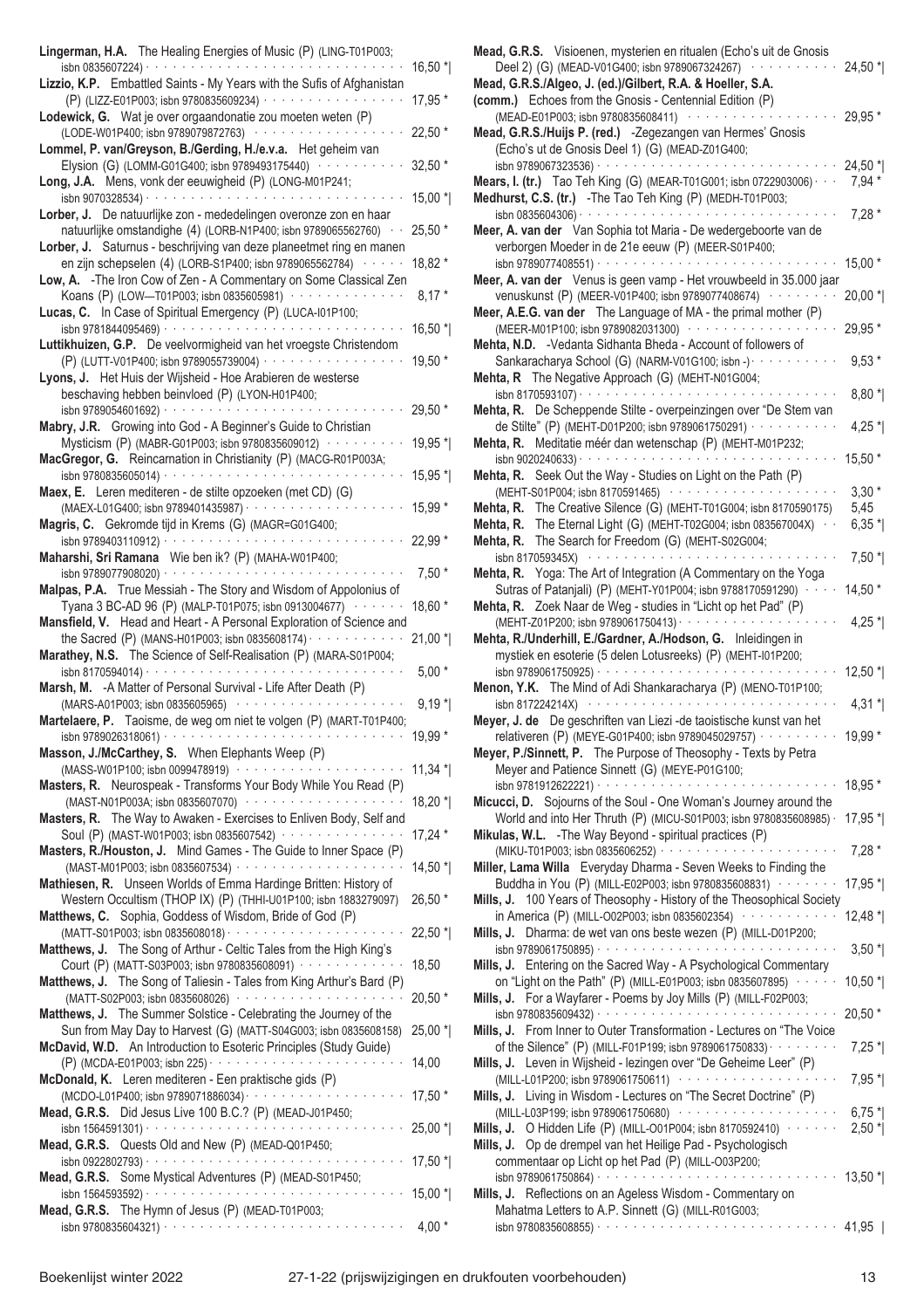**Lingerman, H.A.** The Healing Energies of Music (P) (LING-T01P003; isbn 0835607224) · · · 16,50 *|

**Lizzio, K.P.** Embattled Saints - My Years with the Sufis of Afghanistan (P) (LIZZ-E01P003; isbn 9780835609234) · · · 17,95 *

**Lodewick, G.** Wat je over orgaandonatie zou moeten weten (P) (LODE-W01P400; isbn 9789079872763) · · · 22,50 *

**Lommel, P. van/Greyson, B./Gerding, H./e.v.a.** Het geheim van Elysion (G) (LOMM-G01G400; isbn 9789493175440) · · · 32,50 *

**Long, J.A.** Mens, vonk der eeuwigheid (P) (LONG-M01P241; isbn 9070328534) · · · 15,00 *|

**Lorber, J.** De natuurlijke zon - mededelingen overonze zon en haar natuurlijke omstandighe (4) (LORB-N1P400; isbn 9789065562760) · · · 25,50 *

**Lorber, J.** Saturnus - beschrijving van deze planeetmet ring en manen en zijn schepselen (4) (LORB-S1P400; isbn 9789065562784) · · · 18,82 *

**Low, A.** -The Iron Cow of Zen - A Commentary on Some Classical Zen Koans (P) (LOW—T01P003; isbn 0835605981) · · · 8,17 *

**Lucas, C.** In Case of Spiritual Emergency (P) (LUCA-I01P100; isbn 9781844095469) · · · 16,50 *|

**Luttikhuizen, G.P.** De veelvormigheid van het vroegste Christendom (P) (LUTT-V01P400; isbn 9789055739004) · · · 19,50 *

**Lyons, J.** Het Huis der Wijsheid - Hoe Arabieren de westerse beschaving hebben beinvloed (P) (LYON-H01P400; isbn 9789054601692) · · · 29,50 *

**Mabry, J.R.** Growing into God - A Beginner's Guide to Christian Mysticism (P) (MABR-G01P003; isbn 9780835609012) · · · 19,95 *|

**MacGregor, G.** Reincarnation in Christianity (P) (MACG-R01P003A; isbn 9780835605014) · · · 15,95 *|

**Maex, E.** Leren mediteren - de stilte opzoeken (met CD) (G) (MAEX-L01G400; isbn 9789401435987) · · · 15,99 *

**Magris, C.** Gekromde tijd in Krems (G) (MAGR=G01G400; isbn 9789403110912) · · · 22,99 *

**Maharshi, Sri Ramana** Wie ben ik? (P) (MAHA-W01P400; isbn 9789077908020) · · · 7,50 *

**Malpas, P.A.** True Messiah - The Story and Wisdom of Appolonius of Tyana 3 BC-AD 96 (P) (MALP-T01P075; isbn 0913004677) · · · 18,60 *

**Mansfield, V.** Head and Heart - A Personal Exploration of Science and the Sacred (P) (MANS-H01P003; isbn 9780835608174) · · · 21,00 *|

**Marathey, N.S.** The Science of Self-Realisation (P) (MARA-S01P004; isbn 8170594014) · · · 5,00 *

**Marsh, M.** -A Matter of Personal Survival - Life After Death (P) (MARS-A01P003; isbn 0835605965) · · · 9,19 *|

**Martelaere, P.** Taoisme, de weg om niet te volgen (P) (MART-T01P400; isbn 9789026318061) · · · 19,99 *

**Masson, J./McCarthey, S.** When Elephants Weep (P) (MASS-W01P100; isbn 0099478919) · · · 11,34 *|

**Masters, R.** Neurospeak - Transforms Your Body While You Read (P) (MAST-N01P003A; isbn 0835607070) · · · 18,20 *|

**Masters, R.** The Way to Awaken - Exercises to Enliven Body, Self and Soul (P) (MAST-W01P003; isbn 0835607542) · · · 17,24 *

**Masters, R./Houston, J.** Mind Games - The Guide to Inner Space (P) (MAST-M01P003; isbn 0835607534) · · · 14,50 *|

**Mathiesen, R.** Unseen Worlds of Emma Hardinge Britten: History of Western Occultism (THOP IX) (P) (THHI-U01P100; isbn 1883279097) · · · 26,50 *

**Matthews, C.** Sophia, Goddess of Wisdom, Bride of God (P) (MATT-S01P003; isbn 0835608018) · · · 22,50 *|

**Matthews, J.** The Song of Arthur - Celtic Tales from the High King's Court (P) (MATT-S03P003; isbn 9780835608091) · · · 18,50

**Matthews, J.** The Song of Taliesin - Tales from King Arthur's Bard (P) (MATT-S02P003; isbn 0835608026) · · · 20,50 *

**Matthews, J.** The Summer Solstice - Celebrating the Journey of the Sun from May Day to Harvest (G) (MATT-S04G003; isbn 0835608158) · · · 25,00 *|

**McDavid, W.D.** An Introduction to Esoteric Principles (Study Guide) (P) (MCDA-E01P003; isbn 225) · · · 14,00

**McDonald, K.** Leren mediteren - Een praktische gids (P) (MCDO-L01P400; isbn 9789071886034) · · · 17,50 *

**Mead, G.R.S.** Did Jesus Live 100 B.C.? (P) (MEAD-J01P450; isbn 1564591301) · · · 25,00 *|

**Mead, G.R.S.** Quests Old and New (P) (MEAD-Q01P450; isbn 0922802793) · · · 17,50 *|

**Mead, G.R.S.** Some Mystical Adventures (P) (MEAD-S01P450; isbn 1564593592) · · · 15,00 *|

**Mead, G.R.S.** The Hymn of Jesus (P) (MEAD-T01P003; isbn 9780835604321) · · · 4,00 *

**Mead, G.R.S.** Visioenen, mysterien en ritualen (Echo's uit de Gnosis Deel 2) (G) (MEAD-V01G400; isbn 9789067324267) · · · 24,50 *|

**Mead, G.R.S./Algeo, J. (ed.)/Gilbert, R.A. & Hoeller, S.A. (comm.)** Echoes from the Gnosis - Centennial Edition (P) (MEAD-E01P003; isbn 9780835608411) · · · 29,95 *

**Mead, G.R.S./Huijs P. (red.)** -Zegezangen van Hermes' Gnosis (Echo's ut de Gnosis Deel 1) (G) (MEAD-Z01G400; isbn 9789067323536) · · · 24,50 *|

**Mears, I. (tr.)** Tao Teh King (G) (MEAR-T01G001; isbn 0722903006) · · · 7,94 *

**Medhurst, C.S. (tr.)** -The Tao Teh King (P) (MEDH-T01P003; isbn 0835604306) · · · 7,28 *

**Meer, A. van der** Van Sophia tot Maria - De wedergeboorte van de verborgen Moeder in de 21e eeuw (P) (MEER-S01P400; isbn 9789077408551) · · · 15,00 *

**Meer, A. van der** Venus is geen vamp - Het vrouwbeeld in 35.000 jaar venuskunst (P) (MEER-V01P400; isbn 9789077408674) · · · 20,00 *|

**Meer, A.E.G. van der** The Language of MA - the primal mother (P) (MEER-M01P100; isbn 9789082031300) · · · 29,95 *

**Mehta, N.D.** -Vedanta Sidhanta Bheda - Account of followers of Sankaracharya School (G) (NARM-V01G100; isbn -) · · · 9,53 *

**Mehta, R** The Negative Approach (G) (MEHT-N01G004; isbn 8170593107) · · · 8,80 *|

**Mehta, R.** De Scheppende Stilte - overpeinzingen over "De Stem van de Stilte" (P) (MEHT-D01P200; isbn 9789061750291) · · · 4,25 *|

**Mehta, R.** Meditatie méér dan wetenschap (P) (MEHT-M01P232; isbn 9020240633) · · · 15,50 *

**Mehta, R.** Seek Out the Way - Studies on Light on the Path (P) (MEHT-S01P004; isbn 8170591465) · · · 3,30 *

**Mehta, R.** The Creative Silence (G) (MEHT-T01G004; isbn 8170590175) 5,45

**Mehta, R.** The Eternal Light (G) (MEHT-T02G004; isbn 083567004X) · · · 6,35 *|

**Mehta, R.** The Search for Freedom (G) (MEHT-S02G004; isbn 817059345X) · · · 7,50 *|

**Mehta, R.** Yoga: The Art of Integration (A Commentary on the Yoga Sutras of Patanjali) (P) (MEHT-Y01P004; isbn 9788170591290) · · · 14,50 *

**Mehta, R.** Zoek Naar de Weg - studies in "Licht op het Pad" (P) (MEHT-Z01P200; isbn 9789061750413) · · · 4,25 *|

**Mehta, R./Underhill, E./Gardner, A./Hodson, G.** Inleidingen in mystiek en esoterie (5 delen Lotusreeks) (P) (MEHT-I01P200; isbn 9789061750925) · · · 12,50 *|

**Menon, Y.K.** The Mind of Adi Shankaracharya (P) (MENO-T01P100; isbn 817224214X) · · · 4,31 *|

**Meyer, J. de** De geschriften van Liezi -de taoistische kunst van het relativeren (P) (MEYE-G01P400; isbn 9789045029757) · · · 19,99 *

**Meyer, P./Sinnett, P.** The Purpose of Theosophy - Texts by Petra Meyer and Patience Sinnett (G) (MEYE-P01G100; isbn 9781912622221) · · · 18,95 *

**Micucci, D.** Sojourns of the Soul - One Woman's Journey around the World and into Her Thruth (P) (MICU-S01P003; isbn 9780835608985) · · · 17,95 *|

**Mikulas, W.L.** -The Way Beyond - spiritual practices (P) (MIKU-T01P003; isbn 0835606252) · · · 7,28 *

**Miller, Lama Willa** Everyday Dharma - Seven Weeks to Finding the Buddha in You (P) (MILL-E02P003; isbn 9780835608831) · · · 17,95 *|

**Mills, J.** 100 Years of Theosophy - History of the Theosophical Society in America (P) (MILL-O02P003; isbn 0835602354) · · · 12,48 *|

**Mills, J.** Dharma: de wet van ons beste wezen (P) (MILL-D01P200; isbn 9789061750895) · · · 3,50 *|

**Mills, J.** Entering on the Sacred Way - A Psychological Commentary on "Light on the Path" (P) (MILL-E01P003; isbn 0835607895) · · · 10,50 *|

**Mills, J.** For a Wayfarer - Poems by Joy Mills (P) (MILL-F02P003; isbn 9780835609432) · · · 20,50 *

**Mills, J.** From Inner to Outer Transformation - Lectures on "The Voice of the Silence" (P) (MILL-F01P199; isbn 9789061750833) · · · 7,25 *|

**Mills, J.** Leven in Wijsheid - lezingen over "De Geheime Leer" (P) (MILL-L01P200; isbn 9789061750611) · · · 7,95 *|

**Mills, J.** Living in Wisdom - Lectures on "The Secret Doctrine" (P) (MILL-L03P199; isbn 9789061750680) · · · 6,75 *|

**Mills, J.** O Hidden Life (P) (MILL-O01P004; isbn 8170592410) · · · 2,50 *|

**Mills, J.** Op de drempel van het Heilige Pad - Psychologisch commentaar op Licht op het Pad (P) (MILL-O03P200; isbn 9789061750864) · · · 13,50 *|

**Mills, J.** Reflections on an Ageless Wisdom - Commentary on Mahatma Letters to A.P. Sinnett (G) (MILL-R01G003; isbn 9780835608855) · · · 41,95 |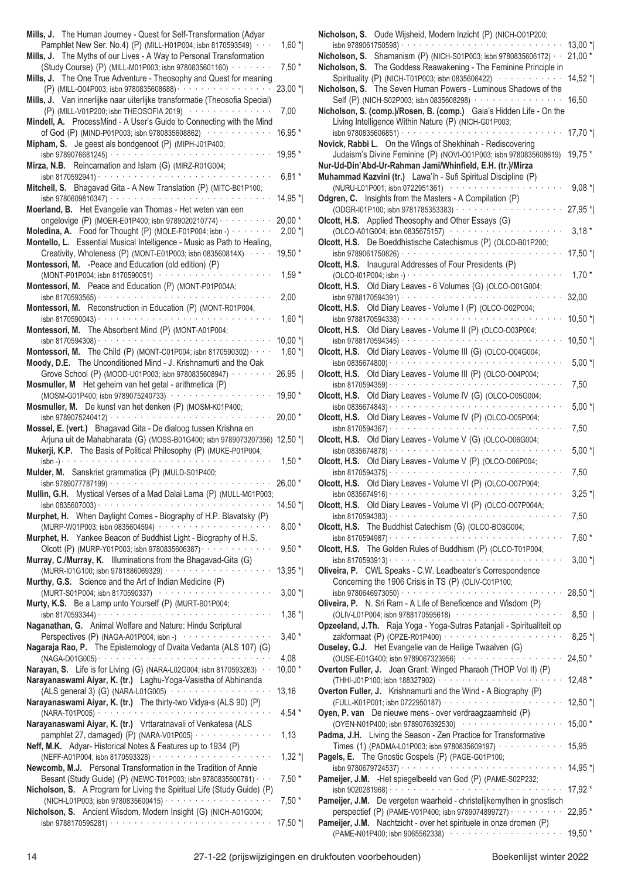**Mills, J.** The Human Journey - Quest for Self-Transformation (Adyar Pamphlet New Ser. No.4) (P) (MILL-H01P004; isbn 8170593549) · · · 1,60 *|

**Mills, J.** The Myths of our Lives - A Way to Personal Transformation (Study Course) (P) (MILL-M01P003; isbn 9780835601160) · · · · · · 7,50 *

**Mills, J.** The One True Adventure - Theosophy and Quest for meaning (P) (MILL-O04P003; isbn 9780835608688) · · · · · · 23,00 *|

**Mills, J.** Van innerlijke naar uiterlijke transformatie (Theosofia Special) (P) (MILL-V01P200; isbn THEOSOFIA 2019) · · · · · · 7,00

**Mindell, A.** ProcessMind - A User's Guide to Connecting with the Mind of God (P) (MIND-P01P003; isbn 9780835608862) · · · · · · 16,95 *

**Mipham, S.** Je geest als bondgenoot (P) (MIPH-J01P400; isbn 9789076681245) · · · · · · 19,95 *

**Mirza, N.B.** Reincarnation and Islam (G) (MIRZ-R01G004; isbn 8170592941) · · · · · · 6,81 *

**Mitchell, S.** Bhagavad Gita - A New Translation (P) (MITC-B01P100; isbn 9780609810347) · · · · · · 14,95 *|

**Moerland, B.** Het Evangelie van Thomas - Het weten van een ongelovige (P) (MOER-E01P400; isbn 9789020210774) · · · · · · 20,00 *

**Moledina, A.** Food for Thought (P) (MOLE-F01P004; isbn -) · · · · · · 2,00 *|

**Montello, L.** Essential Musical Intelligence - Music as Path to Healing, Creativity, Wholeness (P) (MONT-E01P003; isbn 083560814X) · · · · 19,50 *

**Montessori, M.** -Peace and Education (old edition) (P) (MONT-P01P004; isbn 8170590051) · · · · · · 1,59 *

**Montessori, M.** Peace and Education (P) (MONT-P01P004A; isbn 8170593565) · · · · · · 2,00

**Montessori, M.** Reconstruction in Education (P) (MONT-R01P004; isbn 8170590043) · · · · · · 1,60 *|

**Montessori, M.** The Absorbent Mind (P) (MONT-A01P004; isbn 8170594308) · · · · · · 10,00 *|

**Montessori, M.** The Child (P) (MONT-C01P004; isbn 8170590302) · · · · 1,60 *|

**Moody, D.E.** The Unconditioned Mind - J. Krishnamurti and the Oak Grove School (P) (MOOD-U01P003; isbn 9780835608947) · · · · · · 26,95 |

**Mosmuller, M** Het geheim van het getal - arithmetica (P) (MOSM-G01P400; isbn 9789075240733) · · · · · · 19,90 *

**Mosmuller, M.** De kunst van het denken (P) (MOSM-K01P400; isbn 9789075240412) · · · · · · 20,00 *

**Mossel, E. (vert.)** Bhagavad Gita - De dialoog tussen Krishna en Arjuna uit de Mahabharata (G) (MOSS-B01G400; isbn 9789073207356) 12,50 *|

**Mukerji, K.P.** The Basis of Political Philosophy (P) (MUKE-P01P004; isbn -) · · · · · · 1,50 *

**Mulder, M.** Sanskriet grammatica (P) (MULD-S01P400; isbn 9789077787199) · · · · · · 26,00 *

**Mullin, G.H.** Mystical Verses of a Mad Dalai Lama (P) (MULL-M01P003; isbn 0835607003) · · · · · · 14,50 *|

**Murphet, H.** When Daylight Comes - Biography of H.P. Blavatsky (P) (MURP-W01P003; isbn 0835604594) · · · · · · 8,00 *

**Murphet, H.** Yankee Beacon of Buddhist Light - Biography of H.S. Olcott (P) (MURP-Y01P003; isbn 9780835606387) · · · · · · 9,50 *

**Murray, C./Murray, K.** Illuminations from the Bhagavad-Gita (G) (MURR-I01G100; isbn 9781886069329) · · · · · · 13,95 *|

**Murthy, G.S.** Science and the Art of Indian Medicine (P) (MURT-S01P004; isbn 8170590337) · · · · · · 3,00 *|

**Murty, K.S.** Be a Lamp unto Yourself (P) (MURT-B01P004; isbn 8170593344) · · · · · · 1,36 *|

**Naganathan, G.** Animal Welfare and Nature: Hindu Scriptural Perspectives (P) (NAGA-A01P004; isbn -) · · · · · · 3,40 *

**Nagaraja Rao, P.** The Epistemology of Dvaita Vedanta (ALS 107) (G) (NAGA-D01G005) · · · · · · 4,08

**Narayan, S.** Life is for Living (G) (NARA-L02G004; isbn 8170593263) · · 10,00 *

**Narayanaswami Aiyar, K. (tr.)** Laghu-Yoga-Vasistha of Abhinanda (ALS general 3) (G) (NARA-L01G005) · · · · · · 13,16

**Narayanaswami Aiyar, K. (tr.)** The thirty-two Vidya-s (ALS 90) (P) (NARA-T01P005) · · · · · · 4,54 *

**Narayanaswami Aiyar, K. (tr.)** Vrttaratnavali of Venkatesha (ALS pamphlet 27, damaged) (P) (NARA-V01P005) · · · · · · 1,13

**Neff, M.K.** Adyar- Historical Notes & Features up to 1934 (P) (NEFF-A01P004; isbn 8170593328) · · · · · · 1,32 *|

**Newcomb, M.J.** Personal Transformation in the Tradition of Annie Besant (Study Guide) (P) (NEWC-T01P003; isbn 9780835600781) · · · 7,50 *

**Nicholson, S.** A Program for Living the Spiritual Life (Study Guide) (P) (NICH-L01P003; isbn 9780835600415) · · · · · · 7,50 *

**Nicholson, S.** Ancient Wisdom, Modern Insight (G) (NICH-A01G004; isbn 9788170595281) · · · · · · 17,50 *|

**Nicholson, S.** Oude Wijsheid, Modern Inzicht (P) (NICH-O01P200; isbn 9789061750598) · · · · · · 13,00 *|

**Nicholson, S.** Shamanism (P) (NICH-S01P003; isbn 9780835606172) · · 21,00 *

**Nicholson, S.** The Goddess Reawakening - The Feminine Principle in Spirituality (P) (NICH-T01P003; isbn 0835606422) · · · · · · 14,52 *|

**Nicholson, S.** The Seven Human Powers - Luminous Shadows of the Self (P) (NICH-S02P003; isbn 0835608298) · · · · · · 16,50

**Nicholson, S. (comp.)/Rosen, B. (comp.)** Gaia's Hidden Life - On the Living Intelligence Within Nature (P) (NICH-G01P003; isbn 9780835606851) · · · · · · 17,70 *|

**Novick, Rabbi L.** On the Wings of Shekhinah - Rediscovering Judaism's Divine Feminine (P) (NOVI-O01P003; isbn 9780835608619) 19,75 *

**Nur-Ud-Din'Abd-Ur-Rahman Jami/Whinfield, E.H. (tr.)/Mirza Muhammad Kazvini (tr.)** Lawa'ih - Sufi Spiritual Discipline (P) (NURU-L01P001; isbn 0722951361) · · · · · · 9,08 *|

**Odgren, C.** Insights from the Masters - A Compilation (P) (ODGR-I01P100; isbn 9781785353383) · · · · · · 27,95 *|

**Olcott, H.S.** Applied Theosophy and Other Essays (G) (OLCO-A01G004; isbn 0835675157) · · · · · · 3,18 *

**Olcott, H.S.** De Boeddhistische Catechismus (P) (OLCO-B01P200; isbn 9789061750826) · · · · · · 17,50 *|

**Olcott, H.S.** Inaugural Addresses of Four Presidents (P) (OLCO-I01P004; isbn -) · · · · · · 1,70 *

**Olcott, H.S.** Old Diary Leaves - 6 Volumes (G) (OLCO-O01G004; isbn 9788170594391) · · · · · · 32,00

**Olcott, H.S.** Old Diary Leaves - Volume I (P) (OLCO-O02P004; isbn 9788170594338) · · · · · · 10,50 *|

**Olcott, H.S.** Old Diary Leaves - Volume II (P) (OLCO-O03P004; isbn 9788170594345) · · · · · · 10,50 *|

**Olcott, H.S.** Old Diary Leaves - Volume III (G) (OLCO-O04G004; isbn 0835674800) · · · · · · 5,00 *|

**Olcott, H.S.** Old Diary Leaves - Volume III (P) (OLCO-O04P004; isbn 8170594359) · · · · · · 7,50

**Olcott, H.S.** Old Diary Leaves - Volume IV (G) (OLCO-O05G004; isbn 0835674843) · · · · · · 5,00 *|

**Olcott, H.S.** Old Diary Leaves - Volume IV (P) (OLCO-O05P004; isbn 8170594367) · · · · · · 7,50

**Olcott, H.S.** Old Diary Leaves - Volume V (G) (OLCO-O06G004; isbn 0835674878) · · · · · · 5,00 *|

**Olcott, H.S.** Old Diary Leaves - Volume V (P) (OLCO-O06P004; isbn 8170594375) · · · · · · 7,50

**Olcott, H.S.** Old Diary Leaves - Volume VI (P) (OLCO-O07P004; isbn 0835674916) · · · · · · 3,25 *|

**Olcott, H.S.** Old Diary Leaves - Volume VI (P) (OLCO-O07P004A; isbn 8170594383) · · · · · · 7,50

**Olcott, H.S.** The Buddhist Catechism (G) (OLCO-BO3G004; isbn 8170594987) · · · · · · 7,60 *

**Olcott, H.S.** The Golden Rules of Buddhism (P) (OLCO-T01P004; isbn 8170593913) · · · · · · 3,00 *|

**Oliveira, P.** CWL Speaks - C.W. Leadbeater's Correspondence Concerning the 1906 Crisis in TS (P) (OLIV-C01P100; isbn 9780646973050) · · · · · · 28,50 *|

**Oliveira, P.** N. Sri Ram - A Life of Beneficence and Wisdom (P) (OLIV-L01P004; isbn 9788170595618) · · · · · · 8,50 |

**Opzeeland, J.Th.** Raja Yoga - Yoga-Sutras Patanjali - Spiritualiteit op zakformaat (P) (OPZE-R01P400) · · · · · · 8,25 *|

**Ouseley, G.J.** Het Evangelie van de Heilige Twaalven (G) (OUSE-E01G400; isbn 9789067323956) · · · · · · 24,50 *

**Overton Fuller, J.** Joan Grant: Winged Pharaoh (THOP Vol II) (P) (THHI-J01P100; isbn 188327902) · · · · · · 12,48 *

**Overton Fuller, J.** Krishnamurti and the Wind - A Biography (P) (FULL-K01P001; isbn 0722950187) · · · · · · 12,50 *|

**Oyen, P. van** De nieuwe mens - over verdraagzaamheid (P) (OYEN-N01P400; isbn 9789076392530) · · · · · · 15,00 *

**Padma, J.H.** Living the Season - Zen Practice for Transformative Times (1) (PADMA-L01P003; isbn 9780835609197) · · · · · · 15,95

**Pagels, E.** The Gnostic Gospels (P) (PAGE-G01P100; isbn 9780679724537) · · · · · · 14,95 *|

**Pameijer, J.M.** -Het spiegelbeeld van God (P) (PAME-S02P232; isbn 9020281968) · · · · · · 17,92 *

**Pameijer, J.M.** De vergeten waarheid - christelijkemythen in gnostisch perspectief (P) (PAME-V01P400; isbn 9789074899727) · · · · · · 22,95 *

**Pameijer, J.M.** Nachtzicht - over het spirituele in onze dromen (P) (PAME-N01P400; isbn 9065562338) · · · · · · 19,50 *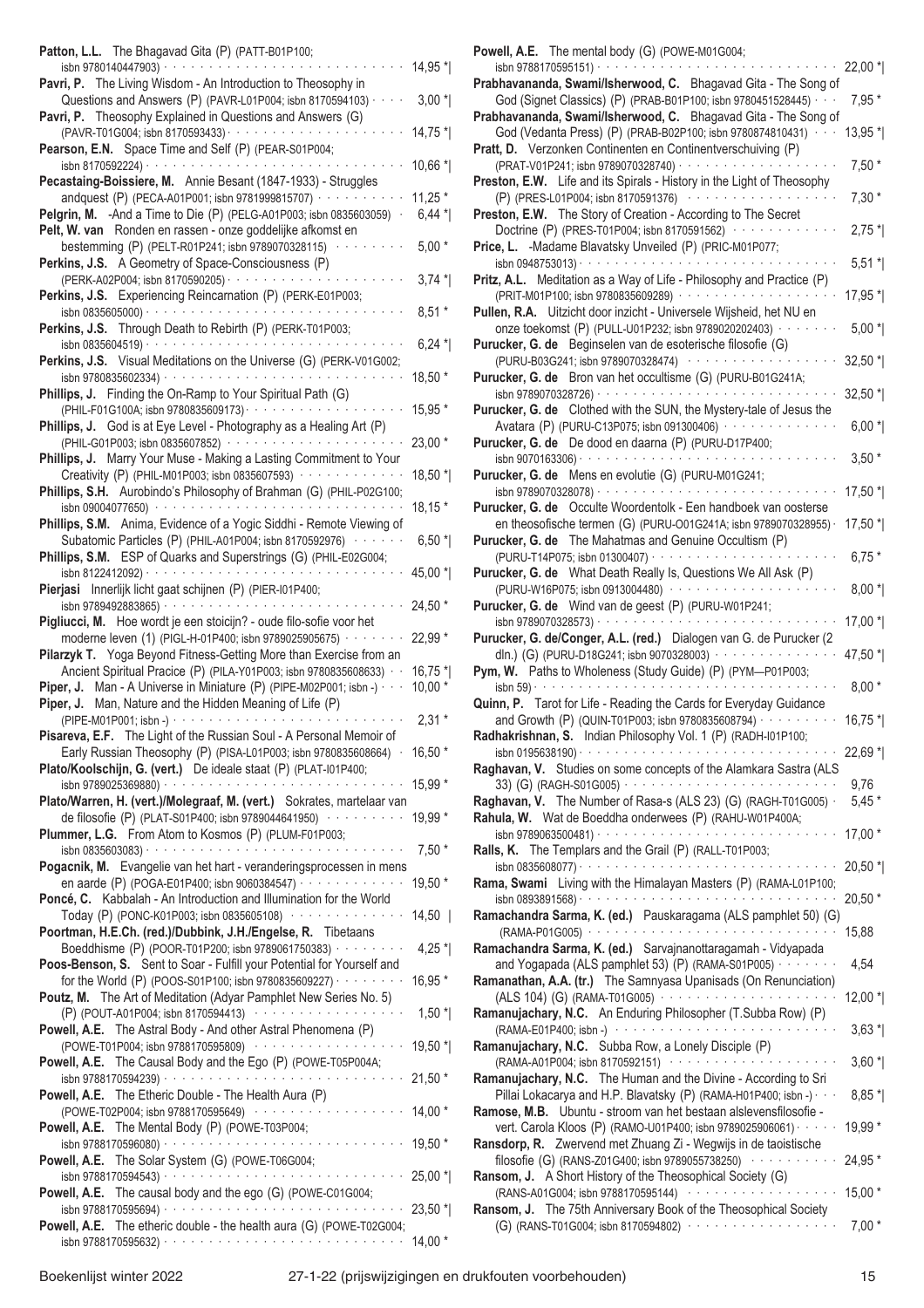**Patton, L.L.** The Bhagavad Gita (P) (PATT-B01P100; isbn 9780140447903) · · · 14,95 *|

**Pavri, P.** The Living Wisdom - An Introduction to Theosophy in Questions and Answers (P) (PAVR-L01P004; isbn 8170594103) · · · 3,00 *|

**Pavri, P.** Theosophy Explained in Questions and Answers (G) (PAVR-T01G004; isbn 8170593433) · · · 14,75 *|

**Pearson, E.N.** Space Time and Self (P) (PEAR-S01P004; isbn 8170592224) · · · 10,66 *|

**Pecastaing-Boissiere, M.** Annie Besant (1847-1933) - Struggles andquest (P) (PECA-A01P001; isbn 9781999815707) · · · 11,25 *

**Pelgrin, M.** -And a Time to Die (P) (PELG-A01P003; isbn 0835603059) · · · 6,44 *|

**Pelt, W. van** Ronden en rassen - onze goddelijke afkomst en bestemming (P) (PELT-R01P241; isbn 9789070328115) · · · 5,00 *

**Perkins, J.S.** A Geometry of Space-Consciousness (P) (PERK-A02P004; isbn 8170590205) · · · 3,74 *|

**Perkins, J.S.** Experiencing Reincarnation (P) (PERK-E01P003; isbn 0835605000) · · · 8,51 *

**Perkins, J.S.** Through Death to Rebirth (P) (PERK-T01P003; isbn 0835604519) · · · 6,24 *|

**Perkins, J.S.** Visual Meditations on the Universe (G) (PERK-V01G002; isbn 9780835602334) · · · 18,50 *

**Phillips, J.** Finding the On-Ramp to Your Spiritual Path (G) (PHIL-F01G100A; isbn 9780835609173) · · · 15,95 *

**Phillips, J.** God is at Eye Level - Photography as a Healing Art (P) (PHIL-G01P003; isbn 0835607852) · · · 23,00 *

**Phillips, J.** Marry Your Muse - Making a Lasting Commitment to Your Creativity (P) (PHIL-M01P003; isbn 0835607593) · · · 18,50 *|

**Phillips, S.H.** Aurobindo's Philosophy of Brahman (G) (PHIL-P02G100; isbn 09004077650) · · · 18,15 *

**Phillips, S.M.** Anima, Evidence of a Yogic Siddhi - Remote Viewing of Subatomic Particles (P) (PHIL-A01P004; isbn 8170592976) · · · 6,50 *|

**Phillips, S.M.** ESP of Quarks and Superstrings (G) (PHIL-E02G004; isbn 8122412092) · · · 45,00 *|

**Pierjasi** Innerlijk licht gaat schijnen (P) (PIER-I01P400; isbn 9789492883865) · · · 24,50 *

**Pigliucci, M.** Hoe wordt je een stoicijn? - oude filo-sofie voor het moderne leven (1) (PIGL-H-01P400; isbn 9789025905675) · · · 22,99 *

**Pilarzyk T.** Yoga Beyond Fitness-Getting More than Exercise from an Ancient Spiritual Pracice (P) (PILA-Y01P003; isbn 9780835608633) · · · 16,75 *|

**Piper, J.** Man - A Universe in Miniature (P) (PIPE-M02P001; isbn -) · · · 10,00 *

**Piper, J.** Man, Nature and the Hidden Meaning of Life (P) (PIPE-M01P001; isbn -) · · · 2,31 *

**Pisareva, E.F.** The Light of the Russian Soul - A Personal Memoir of Early Russian Theosophy (P) (PISA-L01P003; isbn 9780835608664) · · · 16,50 *

**Plato/Koolschijn, G. (vert.)** De ideale staat (P) (PLAT-I01P400; isbn 9789025369880) · · · 15,99 *

**Plato/Warren, H. (vert.)/Molegraaf, M. (vert.)** Sokrates, martelaar van de filosofie (P) (PLAT-S01P400; isbn 9789044641950) · · · 19,99 *

**Plummer, L.G.** From Atom to Kosmos (P) (PLUM-F01P003; isbn 0835603083) · · · 7,50 *

**Pogacnik, M.** Evangelie van het hart - veranderingsprocessen in mens en aarde (P) (POGA-E01P400; isbn 9060384547) · · · 19,50 *

**Poncé, C.** Kabbalah - An Introduction and Illumination for the World Today (P) (PONC-K01P003; isbn 0835605108) · · · 14,50 |

**Poortman, H.E.Ch. (red.)/Dubbink, J.H./Engelse, R.** Tibetaans Boeddhisme (P) (POOR-T01P200; isbn 9789061750383) · · · 4,25 *|

**Poos-Benson, S.** Sent to Soar - Fulfill your Potential for Yourself and for the World (P) (POOS-S01P100; isbn 9780835609227) · · · 16,95 *

**Poutz, M.** The Art of Meditation (Adyar Pamphlet New Series No. 5) (P) (POUT-A01P004; isbn 8170594413) · · · 1,50 *|

**Powell, A.E.** The Astral Body - And other Astral Phenomena (P) (POWE-T01P004; isbn 9788170595809) · · · 19,50 *

**Powell, A.E.** The Causal Body and the Ego (P) (POWE-T05P004A; isbn 9788170594239) · · · 21,50 *

**Powell, A.E.** The Etheric Double - The Health Aura (P) (POWE-T02P004; isbn 9788170595649) · · · 14,00 *

**Powell, A.E.** The Mental Body (P) (POWE-T03P004; isbn 9788170596080) · · · 19,50 *

**Powell, A.E.** The Solar System (G) (POWE-T06G004; isbn 9788170594543) · · · 25,00 *|

**Powell, A.E.** The causal body and the ego (G) (POWE-C01G004; isbn 9788170595694) · · · 23,50 *|

**Powell, A.E.** The etheric double - the health aura (G) (POWE-T02G004; isbn 9788170595632) · · · 14,00 *

**Powell, A.E.** The mental body (G) (POWE-M01G004; isbn 9788170595151) · · · 22,00 *|

**Prabhavananda, Swami/Isherwood, C.** Bhagavad Gita - The Song of God (Signet Classics) (P) (PRAB-B01P100; isbn 9780451528445) · · · 7,95 *

**Prabhavananda, Swami/Isherwood, C.** Bhagavad Gita - The Song of God (Vedanta Press) (P) (PRAB-B02P100; isbn 9780874810431) · · · 13,95 *|

**Pratt, D.** Verzonken Continenten en Continentverschuiving (P) (PRAT-V01P241; isbn 9789070328740) · · · 7,50 *

**Preston, E.W.** Life and its Spirals - History in the Light of Theosophy (P) (PRES-L01P004; isbn 8170591376) · · · 7,30 *

**Preston, E.W.** The Story of Creation - According to The Secret Doctrine (P) (PRES-T01P004; isbn 8170591562) · · · 2,75 *|

**Price, L.** -Madame Blavatsky Unveiled (P) (PRIC-M01P077; isbn 0948753013) · · · 5,51 *|

**Pritz, A.L.** Meditation as a Way of Life - Philosophy and Practice (P) (PRIT-M01P100; isbn 9780835609289) · · · 17,95 *|

**Pullen, R.A.** Uitzicht door inzicht - Universele Wijsheid, het NU en onze toekomst (P) (PULL-U01P232; isbn 9789020202403) · · · 5,00 *|

**Purucker, G. de** Beginselen van de esoterische filosofie (G) (PURU-B03G241; isbn 9789070328474) · · · 32,50 *|

**Purucker, G. de** Bron van het occultisme (G) (PURU-B01G241A; isbn 9789070328726) · · · 32,50 *|

**Purucker, G. de** Clothed with the SUN, the Mystery-tale of Jesus the Avatara (P) (PURU-C13P075; isbn 091300406) · · · 6,00 *|

**Purucker, G. de** De dood en daarna (P) (PURU-D17P400; isbn 9070163306) · · · 3,50 *

**Purucker, G. de** Mens en evolutie (G) (PURU-M01G241; isbn 9789070328078) · · · 17,50 *|

**Purucker, G. de** Occulte Woordentolk - Een handboek van oosterse en theosofische termen (G) (PURU-O01G241A; isbn 9789070328955) · · · 17,50 *|

**Purucker, G. de** The Mahatmas and Genuine Occultism (P) (PURU-T14P075; isbn 01300407) · · · 6,75 *

**Purucker, G. de** What Death Really Is, Questions We All Ask (P) (PURU-W16P075; isbn 0913004480) · · · 8,00 *|

**Purucker, G. de** Wind van de geest (P) (PURU-W01P241; isbn 9789070328573) · · · 17,00 *|

**Purucker, G. de/Conger, A.L. (red.)** Dialogen van G. de Purucker (2 dln.) (G) (PURU-D18G241; isbn 9070328003) · · · 47,50 *|

**Pym, W.** Paths to Wholeness (Study Guide) (P) (PYM—P01P003; isbn 59) · · · 8,00 *

**Quinn, P.** Tarot for Life - Reading the Cards for Everyday Guidance and Growth (P) (QUIN-T01P003; isbn 9780835608794) · · · 16,75 *|

**Radhakrishnan, S.** Indian Philosophy Vol. 1 (P) (RADH-I01P100; isbn 0195638190) · · · 22,69 *|

**Raghavan, V.** Studies on some concepts of the Alamkara Sastra (ALS 33) (G) (RAGH-S01G005) · · · 9,76

**Raghavan, V.** The Number of Rasa-s (ALS 23) (G) (RAGH-T01G005) · · · 5,45 *

**Rahula, W.** Wat de Boeddha onderwees (P) (RAHU-W01P400A; isbn 9789063500481) · · · 17,00 *

**Ralls, K.** The Templars and the Grail (P) (RALL-T01P003; isbn 0835608077) · · · 20,50 *|

**Rama, Swami** Living with the Himalayan Masters (P) (RAMA-L01P100; isbn 0893891568) · · · 20,50 *

**Ramachandra Sarma, K. (ed.)** Pauskaragama (ALS pamphlet 50) (G) (RAMA-P01G005) · · · 15,88

**Ramachandra Sarma, K. (ed.)** Sarvajnanottaragamah - Vidyapada and Yogapada (ALS pamphlet 53) (P) (RAMA-S01P005) · · · 4,54

**Ramanathan, A.A. (tr.)** The Samnyasa Upanisads (On Renunciation) (ALS 104) (G) (RAMA-T01G005) · · · 12,00 *|

**Ramanujachary, N.C.** An Enduring Philosopher (T.Subba Row) (P) (RAMA-E01P400; isbn -) · · · 3,63 *|

**Ramanujachary, N.C.** Subba Row, a Lonely Disciple (P) (RAMA-A01P004; isbn 8170592151) · · · 3,60 *|

**Ramanujachary, N.C.** The Human and the Divine - According to Sri Pillai Lokacarya and H.P. Blavatsky (P) (RAMA-H01P400; isbn -) · · · 8,85 *|

**Ramose, M.B.** Ubuntu - stroom van het bestaan alslevensfilosofie - vert. Carola Kloos (P) (RAMO-U01P400; isbn 9789025906061) · · · 19,99 *

**Ransdorp, R.** Zwervend met Zhuang Zi - Wegwijs in de taoistische filosofie (G) (RANS-Z01G400; isbn 9789055738250) · · · 24,95 *

**Ransom, J.** A Short History of the Theosophical Society (G) (RANS-A01G004; isbn 9788170595144) · · · 15,00 *

**Ransom, J.** The 75th Anniversary Book of the Theosophical Society (G) (RANS-T01G004; isbn 8170594802) · · · 7,00 *

Boekenlijst winter 2022 27-1-22 (prijswijzigingen en drukfouten voorbehouden)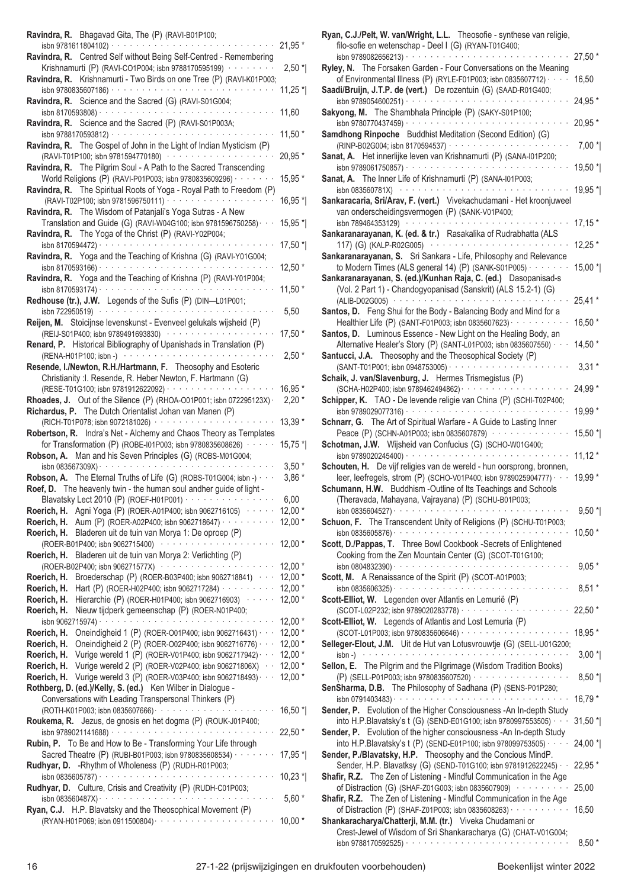**Ravindra, R.** Bhagavad Gita, The (P) (RAVI-B01P100; isbn 9781611804102) · · · 21,95 *

**Ravindra, R.** Centred Self without Being Self-Centred - Remembering Krishnamurti (P) (RAVI-CO1P004; isbn 9788170595199) · · · 2,50 *|

**Ravindra, R.** Krishnamurti - Two Birds on one Tree (P) (RAVI-K01P003; isbn 9780835607186) · · · 11,25 *|

**Ravindra, R.** Science and the Sacred (G) (RAVI-S01G004; isbn 8170593808) · · · 11,60

**Ravindra, R.** Science and the Sacred (P) (RAVI-S01P003A; isbn 9788170593812) · · · 11,50 *

**Ravindra, R.** The Gospel of John in the Light of Indian Mysticism (P) (RAVI-T01P100; isbn 9781594770180) · · · 20,95 *

**Ravindra, R.** The Pilgrim Soul - A Path to the Sacred Transcending World Religions (P) (RAVI-P01P003; isbn 9780835609296) · · · 15,95 *

**Ravindra, R.** The Spiritual Roots of Yoga - Royal Path to Freedom (P) (RAVI-T02P100; isbn 9781596750111) · · · 16,95 *|

**Ravindra, R.** The Wisdom of Patanjali's Yoga Sutras - A New Translation and Guide (G) (RAVI-W04G100; isbn 9781596750258) · · · 15,95 *|

**Ravindra, R.** The Yoga of the Christ (P) (RAVI-Y02P004; isbn 8170594472) · · · 17,50 *|

**Ravindra, R.** Yoga and the Teaching of Krishna (G) (RAVI-Y01G004; isbn 8170593166) · · · 12,50 *

**Ravindra, R.** Yoga and the Teaching of Krishna (P) (RAVI-Y01P004; isbn 8170593174) · · · 11,50 *

**Redhouse (tr.), J.W.** Legends of the Sufis (P) (DIN—L01P001; isbn 722950519) · · · 5,50

**Reijen, M.** Stoicijnse levenskunst - Evenveel gelukals wijsheid (P) (REIJ-S01P400; isbn 9789491693830) · · · 17,50 *

**Renard, P.** Historical Bibliography of Upanishads in Translation (P) (RENA-H01P100; isbn -) · · · 2,50 *

**Resende, I./Newton, R.H./Hartmann, F.** Theosophy and Esoteric Christianity :I. Resende, R. Heber Newton, F. Hartmann (G) (RESE-T01G100; isbn 9781912622092) · · · 16,95 *

**Rhoades, J.** Out of the Silence (P) (RHOA-O01P001; isbn 072295123X) · 2,20 *

**Richardus, P.** The Dutch Orientalist Johan van Manen (P) (RICH-T01P078; isbn 9072181026) · · · 13,39 *

**Robertson, R.** Indra's Net - Alchemy and Chaos Theory as Templates for Transformation (P) (ROBE-I01P003; isbn 9780835608626) · · · 15,75 *|

**Robson, A.** Man and his Seven Principles (G) (ROBS-M01G004; isbn 083567309X) · · · 3,50 *

**Robson, A.** The Eternal Truths of Life (G) (ROBS-T01G004; isbn -) · · · 3,86 *

**Roef, D.** The heavenly twin - the human soul andher guide of light - Blavatsky Lect 2010 (P) (ROEF-H01P001) · · · 6,00

**Roerich, H.** Agni Yoga (P) (ROER-A01P400; isbn 9062716105) · · · 12,00 *

**Roerich, H.** Aum (P) (ROER-A02P400; isbn 9062718647) · · · 12,00 *

**Roerich, H.** Bladeren uit de tuin van Morya 1: De oproep (P) (ROER-B01P400; isbn 9062715400) · · · 12,00 *

**Roerich, H.** Bladeren uit de tuin van Morya 2: Verlichting (P) (ROER-B02P400; isbn 906271577X) · · · 12,00 *

**Roerich, H.** Broederschap (P) (ROER-B03P400; isbn 9062718841) · · · 12,00 *

**Roerich, H.** Hart (P) (ROER-H02P400; isbn 9062717284) · · · 12,00 *

**Roerich, H.** Hierarchie (P) (ROER-H01P400; isbn 9062716903) · · · 12,00 *

**Roerich, H.** Nieuw tijdperk gemeenschap (P) (ROER-N01P400; isbn 9062715974) · · · 12,00 *

**Roerich, H.** Oneindigheid 1 (P) (ROER-O01P400; isbn 9062716431) · · · 12,00 *

**Roerich, H.** Oneindigheid 2 (P) (ROER-O02P400; isbn 9062716776) · · · 12,00 *

**Roerich, H.** Vurige wereld 1 (P) (ROER-V01P400; isbn 9062717942) · · · 12,00 *

**Roerich, H.** Vurige wereld 2 (P) (ROER-V02P400; isbn 906271806X) · · · 12,00 *

**Roerich, H.** Vurige wereld 3 (P) (ROER-V03P400; isbn 9062718493) · · · 12,00 *

**Rothberg, D. (ed.)/Kelly, S. (ed.)** Ken Wilber in Dialogue - Conversations with Leading Transpersonal Thinkers (P) (ROTH-K01P003; isbn 0835607666) · · · 16,50 *|

**Roukema, R.** Jezus, de gnosis en het dogma (P) (ROUK-J01P400; isbn 9789021141688) · · · 22,50 *

**Rubin, P.** To Be and How to Be - Transforming Your Life through Sacred Theatre (P) (RUBI-B01P003; isbn 9780835608534) · · · 17,95 *|

**Rudhyar, D.** -Rhythm of Wholeness (P) (RUDH-R01P003; isbn 0835605787) · · · 10,23 *|

**Rudhyar, D.** Culture, Crisis and Creativity (P) (RUDH-C01P003; isbn 083560487X) · · · 5,60 *

**Ryan, C.J.** H.P. Blavatsky and the Theosophical Movement (P) (RYAN-H01P069; isbn 0911500804) · · · 10,00 *

**Ryan, C.J./Pelt, W. van/Wright, L.L.** Theosofie - synthese van religie, filo-sofie en wetenschap - Deel I (G) (RYAN-T01G400; isbn 9789082656213) · · · 27,50 *

**Ryley, N.** The Forsaken Garden - Four Conversations on the Meaning of Environmental Illness (P) (RYLE-F01P003; isbn 0835607712) · · · 16,50

**Saadi/Bruijn, J.T.P. de (vert.)** De rozentuin (G) (SAAD-R01G400; isbn 9789054600251) · · · 24,95 *

**Sakyong, M.** The Shambhala Principle (P) (SAKY-S01P100; isbn 9780770437459) · · · 20,95 *

**Samdhong Rinpoche** Buddhist Meditation (Second Edition) (G) (RINP-B02G004; isbn 8170594537) · · · 7,00 *|

**Sanat, A.** Het innerlijke leven van Krishnamurti (P) (SANA-I01P200; isbn 9789061750857) · · · 19,50 *|

**Sanat, A.** The Inner Life of Krishnamurti (P) (SANA-I01P003; isbn 083560781X) · · · 19,95 *|

**Sankaracaria, Sri/Arav, F. (vert.)** Vivekachudamani - Het kroonjuweel van onderscheidingsvermogen (P) (SANK-V01P400; isbn 789464353129) · · · 17,15 *

**Sankaranarayanan, K. (ed. & tr.)** Rasakalika of Rudrabhatta (ALS 117) (G) (KALP-R02G005) · · · 12,25 *

**Sankaranarayanan, S.** Sri Sankara - Life, Philosophy and Relevance to Modern Times (ALS general 14) (P) (SANK-S01P005) · · · 15,00 *|

**Sankaranarayanan, S. (ed.)/Kunhan Raja, C. (ed.)** Dasopanisad-s (Vol. 2 Part 1) - Chandogyopanisad (Sanskrit) (ALS 15.2-1) (G) (ALIB-D02G005) · · · 25,41 *

**Santos, D.** Feng Shui for the Body - Balancing Body and Mind for a Healthier Life (P) (SANT-F01P003; isbn 0835607623) · · · 16,50 *

**Santos, D.** Luminous Essence - New Light on the Healing Body, an Alternative Healer's Story (P) (SANT-L01P003; isbn 0835607550) · · · 14,50 *

**Santucci, J.A.** Theosophy and the Theosophical Society (P) (SANT-T01P001; isbn 0948753005) · · · 3,31 *

**Schaik, J. van/Slavenburg, J.** Hermes Trismegistus (P) (SCHA-H02P400; isbn 9789462494862) · · · 24,99 *

**Schipper, K.** TAO - De levende religie van China (P) (SCHI-T02P400; isbn 9789029077316) · · · 19,99 *

**Schnarr, G.** The Art of Spiritual Warfare - A Guide to Lasting Inner Peace (P) (SCHN-A01P003; isbn 0835607879) · · · 15,50 *|

**Schotman, J.W.** Wijsheid van Confucius (G) (SCHO-W01G400; isbn 9789020245400) · · · 11,12 *

**Schouten, H.** De vijf religies van de wereld - hun oorsprong, bronnen, leer, leefregels, strom (P) (SCHO-V01P400; isbn 9789025904777) · · · 19,99 *

**Schumann, H.W.** Buddhism -Outline of Its Teachings and Schools (Theravada, Mahayana, Vajrayana) (P) (SCHU-B01P003; isbn 0835604527) · · · 9,50 *|

**Schuon, F.** The Transcendent Unity of Religions (P) (SCHU-T01P003; isbn 0835605876) · · · 10,50 *

**Scott, D./Pappas, T.** Three Bowl Cookbook -Secrets of Enlightened Cooking from the Zen Mountain Center (G) (SCOT-T01G100; isbn 0804832390) · · · 9,05 *

**Scott, M.** A Renaissance of the Spirit (P) (SCOT-A01P003; isbn 0835606325) · · · 8,51 *

**Scott-Elliot, W.** Legenden over Atlantis en Lemurië (P) (SCOT-L02P232; isbn 9789020283778) · · · 22,50 *

**Scott-Elliot, W.** Legends of Atlantis and Lost Lemuria (P) (SCOT-L01P003; isbn 9780835606646) · · · 18,95 *

**Selleger-Elout, J.M.** Uit de Hut van Lotusvrouwtje (G) (SELL-U01G200; isbn -) · · · 3,00 *|

**Sellon, E.** The Pilgrim and the Pilgrimage (Wisdom Tradition Books) (P) (SELL-P01P003; isbn 9780835607520) · · · 8,50 *|

**SenSharma, D.B.** The Philosophy of Sadhana (P) (SENS-P01P280; isbn 0791403483) · · · 16,79 *

**Sender, P.** Evolution of the Higher Consciousness -An In-depth Study into H.P.Blavatsky's t (G) (SEND-E01G100; isbn 9780997553505) · · · 31,50 *|

**Sender, P.** Evolution of the higher consciousness -An In-depth Study into H.P.Blavatsky's t (P) (SEND-E01P100; isbn 978099753505) · · · 24,00 *|

**Sender, P./Blavatsky, H.P.** Theosophy and the Concious MindP. Sender, H.P. Blavatksy (G) (SEND-T01G100; isbn 9781912622245) · · · 22,95 *

**Shafir, R.Z.** The Zen of Listening - Mindful Communication in the Age of Distraction (G) (SHAF-Z01G003; isbn 0835607909) · · · 25,00

**Shafir, R.Z.** The Zen of Listening - Mindful Communication in the Age of Distraction (P) (SHAF-Z01P003; isbn 0835608263) · · · 16,50

**Shankaracharya/Chatterji, M.M. (tr.)** Viveka Chudamani or Crest-Jewel of Wisdom of Sri Shankaracharya (G) (CHAT-V01G004; isbn 9788170592525) · · · 8,50 *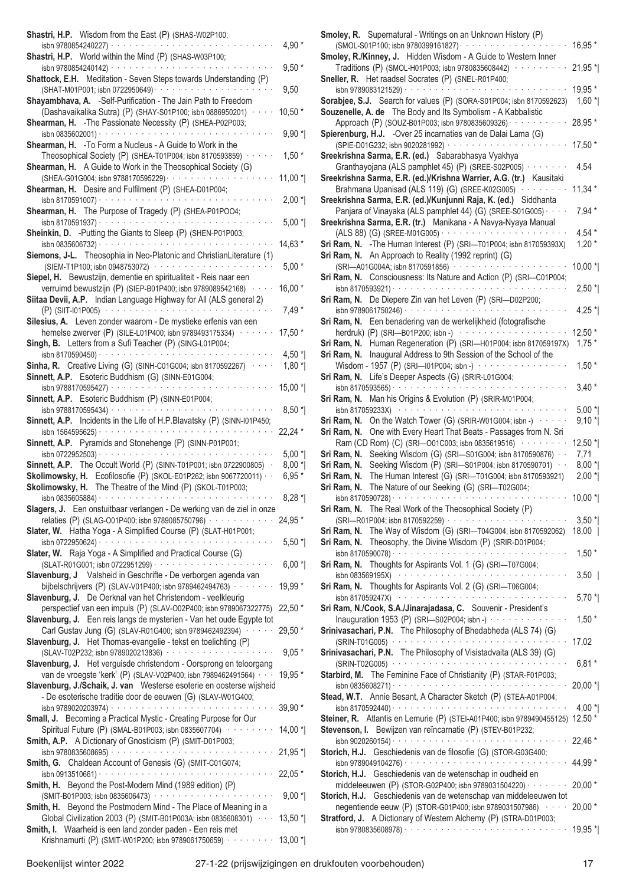**Shastri, H.P.** Wisdom from the East (P) (SHAS-W02P100; isbn 9780854240227) · · · 4,90 *

**Shastri, H.P.** World within the Mind (P) (SHAS-W03P100; isbn 9780854240142) · · · 9,50 *

**Shattock, E.H.** Meditation - Seven Steps towards Understanding (P) (SHAT-M01P001; isbn 0722950649) · · · 9,50

**Shayambhava, A.** -Self-Purification - The Jain Path to Freedom (Dashavaikalika Sutra) (P) (SHAY-S01P100; isbn 0886950201) · · · 10,50 *

**Shearman, H.** -The Passionate Necessity (P) (SHEA-P02P003; isbn 0835602001) · · · 9,90 *|

**Shearman, H.** -To Form a Nucleus - A Guide to Work in the Theosophical Society (P) (SHEA-T01P004; isbn 8170593859) · · · 1,50 *

**Shearman, H.** A Guide to Work in the Theosophical Society (G) (SHEA-G01G004; isbn 9788170595229) · · · 11,00 *|

**Shearman, H.** Desire and Fulfilment (P) (SHEA-D01P004; isbn 8170591007) · · · 2,00 *|

**Shearman, H.** The Purpose of Tragedy (P) (SHEA-P01PO04; isbn 8170591937) · · · 5,00 *|

**Sheinkin, D.** -Putting the Giants to Sleep (P) (SHEN-P01P003; isbn 0835606732) · · · 14,63 *

**Siemons, J-L.** Theosophia in Neo-Platonic and ChristianLiterature (1) (SIEM-T1P100; isbn 0948753072) · · · 5,00 *

**Siepel, H.** Bewustzijn, dementie en spiritualiteit - Reis naar een verruimd bewustzijn (P) (SIEP-B01P400; isbn 9789089542168) · · · 16,00 *

**Siitaa Devii, A.P.** Indian Language Highway for All (ALS general 2) (P) (SIIT-I01P005) · · · 7,49 *

**Silesius, A.** Leven zonder waarom - De mystieke erfenis van een hemelse zwerver (P) (SILE-L01P400; isbn 9789493175334) · · · 17,50 *

**Singh, B.** Letters from a Sufi Teacher (P) (SING-L01P004; isbn 8170590450) · · · 4,50 *|

**Sinha, R.** Creative Living (G) (SINH-C01G004; isbn 8170592267) · · · 1,80 *|

**Sinnett, A.P.** Esoteric Buddhism (G) (SINN-E01G004; isbn 9788170595427) · · · 15,00 *|

**Sinnett, A.P.** Esoteric Buddhism (P) (SINN-E01P004; isbn 9788170595434) · · · 8,50 *|

**Sinnett, A.P.** Incidents in the Life of H.P.Blavatsky (P) (SINN-I01P450; isbn 1564595625) · · · 22,24 *

**Sinnett, A.P.** Pyramids and Stonehenge (P) (SINN-P01P001; isbn 0722952503) · · · 5,00 *|

**Sinnett, A.P.** The Occult World (P) (SINN-T01P001; isbn 0722900805) · · · 8,00 *|

**Skolimowsky, H.** Ecofilosofie (P) (SKOL-E01P262; isbn 9067720011) · · · 6,95 *

**Skolimowsky, H.** The Theatre of the Mind (P) (SKOL-T01P003; isbn 0835605884) · · · 8,28 *|

**Slagers, J.** Een onstuitbaar verlangen - De werking van de ziel in onze relaties (P) (SLAG-O01P400; isbn 9789085750796) · · · 24,95 *

**Slater, W.** Hatha Yoga - A Simplified Course (P) (SLAT-H01P001; isbn 0722950624) · · · 5,50 *|

**Slater, W.** Raja Yoga - A Simplified and Practical Course (G) (SLAT-R01G001; isbn 0722951299) · · · 6,00 *|

**Slavenburg, J** Valsheid in Geschrifte - De verborgen agenda van bijbelschrijvers (P) (SLAV-V01P400; isbn 9789462494763) · · · 19,99 *

**Slavenburg, J.** De Oerknal van het Christendom - veelkleurig perspectief van een impuls (P) (SLAV-O02P400; isbn 9789067322775) · 22,50 *

**Slavenburg, J.** Een reis langs de mysterien - Van het oude Egypte tot Carl Gustav Jung (G) (SLAV-R01G400; isbn 9789462492394) · · · 29,50 *

**Slavenburg, J.** Het Thomas-evangelie - tekst en toelichting (P) (SLAV-T02P232; isbn 9789020213836) · · · 9,05 *

**Slavenburg, J.** Het verguisde christendom - Oorsprong en teloorgang van de vroegste 'kerk' (P) (SLAV-V02P400; isbn 7989462491564) · · · 19,95 *

**Slavenburg, J./Schaik, J. van** Westerse esoterie en oosterse wijsheid - De esoterische traditie door de eeuwen (G) (SLAV-W01G400; isbn 9789020203974) · · · 39,90 *

**Small, J.** Becoming a Practical Mystic - Creating Purpose for Our Spiritual Future (P) (SMAL-B01P003; isbn 0835607704) · · · 14,00 *|

**Smith, A.P.** A Dictionary of Gnosticism (P) (SMIT-D01P003; isbn 9780835608695) · · · 21,95 *|

**Smith, G.** Chaldean Account of Genesis (G) (SMIT-C01G074; isbn 0913510661) · · · 22,05 *

**Smith, H.** Beyond the Post-Modern Mind (1989 edition) (P) (SMIT-B01P003; isbn 0835606473) · · · 9,00 *|

**Smith, H.** Beyond the Postmodern Mind - The Place of Meaning in a Global Civilization 2003 (P) (SMIT-B01P003A; isbn 0835608301) · · · 13,50 *|

**Smith, I.** Waarheid is een land zonder paden - Een reis met Krishnamurti (P) (SMIT-W01P200; isbn 9789061750659) · · · 13,00 *|

**Smoley, R.** Supernatural - Writings on an Unknown History (P) (SMOL-S01P100; isbn 9780399161827) · · · 16,95 *

**Smoley, R./Kinney, J.** Hidden Wisdom - A Guide to Western Inner Traditions (P) (SMOL-H01P003; isbn 9780835608442) · · · 21,95 *|

**Sneller, R.** Het raadsel Socrates (P) (SNEL-R01P400; isbn 9789083121529) · · · 19,95 *

**Sorabjee, S.J.** Search for values (P) (SORA-S01P004; isbn 8170592623) · 1,60 *|

**Souzenelle, A. de** The Body and Its Symbolism - A Kabbalistic Approach (P) (SOUZ-B01P003; isbn 9780835609326) · · · 28,95 *

**Spierenburg, H.J.** -Over 25 incarnaties van de Dalai Lama (G) (SPIE-D01G232; isbn 9020281992) · · · 17,50 *

**Sreekrishna Sarma, E.R. (ed.)** Sabarabhasya Vyakhya Granthayojana (ALS pamphlet 45) (P) (SREE-S02P005) · · · 4,54

**Sreekrishna Sarma, E.R. (ed.)/Krishna Warrier, A.G. (tr.)** Kausitaki Brahmana Upanisad (ALS 119) (G) (SREE-K02G005) · · · 11,34 *

**Sreekrishna Sarma, E.R. (ed.)/Kunjunni Raja, K. (ed.)** Siddhanta Panjara of Vinayaka (ALS pamphlet 44) (G) (SREE-S01G005) · · · 7,94 *

**Sreekrishna Sarma, E.R. (tr.)** Manikana - A Navya-Nyaya Manual (ALS 88) (G) (SREE-M01G005) · · · 4,54 *

**Sri Ram, N.** -The Human Interest (P) (SRI—T01P004; isbn 817059393X) 1,20 *

**Sri Ram, N.** An Approach to Reality (1992 reprint) (G) (SRI—A01G004A; isbn 8170591856) · · · 10,00 *|

**Sri Ram, N.** Consciousness: Its Nature and Action (P) (SRI—C01P004; isbn 8170593921) · · · 2,50 *|

**Sri Ram, N.** De Diepere Zin van het Leven (P) (SRI—D02P200; isbn 9789061750246) · · · 4,25 *|

**Sri Ram, N.** Een benadering van de werkelijkheid (fotografische herdruk) (P) (SRI—B01P200; isbn -) · · · 12,50 *

**Sri Ram, N.** Human Regeneration (P) (SRI—H01P004; isbn 817059197X) 1,75 *

**Sri Ram, N.** Inaugural Address to 9th Session of the School of the Wisdom - 1957 (P) (SRI—I01P004; isbn -) · · · 1,50 *

**Sri Ram, N.** Life's Deeper Aspects (G) (SRIR-L01G004; isbn 8170593565) · · · 3,40 *

**Sri Ram, N.** Man his Origins & Evolution (P) (SRIR-M01P004; isbn 817059233X) · · · 5,00 *|

**Sri Ram, N.** On the Watch Tower (G) (SRIR-W01G004; isbn -) · · · 9,10 *|

**Sri Ram, N.** One with Every Heart That Beats - Passages from N. Sri Ram (CD Rom) (C) (SRI—O01C003; isbn 0835619516) · · · 12,50 *|

**Sri Ram, N.** Seeking Wisdom (G) (SRI—S01G004; isbn 8170590876) · · 7,71

**Sri Ram, N.** Seeking Wisdom (P) (SRI—S01P004; isbn 8170590701) · · 8,00 *|

**Sri Ram, N.** The Human Interest (G) (SRI—T01G004; isbn 8170593921) 2,00 *|

**Sri Ram, N.** The Nature of our Seeking (G) (SRI—T02G004; isbn 8170590728) · · · 10,00 *|

**Sri Ram, N.** The Real Work of the Theosophical Society (P) (SRI—R01P004; isbn 8170592259) · · · 3,50 *|

**Sri Ram, N.** The Way of Wisdom (G) (SRI—T04G004; isbn 8170592062) 18,00 |

**Sri Ram, N.** Theosophy, the Divine Wisdom (P) (SRIR-D01P004; isbn 8170590078) · · · 1,50 *

**Sri Ram, N.** Thoughts for Aspirants Vol. 1 (G) (SRI—T07G004; isbn 083569195X) · · · 3,50 |

**Sri Ram, N.** Thoughts for Aspirants Vol. 2 (G) (SRI—T06G004; isbn 817059247X) · · · 5,70 *|

**Sri Ram, N./Cook, S.A./Jinarajadasa, C.** Souvenir - President's Inauguration 1953 (P) (SRI—S02P004; isbn -) · · · 1,50 *

**Srinivasachari, P.N.** The Philosophy of Bhedabheda (ALS 74) (G) (SRIN-T01G005) · · · 17,02

**Srinivasachari, P.N.** The Philosophy of Visistadvaita (ALS 39) (G) (SRIN-T02G005) · · · 6,81 *

**Starbird, M.** The Feminine Face of Christianity (P) (STAR-F01P003; isbn 0835608271) · · · 20,00 *|

**Stead, W.T.** Annie Besant, A Character Sketch (P) (STEA-A01P004; isbn 8170592440) · · · 4,00 *|

**Steiner, R.** Atlantis en Lemurie (P) (STEI-A01P400; isbn 9789490455125) 12,50 *

**Stevenson, I.** Bewijzen van reïncarnatie (P) (STEV-B01P232; isbn 9020260154) · · · 22,46 *

**Storich, H.J.** Geschiedenis van de filosofie (G) (STOR-G03G400; isbn 9789049104276) · · · 44,99 *

**Storich, H.J.** Geschiedenis van de wetenschap in oudheid en middeleeuwen (P) (STOR-G02P400; isbn 9789031504220) · · · 20,00 *

**Storich, H.J.** Geschiedenis van de wetenschap van middeleeuwen tot negentiende eeuw (P) (STOR-G01P400; isbn 9789031507986) · · · 20,00 *

**Stratford, J.** A Dictionary of Western Alchemy (P) (STRA-D01P003; isbn 9780835608978) · · · 19,95 *|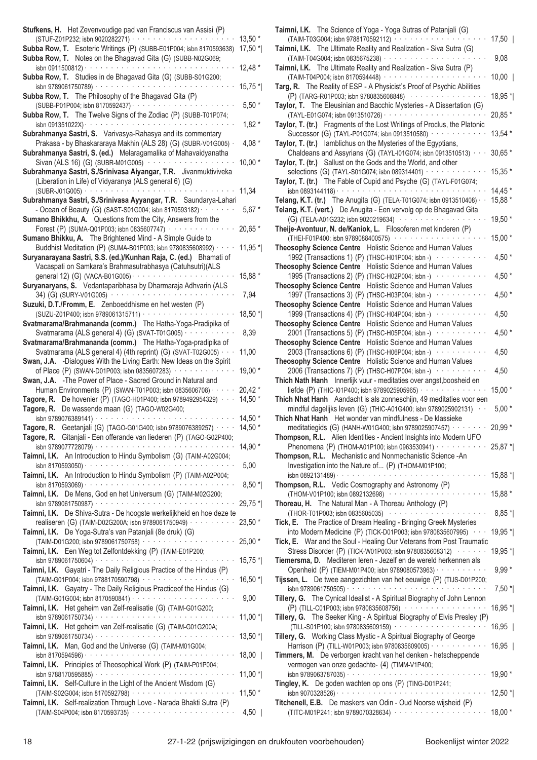**Stufkens, H.** Het Zevenvoudige pad van Franciscus van Assisi (P) (STUF-Z01P232; isbn 9020282271) · · · 13,50 *

**Subba Row, T.** Esoteric Writings (P) (SUBB-E01P004; isbn 8170593638) 17,50 *|

**Subba Row, T.** Notes on the Bhagavad Gita (G) (SUBB-N02G069; isbn 0911500812) · · · 12,48 *

**Subba Row, T.** Studies in de Bhagavad Gita (G) (SUBB-S01G200; isbn 9789061750789) · · · 15,75 *|

**Subba Row, T.** The Philosophy of the Bhagavad Gita (P) (SUBB-P01P004; isbn 8170592437) · · · 5,50 *

**Subba Row, T.** The Twelve Signs of the Zodiac (P) (SUBB-T01P074; isbn 091351022X) · · · 1,82 *

**Subrahmanya Sastri, S.** Varivasya-Rahasya and its commentary Prakasa - by Bhaskararaya Makhin (ALS 28) (G) (SUBR-V01G005) · 4,08 *

**Subrahmanya Sastri, S. (ed.)** Melaragamalika of Mahavaidyanatha Sivan (ALS 16) (G) (SUBR-M01G005) · · · 10,00 *

**Subrahmanya Sastri, S./Srinivasa Aiyangar, T.R.** Jivanmuktiviveka (Liberation in Life) of Vidyaranya (ALS general 6) (G) (SUBR-J01G005) · · · 11,34

**Subrahmanya Sastri, S./Srinivasa Ayyangar, T.R.** Saundarya-Lahari - Ocean of Beauty (G) (SAST-S01G004; isbn 8170593182) · · · 5,67 *

**Sumano Bhikkhu, A.** Questions from the City, Answers from the Forest (P) (SUMA-Q01P003; isbn 0835607747) · · · 20,65 *

**Sumano Bhikku, A.** The Brightened Mind - A Simple Guide to Buddhist Meditation (P) (SUMA-B01P003; isbn 9780835608992) · · · 11,95 *|

**Suryanarayana Sastri, S.S. (ed.)/Kunhan Raja, C. (ed.)** Bhamati of Vacaspati on Samkara's Brahmasutrabhasya (Catuhsutri)(ALS general 12) (G) (VACA-B01G005) · · · 15,88 *

**Suryanaryans, S.** Vedantaparibhasa by Dharmaraja Adhvarin (ALS 34) (G) (SURY-V01G005) · · · 7,94

**Suzuki, D.T./Fromm, E.** Zenboeddhisme en het westen (P) (SUZU-Z01P400; isbn 9789061315711) · · · 18,50 *|

**Svatmarama/Brahmananda (comm.)** The Hatha-Yoga-Pradipika of Svatmarama (ALS general 4) (G) (SVAT-T01G005) · · · 8,39

**Svatmarama/Brahmananda (comm.)** The Hatha-Yoga-pradipika of Svatmarama (ALS general 4) (4th reprint) (G) (SVAT-T02G005) · · · 11,00

**Swan, J.A.** -Dialogues With the Living Earth: New Ideas on the Spirit of Place (P) (SWAN-D01P003; isbn 0835607283) · · · 19,00 *

**Swan, J.A.** -The Power of Place - Sacred Ground in Natural and Human Environments (P) (SWAN-T01P003; isbn 0835606708) · · · 20,42 *

**Tagore, R.** De hovenier (P) (TAGO-H01P400; isbn 9789492954329) · · · 14,50 *

**Tagore, R.** De wassende maan (G) (TAGO-W02G400; isbn 9789076389141) · · · 14,50 *

**Tagore, R.** Geetanjali (G) (TAGO-G01G400; isbn 9789076389257) · · · 14,50 *

**Tagore, R.** Gitanjali - Een offerande van liederen (P) (TAGO-G02P400; isbn 9789077728079) · · · 14,90 *

**Taimni, I.K.** An Introduction to Hindu Symbolism (G) (TAIM-A02G004; isbn 8170593050) · · · 5,00

**Taimni, I.K.** An Introduction to Hindu Symbolism (P) (TAIM-A02P004; isbn 8170593069) · · · 8,50 *|

**Taimni, I.K.** De Mens, God en het Universum (G) (TAIM-M02G200; isbn 9789061750987) · · · 29,75 *|

**Taimni, I.K.** De Shiva-Sutra - De hoogste werkelijkheid en hoe deze te realiseren (G) (TAIM-D02G200A; isbn 9789061750949) · · · 23,50 *

**Taimni, I.K.** De Yoga-Sutra's van Patanjali (8e druk) (G) (TAIM-D01G200; isbn 9789061750758) · · · 25,00 *

**Taimni, I.K.** Een Weg tot Zelfontdekking (P) (TAIM-E01P200; isbn 9789061750604) · · · 15,75 *|

**Taimni, I.K.** Gayatri - The Daily Religious Practice of the Hindus (P) (TAIM-G01P004; isbn 9788170590798) · · · 16,50 *|

**Taimni, I.K.** Gayatry - The Daily Religious Practiceof the Hindus (G) (TAIM-G01G004; isbn 8170590841) · · · 9,00

**Taimni, I.K.** Het geheim van Zelf-realisatie (G) (TAIM-G01G200; isbn 9789061750734) · · · 11,00 *|

**Taimni, I.K.** Het geheim van Zelf-realisatie (G) (TAIM-G01G200A; isbn 9789061750734) · · · 13,50 *|

**Taimni, I.K.** Man, God and the Universe (G) (TAIM-M01G004; isbn 8170594596) · · · 18,00 |

**Taimni, I.K.** Principles of Theosophical Work (P) (TAIM-P01P004; isbn 9788170595885) · · · 11,00 *|

**Taimni, I.K.** Self-Culture in the Light of the Ancient Wisdom (G) (TAIM-S02G004; isbn 8170592798) · · · 11,50 *

**Taimni, I.K.** Self-realization Through Love - Narada Bhakti Sutra (P) (TAIM-S04P004; isbn 8170593735) · · · 4,50 |

**Taimni, I.K.** The Science of Yoga - Yoga Sutras of Patanjali (G) (TAIM-T03G004; isbn 9788170592112) · · · 17,50 |

**Taimni, I.K.** The Ultimate Reality and Realization - Siva Sutra (G) (TAIM-T04G004; isbn 0835675238) · · · 9,08

**Taimni, I.K.** The Ultimate Reality and Realization - Siva Sutra (P) (TAIM-T04P004; isbn 8170594448) · · · 10,00 |

**Targ, R.** The Reality of ESP - A Physicist's Proof of Psychic Abilities (P) (TARG-R01P003; isbn 9780835608848) · · · 18,95 *|

**Taylor, T.** The Eleusinian and Bacchic Mysteries - A Dissertation (G) (TAYL-E01G074; isbn 0913510726) · · · 20,85 *

**Taylor, T. (tr.)** Fragments of the Lost Writings of Proclus, the Platonic Successor (G) (TAYL-P01G074; isbn 0913510580) · · · 13,54 *

**Taylor, T. (tr.)** Iamblichus on the Mysteries of the Egyptians, Chaldeans and Assyrians (G) (TAYL-I01G074; isbn 0913510513) · · · 30,65 *

**Taylor, T. (tr.)** Sallust on the Gods and the World, and other selections (G) (TAYL-S01G074; isbn 089314401) · · · 15,35 *

**Taylor, T. (tr.)** The Fable of Cupid and Psyche (G) (TAYL-F01G074; isbn 0893144118) · · · 14,45 *

**Telang, K.T. (tr.)** The Anugita (G) (TELA-T01G074; isbn 0913510408) · · · 15,88 *

**Telang, K.T. (vert.)** De Anugita - Een vervolg op de Bhagavad Gita (G) (TELA-A01G232; isbn 9020219634) · · · 19,50 *

**Theije-Avontuur, N. de/Kaniok, L.** Filosoferen met kinderen (P) (THEI-F01P400; isbn 9789088400575) · · · 15,00 *

**Theosophy Science Centre** Holistic Science and Human Values 1992 (Transactions 1) (P) (THSC-H01P004; isbn -) · · · 4,50 *

**Theosophy Science Centre** Holistic Science and Human Values 1995 (Transactions 2) (P) (THSC-H02P004; isbn -) · · · 4,50 *

**Theosophy Science Centre** Holistic Science and Human Values 1997 (Transactions 3) (P) (THSC-H03P004; isbn -) · · · 4,50 *

**Theosophy Science Centre** Holistic Science and Human Values 1999 (Transactions 4) (P) (THSC-H04P004; isbn -) · · · 4,50

**Theosophy Science Centre** Holistic Science and Human Values 2001 (Transactions 5) (P) (THSC-H05P004; isbn -) · · · 4,50 *

**Theosophy Science Centre** Holistic Science and Human Values 2003 (Transactions 6) (P) (THSC-H06P004; isbn -) · · · 4,50

**Theosophy Science Centre** Holistic Science and Human Values 2006 (Transactions 7) (P) (THSC-H07P004; isbn -) · · · 4,50

**Thich Nath Hanh** Innerlijk vuur - meditaties over angst,boosheid en liefde (P) (THIC-I01P400; isbn 9789025905965) · · · 15,00 *

**Thich Nhat Hanh** Aandacht is als zonneschijn, 49 meditaties voor een mindful dagelijks leven (G) (THIC-A01G400; isbn 9789025902131) · · · 5,00 *

**Thich Nhat Hanh** Het wonder van mindfulness - De klassieke meditatiegids (G) (HANH-W01G400; isbn 9789025907457) · · · 20,99 *

**Thompson, R.L.** Alien Identities - Ancient Insights into Modern UFO Phenomena (P) (THOM-A01P100; isbn 0963530941) · · · 25,87 *|

**Thompson, R.L.** Mechanistic and Nonmechanistic Science -An Investigation into the Nature of... (P) (THOM-M01P100; isbn 0892131489) · · · 15,88 *|

**Thompson, R.L.** Vedic Cosmography and Astronomy (P) (THOM-V01P100; isbn 0892132698) · · · 15,88 *

**Thoreau, H.** The Natural Man - A Thoreau Anthology (P) (THOR-T01P003; isbn 0835605035) · · · 8,85 *|

**Tick, E.** The Practice of Dream Healing - Bringing Greek Mysteries into Modern Medicine (P) (TICK-D01P003; isbn 9780835607995) · · · 19,95 *|

**Tick, E.** War and the Soul - Healing Our Veterans from Post Traumatic Stress Disorder (P) (TICK-W01P003; isbn 9780835608312) · · · 19,95 *|

**Tiemersma, D.** Mediteren leren - Jezelf en de wereld herkennen als Openheid (P) (TIEM-M01P400; isbn 9789080573963) · · · 9,99 *

**Tijssen, L.** De twee aangezichten van het eeuwige (P) (TIJS-D01P200; isbn 9789061750505) · · · 7,50 *|

**Tillery, G.** The Cynical Idealist - A Spiritual Biography of John Lennon (P) (TILL-C01P003; isbn 9780835608756) · · · 16,95 *|

**Tillery, G.** The Seeker King - A Spiritual Biography of Elvis Presley (P) (TILL-S01P100; isbn 9780835609159) · · · 16,95 |

**Tillery, G.** Working Class Mystic - A Spiritual Biography of George Harrison (P) (TILL-W01P003; isbn 9780835609005) · · · 16,95 |

**Timmers, M.** De verborgen kracht van het denken - hetscheppende vermogen van onze gedachte- (4) (TIMM-V1P400; isbn 9789063787035) · · · 19,90 *

**Tingley, K.** De goden wachten op ons (P) (TING-D01P241; isbn 9070328526) · · · 12,50 *|

**Titchenell, E.B.** De maskers van Odin - Oud Noorse wijsheid (P) (TITC-M01P241; isbn 9789070328634) · · · 18,00 *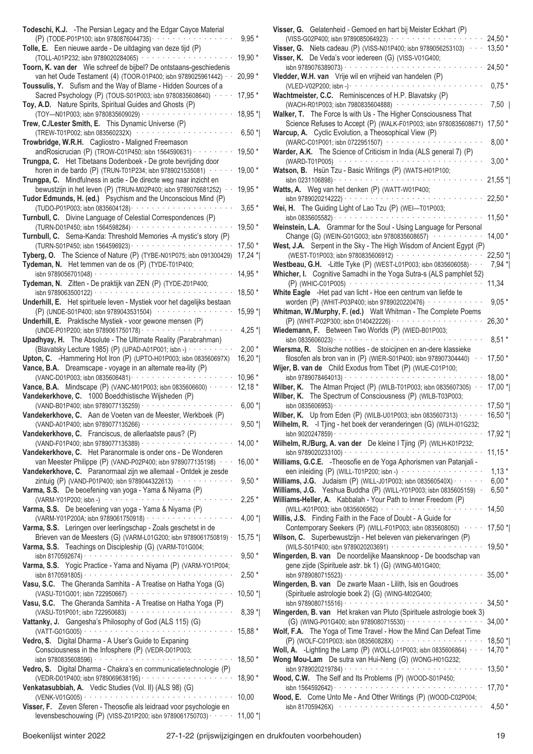**Todeschi, K.J.** -The Persian Legacy and the Edgar Cayce Material (P) (TODE-P01P100; isbn 9780876044735) 9,95 *

**Tolle, E.** Een nieuwe aarde - De uitdaging van deze tijd (P) (TOLL-A01P232; isbn 9789020284065) 19,90 *

**Toorn, K. van der** Wie schreef de bijbel? De ontstaans-geschiedenis van het Oude Testament (4) (TOOR-01P400; isbn 9789025961442) 20,99 *

**Toussulis, Y.** Sufism and the Way of Blame - Hidden Sources of a Sacred Psychology (P) (TOUS-S01P003; isbn 9780835608640) 17,95 *

**Toy, A.D.** Nature Spirits, Spiritual Guides and Ghosts (P) (TOY—N01P003; isbn 9780835609029) 18,95 *|

**Trew, C./Lester Smith, E.** This Dynamic Universe (P) (TREW-T01P002; isbn 083560232X) 6,50 *|

**Trowbridge, W.R.H.** Cagliostro - Maligned Freemason andRosicrucian (P) (TROW-C01P450; isbn 1564590631) 19,50 *

**Trungpa, C.** Het Tibetaans Dodenboek - De grote bevrijding door horen in de bardo (P) (TRUN-T01P234; isbn 9789021535081) 19,00 *

**Trungpa, C.** Mindfulness in actie - De directe weg naar inzicht en bewustzijn in het leven (P) (TRUN-M02P400; isbn 9789076681252) 19,95 *

**Tudor Edmunds, H. (ed.)** Psychism and the Unconscious Mind (P) (TUDO-P01P003; isbn 0835604128) 3,65 *

**Turnbull, C.** Divine Language of Celestial Correspondences (P) (TURN-D01P450; isbn 1564598284) 19,50 *

**Turnbull, C.** Sema-Kanda: Threshold Memories -A mystic's story (P) (TURN-S01P450; isbn 1564596923) 17,50 *

**Tyberg, O.** The Science of Nature (P) (TYBE-N01P075; isbn 091300429) 17,24 *|

**Tydeman, N.** Het temmen van de os (P) (TYDE-T01P400; isbn 9789056701048) 14,95 *

**Tydeman, N.** Zitten - De praktijk van ZEN (P) (TYDE-Z01P400; isbn 9789063500122) 18,50 *

**Underhill, E.** Het spirituele leven - Mystiek voor het dagelijks bestaan (P) (UNDE-S01P400; isbn 9789043531504) 15,99 *|

**Underhill, E.** Praktische Mystiek - voor gewone mensen (P) (UNDE-P01P200; isbn 9789061750178) 4,25 *|

**Upadhyay, H.** The Absolute - The Ultimate Reality (Parabrahman) (Blavatsky Lecture 1985) (P) (UPAD-A01P001; isbn -) 2,00 *

**Upton, C.** -Hammering Hot Iron (P) (UPTO-H01P003; isbn 083560697X) 16,20 *|

**Vance, B.A.** Dreamscape - voyage in an alternate rea-lity (P) (VANC-D01P003; isbn 0835606481) 10,96 *

**Vance, B.A.** Mindscape (P) (VANC-M01P003; isbn 0835606600) 12,18 *

**Vandekerkhove, C.** 1000 Boeddhistische Wijsheden (P) (VAND-B01P400; isbn 9789077135259) 6,00 *|

**Vandekerkhove, C.** Aan de Voeten van de Meester, Werkboek (P) (VAND-A01P400; isbn 9789077135266) 9,50 *|

**Vandekerkhove, C.** Franciscus, de allerlaatste paus? (P) (VAND-F01P400; isbn 9789077135389) 14,00 *

**Vandekerkhove, C.** Het Paranormale is onder ons - De Wonderen van Meester Philippe (P) (VAND-P02P400; isbn 9789077135198) 16,00 *

**Vandekerkhove, C.** Paranormaal zijn we allemaal - Ontdek je zesde zintuig (P) (VAND-P01P400; isbn 9789044322613) 9,50 *

**Varma, S.S.** De beoefening van yoga - Yama & Niyama (P) (VARM-Y01P200; isbn -) 2,25 *

**Varma, S.S.** De beoefening van yoga - Yama & Niyama (P) (VARM-Y01P200A; isbn 9789061750918) 4,00 *|

**Varma, S.S.** Leringen over leerlingschap - Zoals geschetst in de Brieven van de Meesters (G) (VARM-L01G200; isbn 9789061750819) 15,75 *|

**Varma, S.S.** Teachings on Discipleship (G) (VARM-T01G004; isbn 8170592674) 9,50 *

**Varma, S.S.** Yogic Practice - Yama and Niyama (P) (VARM-YO1P004; isbn 8170591805) 2,50 *

**Vasu, S.C.** The Gheranda Samhita - A Treatise on Hatha Yoga (G) (VASU-T01G001; isbn 722950667) 10,50 *|

**Vasu, S.C.** The Gheranda Samhita - A Treatise on Hatha Yoga (P) (VASU-T01P001; isbn 722950683) 8,39 *|

**Vattanky, J.** Gangesha's Philosophy of God (ALS 115) (G) (VATT-G01G005) 15,88 *

**Vedro, S.** Digital Dharma - A User's Guide to Expaning Consciousness in the Infosphere (P) (VEDR-D01P003; isbn 9780835608596) 18,50 *

**Vedro, S.** Digital Dharma - Chakra's en communicatietechnologie (P) (VEDR-D01P400; isbn 9789069638195) 18,90 *

**Venkatasubbiah, A.** Vedic Studies (Vol. II) (ALS 98) (G) (VENK-V01G005) 10,00

**Visser, F.** Zeven Sferen - Theosofie als leidraad voor psychologie en levensbeschouwing (P) (VISS-Z01P200; isbn 9789061750703) 11,00 *|

**Visser, G.** Gelatenheid - Gemoed en hart bij Meister Eckhart (P) (VISS-G02P400; isbn 9789085064923) 24,50 *

**Visser, G.** Niets cadeau (P) (VISS-N01P400; isbn 9789056253103) 13,50 *

**Visser, G.** De Veda's voor iedereen (G) (VISS-V01G400; isbn 9789076389073) 24,50 *

**Vledder, W.H. van** Vrije wil en vrijheid van handelen (P) (VLED-V02P200; isbn -) 0,75 *

**Wachtmeister, C.C.** Reminiscences of H.P. Blavatsky (P) (WACH-R01P003; isbn 7980835604888) 7,50 |

**Walker, T.** The Force Is with Us - The Higher Consciousness That Science Refuses to Accept (P) (WALK-F01P003; isbn 9780835608671) 17,50 *

**Warcup, A.** Cyclic Evolution, a Theosophical View (P) (WARC-C01P001; isbn 0722951507) 8,00 *

**Warder, A.K.** The Science of Criticism in India (ALS general 7) (P) (WARD-T01P005) 3,00 *

**Watson, B.** Hsün Tzu - Basic Writings (P) (WATS-H01P100; isbn 0231106898) 21,55 *|

**Watts, A.** Weg van het denken (P) (WATT-W01P400; isbn 9789020214222) 22,50 *

**Wei, H.** The Guiding Light of Lao Tzu (P) (WEI—T01P003; isbn 0835605582) 11,50 *

**Weinstein, L.A.** Grammar for the Soul - Using Language for Personal Change (G) (WEIN-G01G003; isbn 9780835608657) 14,00 *

**West, J.A.** Serpent in the Sky - The High Wisdom of Ancient Egypt (P) (WEST-T01P003; isbn 9780835606912) 22,50 *|

**Westbeau, G.H.** -Little Tyke (P) (WEST-L01P003; isbn 0835606058) 7,94 *|

**Whicher, I.** Cognitive Samadhi in the Yoga Sutra-s (ALS pamphlet 52) (P) (WHIC-C01P005) 11,34

**White Eagle** -Het pad van licht - Hoe een centrum van liefde te worden (P) (WHIT-P03P400; isbn 9789020220476) 9,05 *

**Whitman, W./Murphy, F. (ed.)** Walt Whitman - The Complete Poems (P) (WHIT-P02P300; isbn 0140422226) 26,30 *

**Wiedemann, F.** Between Two Worlds (P) (WIED-B01P003; isbn 0835606023) 8,51 *

**Wiersma, R.** Stoische notities - de stoicijnen en an-dere klassieke filosofen als bron van in (P) (WIER-S01P400; isbn 978907304440) 17,50 *

**Wijer, B. van de** Child Exodus from Tibet (P) (WIJE-C01P100; isbn 9789078464013) 18,00 *

**Wilber, K.** The Atman Project (P) (WILB-T01P003; isbn 0835607305) 17,00 *|

**Wilber, K.** The Spectrum of Consciousness (P) (WILB-T03P003; isbn 0835606953) 17,50 *|

**Wilber, K.** Up from Eden (P) (WILB-U01P003; isbn 0835607313) 16,50 *|

**Wilhelm, R.** -I Tjing - het boek der veranderingen (G) (WILH-I01G232; isbn 9020247859) 17,92 *|

**Wilhelm, R./Burg, A. van der** De kleine I Tjing (P) (WILH-K01P232; isbn 9789020233100) 11,15 *

**Williams, G.C.E.** -Theosofie en de Yoga Aphorismen van Patanjali - een inleiding (P) (WILL-T01P200; isbn -) 1,13 *

**Williams, J.G.** Judaism (P) (WILL-J01P003; isbn 083560540X) 6,00 *

**Williams, J.G.** Yeshua Buddha (P) (WILL-Y01P003; isbn 0835605159) 6,50 *

**Williams-Heller, A.** Kabbalah - Your Path to Inner Freedom (P) (WILL-K01P003; isbn 0835606562) 14,50

**Willis, J.S.** Finding Faith in the Face of Doubt - A Guide for Contemporary Seekers (P) (WILL-F01P003; isbn 0835608050) 17,50 *|

**Wilson, C.** Superbewustzijn - Het beleven van piekervaringen (P) (WILS-S01P400; isbn 9789020203691) 19,50 *

**Wingerden, B. van** De noordelijke Maansknoop - De boodschap van gene zijde (Spirituele astr. bk 1) (G) (WING-M01G400; isbn 9789080715523) 35,00 *

**Wingerden, B. van** De zwarte Maan - Lilith, Isis en Goudroes (Spirituele astrologie boek 2) (G) (WING-M02G400; isbn 9789080715516) 34,50 *

**Wingerden, B. van** Het kraken van Pluto (Spirituele astrologie boek 3) (G) (WING-P01G400; isbn 9789080715530) 34,00 *

**Wolf, F.A.** The Yoga of Time Travel - How the Mind Can Defeat Time (P) (WOLF-C01P003; isbn 083560828X) 18,50 *|

**Woll, A.** -Lighting the Lamp (P) (WOLL-L01P003; isbn 0835606864) 14,70 *

**Wong Mou-Lam** De sutra van Hui-Neng (G) (WONG-H01G232; isbn 9789020219784) 13,50 *

**Wood, C.W.** The Self and Its Problems (P) (WOOD-S01P450; isbn 1564592642) 17,70 *

**Wood, E.** Come Unto Me - And Other Writings (P) (WOOD-C02P004; isbn 817059426X) 4,50 *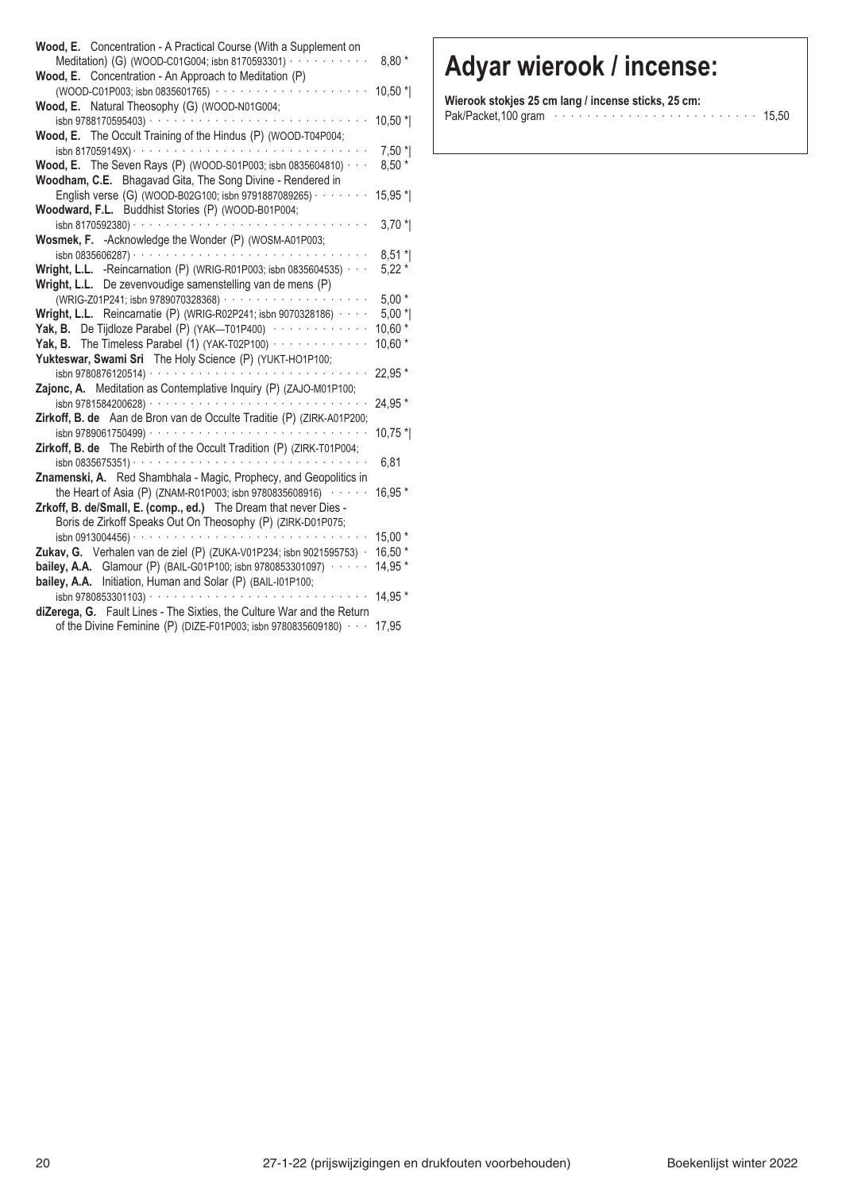**Wood, E.** Concentration - A Practical Course (With a Supplement on Meditation) (G) (WOOD-C01G004; isbn 8170593301) · · · · · · · · · · 8,80 *
**Wood, E.** Concentration - An Approach to Meditation (P) (WOOD-C01P003; isbn 0835601765) · · · · · · · · · · · · · · · · · · 10,50 *|
**Wood, E.** Natural Theosophy (G) (WOOD-N01G004; isbn 9788170595403) · · · · · · · · · · · · · · · · · · · · · · · · · · 10,50 *|
**Wood, E.** The Occult Training of the Hindus (P) (WOOD-T04P004; isbn 817059149X) · · · · · · · · · · · · · · · · · · · · · · · · · · · · 7,50 *|
**Wood, E.** The Seven Rays (P) (WOOD-S01P003; isbn 0835604810) · · · 8,50 *
**Woodham, C.E.** Bhagavad Gita, The Song Divine - Rendered in English verse (G) (WOOD-B02G100; isbn 9791887089265) · · · · · · 15,95 *|
**Woodward, F.L.** Buddhist Stories (P) (WOOD-B01P004; isbn 8170592380) · · · · · · · · · · · · · · · · · · · · · · · · · · · · 3,70 *|
**Wosmek, F.** -Acknowledge the Wonder (P) (WOSM-A01P003; isbn 0835606287) · · · · · · · · · · · · · · · · · · · · · · · · · · · · 8,51 *|
**Wright, L.L.** -Reincarnation (P) (WRIG-R01P003; isbn 0835604535) · · · 5,22 *
**Wright, L.L.** De zevenvoudige samenstelling van de mens (P) (WRIG-Z01P241; isbn 9789070328368) · · · · · · · · · · · · · · · · · · 5,00 *
**Wright, L.L.** Reincarnatie (P) (WRIG-R02P241; isbn 9070328186) · · · · 5,00 *|
**Yak, B.** De Tijdloze Parabel (P) (YAK—T01P400) · · · · · · · · · · · · 10,60 *
**Yak, B.** The Timeless Parabel (1) (YAK-T02P100) · · · · · · · · · · · · 10,60 *
**Yukteswar, Swami Sri** The Holy Science (P) (YUKT-HO1P100; isbn 9780876120514) · · · · · · · · · · · · · · · · · · · · · · · · · · 22,95 *
**Zajonc, A.** Meditation as Contemplative Inquiry (P) (ZAJO-M01P100; isbn 9781584200628) · · · · · · · · · · · · · · · · · · · · · · · · · · 24,95 *
**Zirkoff, B. de** Aan de Bron van de Occulte Traditie (P) (ZIRK-A01P200; isbn 9789061750499) · · · · · · · · · · · · · · · · · · · · · · · · · · 10,75 *|
**Zirkoff, B. de** The Rebirth of the Occult Tradition (P) (ZIRK-T01P004; isbn 0835675351) · · · · · · · · · · · · · · · · · · · · · · · · · · · · 6,81
**Znamenski, A.** Red Shambhala - Magic, Prophecy, and Geopolitics in the Heart of Asia (P) (ZNAM-R01P003; isbn 9780835608916) · · · · · 16,95 *
**Zrkoff, B. de/Small, E. (comp., ed.)** The Dream that never Dies - Boris de Zirkoff Speaks Out On Theosophy (P) (ZIRK-D01P075; isbn 0913004456) · · · · · · · · · · · · · · · · · · · · · · · · · · · · 15,00 *
**Zukav, G.** Verhalen van de ziel (P) (ZUKA-V01P234; isbn 9021595753) · 16,50 *
**bailey, A.A.** Glamour (P) (BAIL-G01P100; isbn 9780853301097) · · · · · 14,95 *
**bailey, A.A.** Initiation, Human and Solar (P) (BAIL-I01P100; isbn 9780853301103) · · · · · · · · · · · · · · · · · · · · · · · · · · 14,95 *
**diZerega, G.** Fault Lines - The Sixties, the Culture War and the Return of the Divine Feminine (P) (DIZE-F01P003; isbn 9780835609180) · · · 17,95

# Adyar wierook / incense:

**Wierook stokjes 25 cm lang / incense sticks, 25 cm:**
Pak/Packet,100 gram · · · · · · · · · · · · · · · · · · · · · · · · 15,50

27-1-22 (prijswijzigingen en drukfouten voorbehouden)